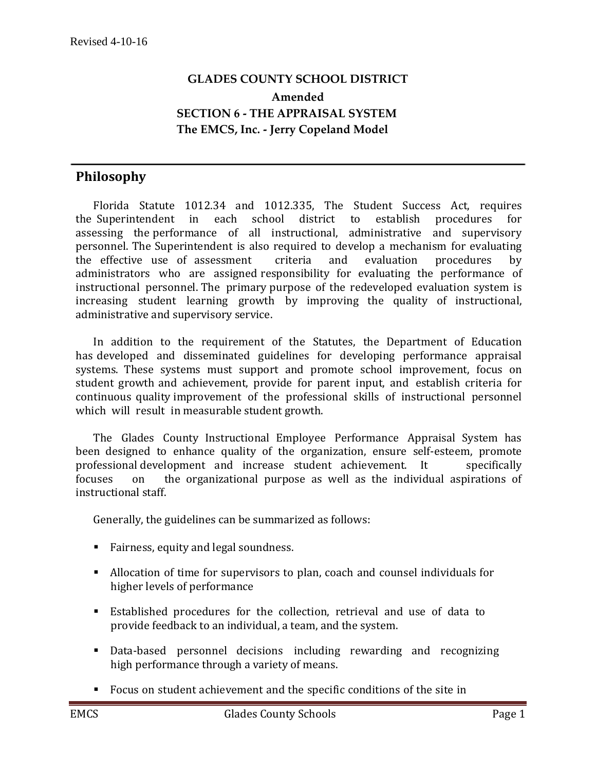Revised 4-10-16

**GLADES COUNTY SCHOOL DISTRICT**

**Amended**

**SECTION 6 - THE APPRAISAL SYSTEM**

**The EMCS, Inc. - Jerry Copeland Model**

## Philosophy

Florida Statute 1012.34 and 1012.335, The Student Success Act, requires the Superintendent in each school district to establish procedures for assessing the performance of all instructional, administrative and supervisory personnel. The Superintendent is also required to develop a mechanism for evaluating the effective use of assessment criteria and evaluation procedures by administrators who are assigned responsibility for evaluating the performance of instructional personnel. The primary purpose of the redeveloped evaluation system is increasing student learning growth by improving the quality of instructional, administrative and supervisory service.

In addition to the requirement of the Statutes, the Department of Education has developed and disseminated guidelines for developing performance appraisal systems. These systems must support and promote school improvement, focus on student growth and achievement, provide for parent input, and establish criteria for continuous quality improvement of the professional skills of instructional personnel which will result in measurable student growth.

The Glades County Instructional Employee Performance Appraisal System has been designed to enhance quality of the organization, ensure self-esteem, promote professional development and increase student achievement. It specifically focuses on the organizational purpose as well as the individual aspirations of instructional staff.

Generally, the guidelines can be summarized as follows:

- Fairness, equity and legal soundness.
- Allocation of time for supervisors to plan, coach and counsel individuals for higher levels of performance
- Established procedures for the collection, retrieval and use of data to provide feedback to an individual, a team, and the system.
- Data-based personnel decisions including rewarding and recognizing high performance through a variety of means.
- Focus on student achievement and the specific conditions of the site in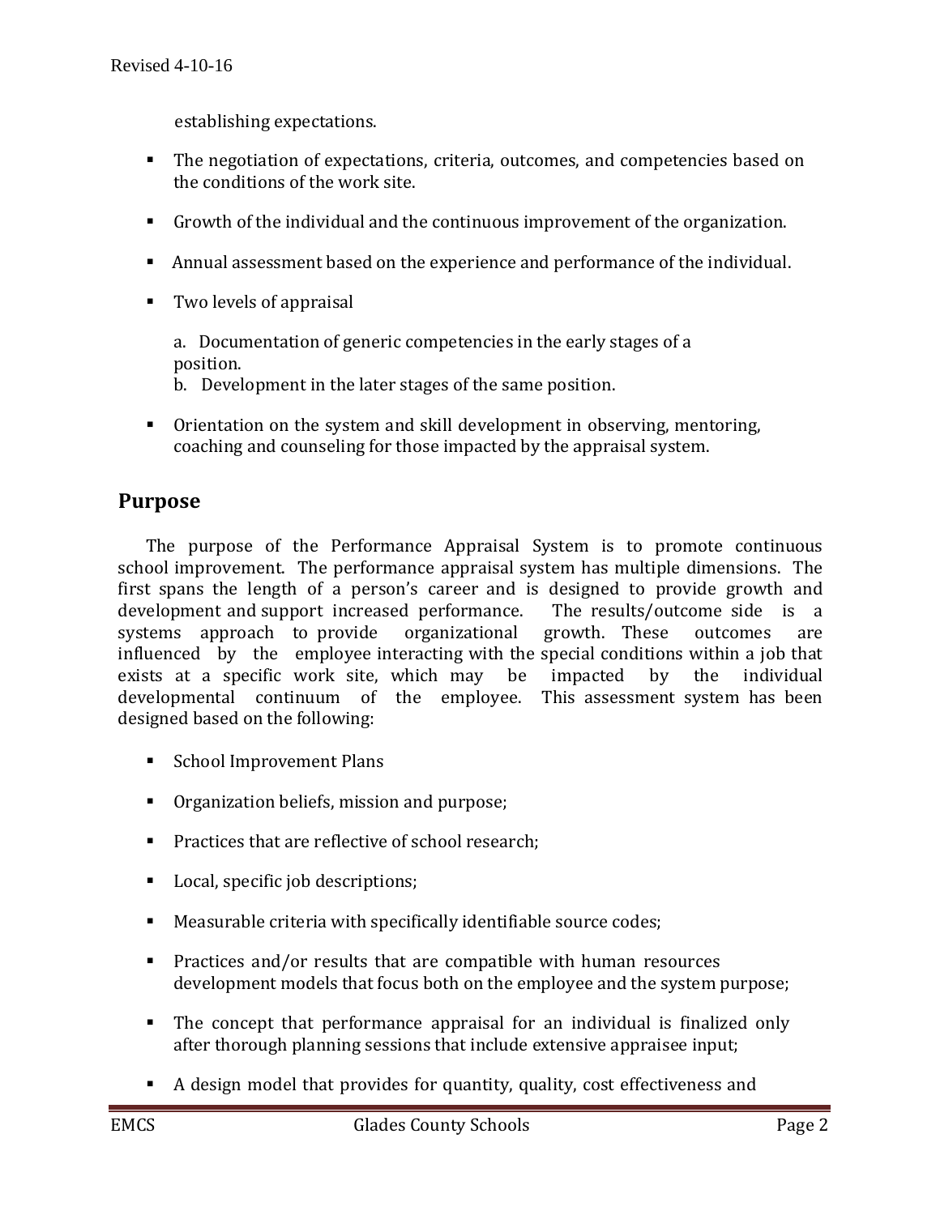establishing expectations.

- The negotiation of expectations, criteria, outcomes, and competencies based on the conditions of the work site.
- Growth of the individual and the continuous improvement of the organization.
- Annual assessment based on the experience and performance of the individual.
- Two levels of appraisal

  a. Documentation of generic competencies in the early stages of a position.
  b. Development in the later stages of the same position.

- Orientation on the system and skill development in observing, mentoring, coaching and counseling for those impacted by the appraisal system.

## Purpose

The purpose of the Performance Appraisal System is to promote continuous school improvement. The performance appraisal system has multiple dimensions. The first spans the length of a person's career and is designed to provide growth and development and support increased performance. The results/outcome side is a systems approach to provide organizational growth. These outcomes are influenced by the employee interacting with the special conditions within a job that exists at a specific work site, which may be impacted by the individual developmental continuum of the employee. This assessment system has been designed based on the following:

- School Improvement Plans
- Organization beliefs, mission and purpose;
- Practices that are reflective of school research;
- Local, specific job descriptions;
- Measurable criteria with specifically identifiable source codes;
- Practices and/or results that are compatible with human resources development models that focus both on the employee and the system purpose;
- The concept that performance appraisal for an individual is finalized only after thorough planning sessions that include extensive appraisee input;
- A design model that provides for quantity, quality, cost effectiveness and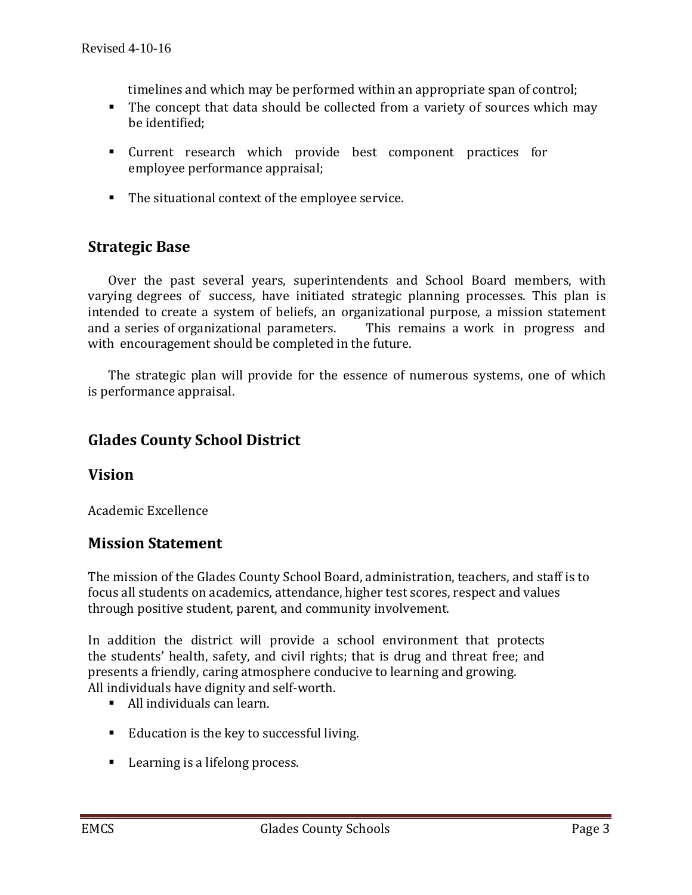timelines and which may be performed within an appropriate span of control;

- The concept that data should be collected from a variety of sources which may be identified;
- Current research which provide best component practices for employee performance appraisal;
- The situational context of the employee service.

## Strategic Base

Over the past several years, superintendents and School Board members, with varying degrees of success, have initiated strategic planning processes. This plan is intended to create a system of beliefs, an organizational purpose, a mission statement and a series of organizational parameters. This remains a work in progress and with encouragement should be completed in the future.

The strategic plan will provide for the essence of numerous systems, one of which is performance appraisal.

## Glades County School District

## Vision

Academic Excellence

## Mission Statement

The mission of the Glades County School Board, administration, teachers, and staff is to focus all students on academics, attendance, higher test scores, respect and values through positive student, parent, and community involvement.

In addition the district will provide a school environment that protects the students' health, safety, and civil rights; that is drug and threat free; and presents a friendly, caring atmosphere conducive to learning and growing.
All individuals have dignity and self-worth.

- All individuals can learn.
- Education is the key to successful living.
- Learning is a lifelong process.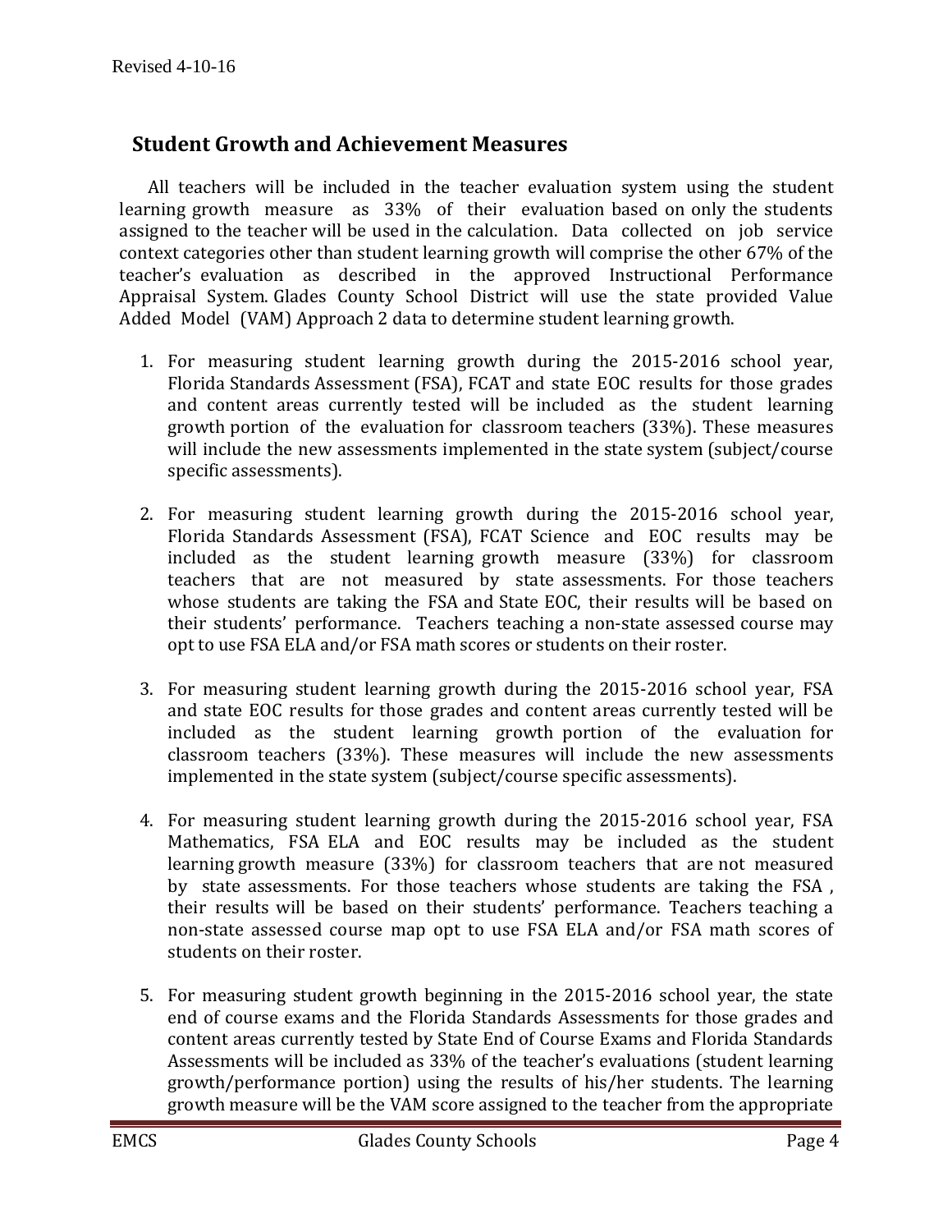## Student Growth and Achievement Measures

All teachers will be included in the teacher evaluation system using the student learning growth measure as 33% of their evaluation based on only the students assigned to the teacher will be used in the calculation. Data collected on job service context categories other than student learning growth will comprise the other 67% of the teacher's evaluation as described in the approved Instructional Performance Appraisal System. Glades County School District will use the state provided Value Added Model (VAM) Approach 2 data to determine student learning growth.

1. For measuring student learning growth during the 2015-2016 school year, Florida Standards Assessment (FSA), FCAT and state EOC results for those grades and content areas currently tested will be included as the student learning growth portion of the evaluation for classroom teachers (33%). These measures will include the new assessments implemented in the state system (subject/course specific assessments).

2. For measuring student learning growth during the 2015-2016 school year, Florida Standards Assessment (FSA), FCAT Science and EOC results may be included as the student learning growth measure (33%) for classroom teachers that are not measured by state assessments. For those teachers whose students are taking the FSA and State EOC, their results will be based on their students' performance. Teachers teaching a non-state assessed course may opt to use FSA ELA and/or FSA math scores or students on their roster.

3. For measuring student learning growth during the 2015-2016 school year, FSA and state EOC results for those grades and content areas currently tested will be included as the student learning growth portion of the evaluation for classroom teachers (33%). These measures will include the new assessments implemented in the state system (subject/course specific assessments).

4. For measuring student learning growth during the 2015-2016 school year, FSA Mathematics, FSA ELA and EOC results may be included as the student learning growth measure (33%) for classroom teachers that are not measured by state assessments. For those teachers whose students are taking the FSA , their results will be based on their students' performance. Teachers teaching a non-state assessed course map opt to use FSA ELA and/or FSA math scores of students on their roster.

5. For measuring student growth beginning in the 2015-2016 school year, the state end of course exams and the Florida Standards Assessments for those grades and content areas currently tested by State End of Course Exams and Florida Standards Assessments will be included as 33% of the teacher's evaluations (student learning growth/performance portion) using the results of his/her students. The learning growth measure will be the VAM score assigned to the teacher from the appropriate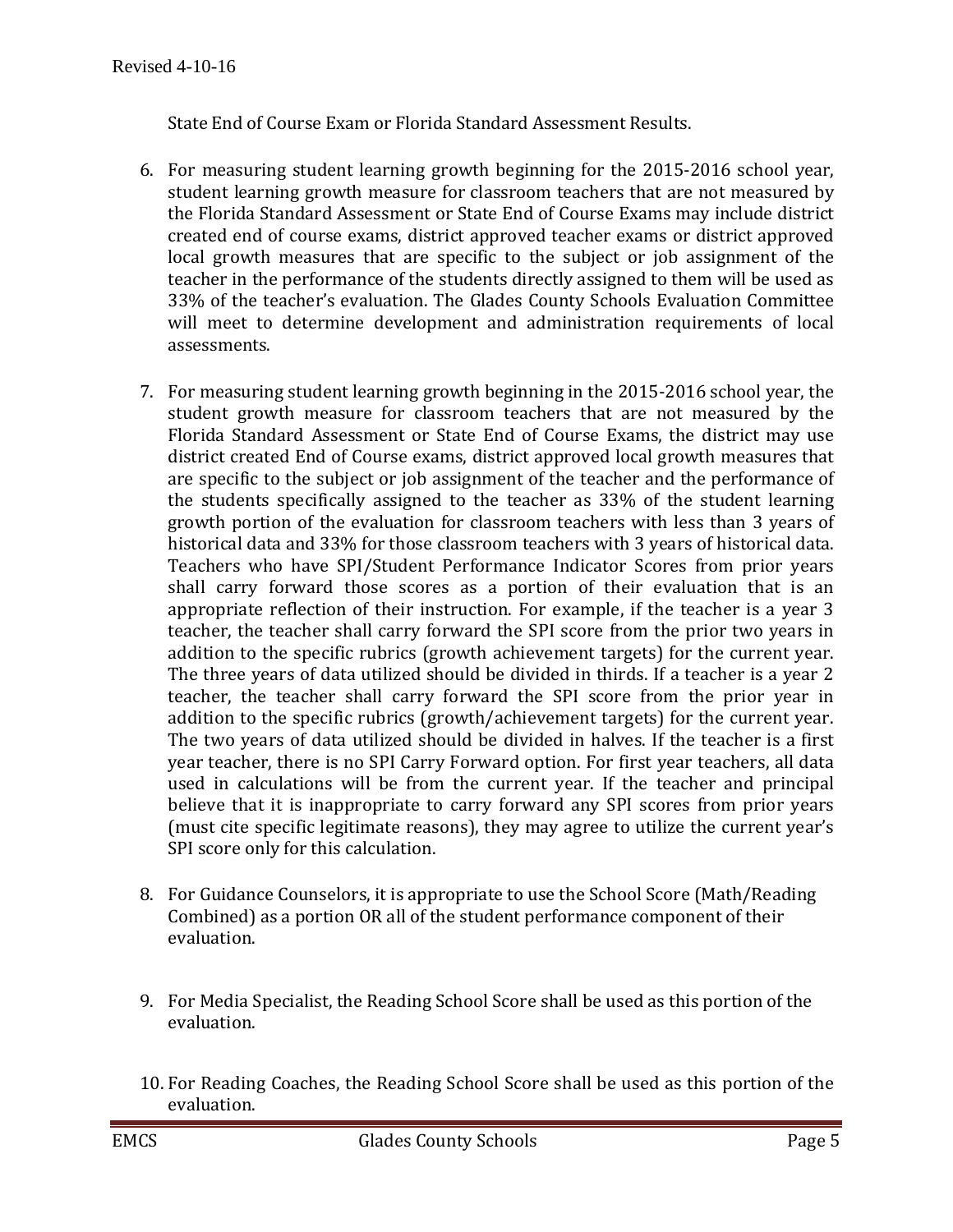State End of Course Exam or Florida Standard Assessment Results.

6. For measuring student learning growth beginning for the 2015-2016 school year, student learning growth measure for classroom teachers that are not measured by the Florida Standard Assessment or State End of Course Exams may include district created end of course exams, district approved teacher exams or district approved local growth measures that are specific to the subject or job assignment of the teacher in the performance of the students directly assigned to them will be used as 33% of the teacher's evaluation. The Glades County Schools Evaluation Committee will meet to determine development and administration requirements of local assessments.

7. For measuring student learning growth beginning in the 2015-2016 school year, the student growth measure for classroom teachers that are not measured by the Florida Standard Assessment or State End of Course Exams, the district may use district created End of Course exams, district approved local growth measures that are specific to the subject or job assignment of the teacher and the performance of the students specifically assigned to the teacher as 33% of the student learning growth portion of the evaluation for classroom teachers with less than 3 years of historical data and 33% for those classroom teachers with 3 years of historical data. Teachers who have SPI/Student Performance Indicator Scores from prior years shall carry forward those scores as a portion of their evaluation that is an appropriate reflection of their instruction. For example, if the teacher is a year 3 teacher, the teacher shall carry forward the SPI score from the prior two years in addition to the specific rubrics (growth achievement targets) for the current year. The three years of data utilized should be divided in thirds. If a teacher is a year 2 teacher, the teacher shall carry forward the SPI score from the prior year in addition to the specific rubrics (growth/achievement targets) for the current year. The two years of data utilized should be divided in halves. If the teacher is a first year teacher, there is no SPI Carry Forward option. For first year teachers, all data used in calculations will be from the current year. If the teacher and principal believe that it is inappropriate to carry forward any SPI scores from prior years (must cite specific legitimate reasons), they may agree to utilize the current year's SPI score only for this calculation.

8. For Guidance Counselors, it is appropriate to use the School Score (Math/Reading Combined) as a portion OR all of the student performance component of their evaluation.

9. For Media Specialist, the Reading School Score shall be used as this portion of the evaluation.

10. For Reading Coaches, the Reading School Score shall be used as this portion of the evaluation.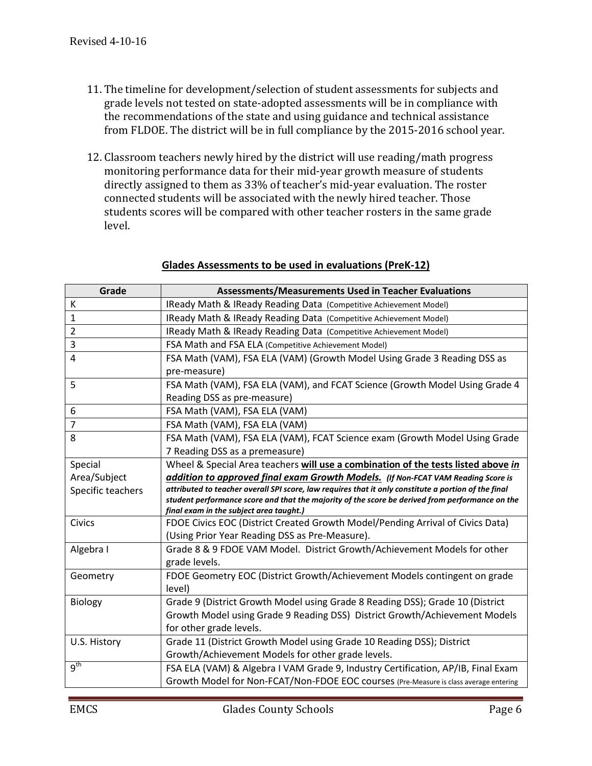11. The timeline for development/selection of student assessments for subjects and grade levels not tested on state-adopted assessments will be in compliance with the recommendations of the state and using guidance and technical assistance from FLDOE. The district will be in full compliance by the 2015-2016 school year.

12. Classroom teachers newly hired by the district will use reading/math progress monitoring performance data for their mid-year growth measure of students directly assigned to them as 33% of teacher's mid-year evaluation. The roster connected students will be associated with the newly hired teacher. Those students scores will be compared with other teacher rosters in the same grade level.

## **Glades Assessments to be used in evaluations (PreK-12)**

| Grade | Assessments/Measurements Used in Teacher Evaluations |
|---|---|
| K | IReady Math & IReady Reading Data (Competitive Achievement Model) |
| 1 | IReady Math & IReady Reading Data (Competitive Achievement Model) |
| 2 | IReady Math & IReady Reading Data (Competitive Achievement Model) |
| 3 | FSA Math and FSA ELA (Competitive Achievement Model) |
| 4 | FSA Math (VAM), FSA ELA (VAM) (Growth Model Using Grade 3 Reading DSS as pre-measure) |
| 5 | FSA Math (VAM), FSA ELA (VAM), and FCAT Science (Growth Model Using Grade 4 Reading DSS as pre-measure) |
| 6 | FSA Math (VAM), FSA ELA (VAM) |
| 7 | FSA Math (VAM), FSA ELA (VAM) |
| 8 | FSA Math (VAM), FSA ELA (VAM), FCAT Science exam (Growth Model Using Grade 7 Reading DSS as a premeasure) |
| Special Area/Subject Specific teachers | Wheel & Special Area teachers **will use a combination of the tests listed above *in addition to approved final exam Growth Models.*** ***(If Non-FCAT VAM Reading Score is attributed to teacher overall SPI score, law requires that it only constitute a portion of the final student performance score and that the majority of the score be derived from performance on the final exam in the subject area taught.)*** |
| Civics | FDOE Civics EOC (District Created Growth Model/Pending Arrival of Civics Data) (Using Prior Year Reading DSS as Pre-Measure). |
| Algebra I | Grade 8 & 9 FDOE VAM Model. District Growth/Achievement Models for other grade levels. |
| Geometry | FDOE Geometry EOC (District Growth/Achievement Models contingent on grade level) |
| Biology | Grade 9 (District Growth Model using Grade 8 Reading DSS); Grade 10 (District Growth Model using Grade 9 Reading DSS) District Growth/Achievement Models for other grade levels. |
| U.S. History | Grade 11 (District Growth Model using Grade 10 Reading DSS); District Growth/Achievement Models for other grade levels. |
| 9th | FSA ELA (VAM) & Algebra I VAM Grade 9, Industry Certification, AP/IB, Final Exam Growth Model for Non-FCAT/Non-FDOE EOC courses (Pre-Measure is class average entering |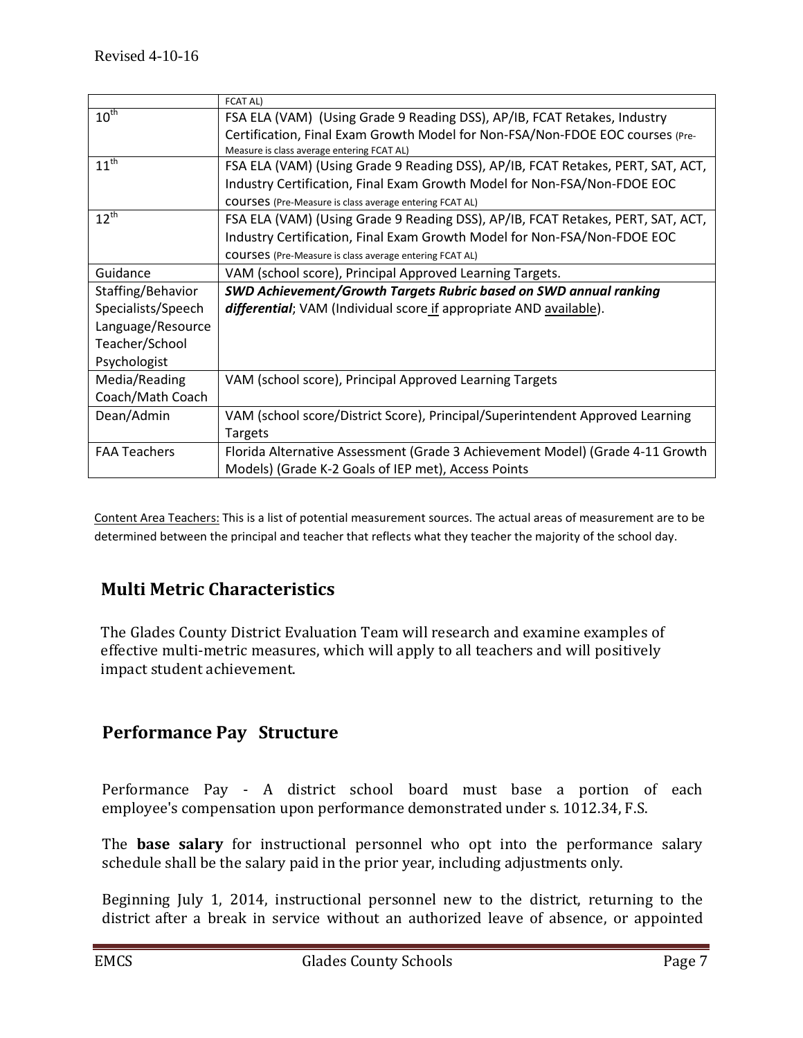| | |
|---|---|
| | FCAT AL) |
| 10th | FSA ELA (VAM) (Using Grade 9 Reading DSS), AP/IB, FCAT Retakes, Industry Certification, Final Exam Growth Model for Non-FSA/Non-FDOE EOC courses (Pre-Measure is class average entering FCAT AL) |
| 11th | FSA ELA (VAM) (Using Grade 9 Reading DSS), AP/IB, FCAT Retakes, PERT, SAT, ACT, Industry Certification, Final Exam Growth Model for Non-FSA/Non-FDOE EOC courses (Pre-Measure is class average entering FCAT AL) |
| 12th | FSA ELA (VAM) (Using Grade 9 Reading DSS), AP/IB, FCAT Retakes, PERT, SAT, ACT, Industry Certification, Final Exam Growth Model for Non-FSA/Non-FDOE EOC courses (Pre-Measure is class average entering FCAT AL) |
| Guidance | VAM (school score), Principal Approved Learning Targets. |
| Staffing/Behavior Specialists/Speech Language/Resource Teacher/School Psychologist | ***SWD Achievement/Growth Targets Rubric based on SWD annual ranking differential***; VAM (Individual score if appropriate AND available). |
| Media/Reading Coach/Math Coach | VAM (school score), Principal Approved Learning Targets |
| Dean/Admin | VAM (school score/District Score), Principal/Superintendent Approved Learning Targets |
| FAA Teachers | Florida Alternative Assessment (Grade 3 Achievement Model) (Grade 4-11 Growth Models) (Grade K-2 Goals of IEP met), Access Points |

Content Area Teachers: This is a list of potential measurement sources. The actual areas of measurement are to be determined between the principal and teacher that reflects what they teacher the majority of the school day.

## Multi Metric Characteristics

The Glades County District Evaluation Team will research and examine examples of effective multi-metric measures, which will apply to all teachers and will positively impact student achievement.

## Performance Pay Structure

Performance Pay - A district school board must base a portion of each employee's compensation upon performance demonstrated under s. 1012.34, F.S.

The **base salary** for instructional personnel who opt into the performance salary schedule shall be the salary paid in the prior year, including adjustments only.

Beginning July 1, 2014, instructional personnel new to the district, returning to the district after a break in service without an authorized leave of absence, or appointed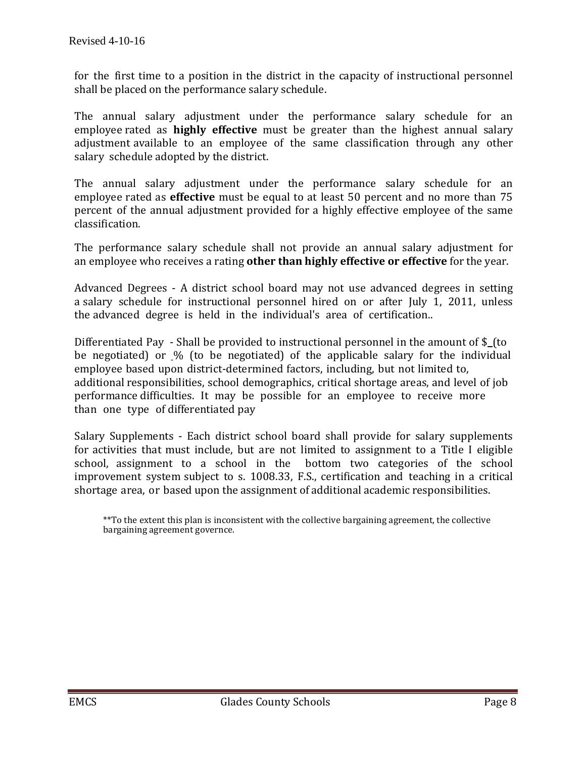for the first time to a position in the district in the capacity of instructional personnel shall be placed on the performance salary schedule.

The annual salary adjustment under the performance salary schedule for an employee rated as **highly effective** must be greater than the highest annual salary adjustment available to an employee of the same classification through any other salary schedule adopted by the district.

The annual salary adjustment under the performance salary schedule for an employee rated as **effective** must be equal to at least 50 percent and no more than 75 percent of the annual adjustment provided for a highly effective employee of the same classification.

The performance salary schedule shall not provide an annual salary adjustment for an employee who receives a rating **other than highly effective or effective** for the year.

Advanced Degrees - A district school board may not use advanced degrees in setting a salary schedule for instructional personnel hired on or after July 1, 2011, unless the advanced degree is held in the individual's area of certification..

Differentiated Pay - Shall be provided to instructional personnel in the amount of $_(to be negotiated) or _% (to be negotiated) of the applicable salary for the individual employee based upon district-determined factors, including, but not limited to, additional responsibilities, school demographics, critical shortage areas, and level of job performance difficulties. It may be possible for an employee to receive more than one type of differentiated pay

Salary Supplements - Each district school board shall provide for salary supplements for activities that must include, but are not limited to assignment to a Title I eligible school, assignment to a school in the bottom two categories of the school improvement system subject to s. 1008.33, F.S., certification and teaching in a critical shortage area, or based upon the assignment of additional academic responsibilities.

**To the extent this plan is inconsistent with the collective bargaining agreement, the collective bargaining agreement governce.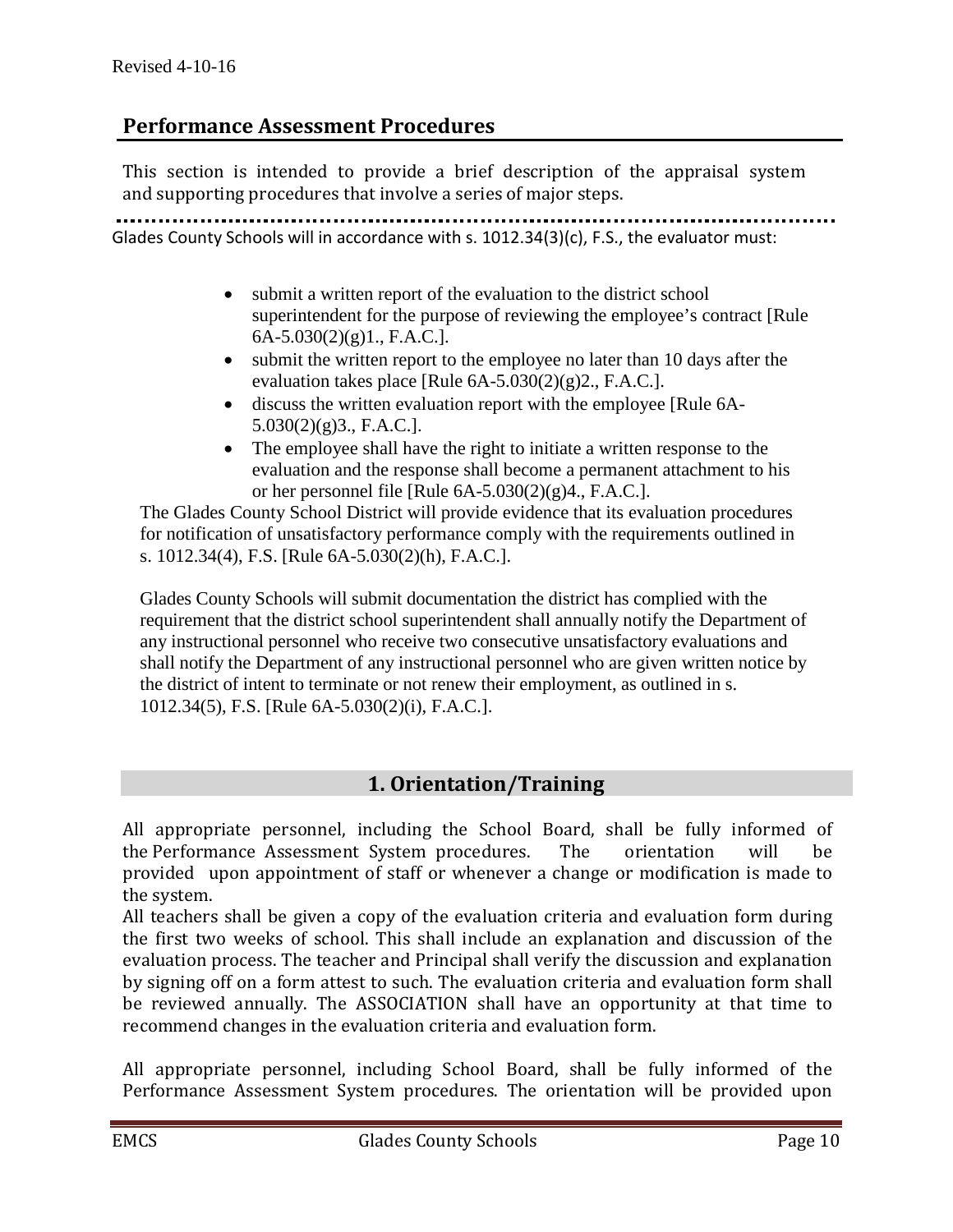## Performance Assessment Procedures

This section is intended to provide a brief description of the appraisal system and supporting procedures that involve a series of major steps.

Glades County Schools will in accordance with s. 1012.34(3)(c), F.S., the evaluator must:

- submit a written report of the evaluation to the district school superintendent for the purpose of reviewing the employee's contract [Rule 6A-5.030(2)(g)1., F.A.C.].
- submit the written report to the employee no later than 10 days after the evaluation takes place [Rule 6A-5.030(2)(g)2., F.A.C.].
- discuss the written evaluation report with the employee [Rule 6A-5.030(2)(g)3., F.A.C.].
- The employee shall have the right to initiate a written response to the evaluation and the response shall become a permanent attachment to his or her personnel file [Rule 6A-5.030(2)(g)4., F.A.C.].

The Glades County School District will provide evidence that its evaluation procedures for notification of unsatisfactory performance comply with the requirements outlined in s. 1012.34(4), F.S. [Rule 6A-5.030(2)(h), F.A.C.].

Glades County Schools will submit documentation the district has complied with the requirement that the district school superintendent shall annually notify the Department of any instructional personnel who receive two consecutive unsatisfactory evaluations and shall notify the Department of any instructional personnel who are given written notice by the district of intent to terminate or not renew their employment, as outlined in s. 1012.34(5), F.S. [Rule 6A-5.030(2)(i), F.A.C.].

### 1. Orientation/Training

All appropriate personnel, including the School Board, shall be fully informed of the Performance Assessment System procedures. The orientation will be provided upon appointment of staff or whenever a change or modification is made to the system.

All teachers shall be given a copy of the evaluation criteria and evaluation form during the first two weeks of school. This shall include an explanation and discussion of the evaluation process. The teacher and Principal shall verify the discussion and explanation by signing off on a form attest to such. The evaluation criteria and evaluation form shall be reviewed annually. The ASSOCIATION shall have an opportunity at that time to recommend changes in the evaluation criteria and evaluation form.

All appropriate personnel, including School Board, shall be fully informed of the Performance Assessment System procedures. The orientation will be provided upon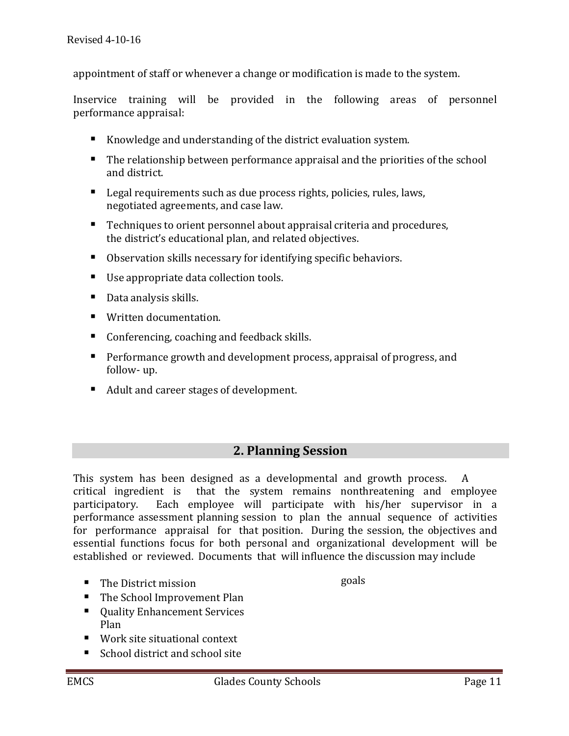appointment of staff or whenever a change or modification is made to the system.

Inservice training will be provided in the following areas of personnel performance appraisal:

- Knowledge and understanding of the district evaluation system.
- The relationship between performance appraisal and the priorities of the school and district.
- Legal requirements such as due process rights, policies, rules, laws, negotiated agreements, and case law.
- Techniques to orient personnel about appraisal criteria and procedures, the district's educational plan, and related objectives.
- Observation skills necessary for identifying specific behaviors.
- Use appropriate data collection tools.
- Data analysis skills.
- Written documentation.
- Conferencing, coaching and feedback skills.
- Performance growth and development process, appraisal of progress, and follow- up.
- Adult and career stages of development.

## 2. Planning Session

This system has been designed as a developmental and growth process. A critical ingredient is that the system remains nonthreatening and employee participatory. Each employee will participate with his/her supervisor in a performance assessment planning session to plan the annual sequence of activities for performance appraisal for that position. During the session, the objectives and essential functions focus for both personal and organizational development will be established or reviewed. Documents that will influence the discussion may include

- The District mission
- The School Improvement Plan
- Quality Enhancement Services Plan
- Work site situational context
- School district and school site goals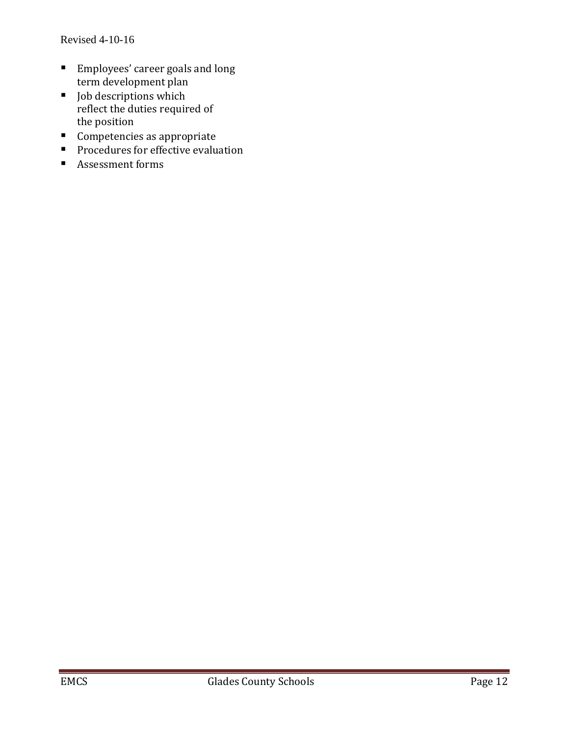- Employees' career goals and long term development plan
- Job descriptions which reflect the duties required of the position
- Competencies as appropriate
- Procedures for effective evaluation
- Assessment forms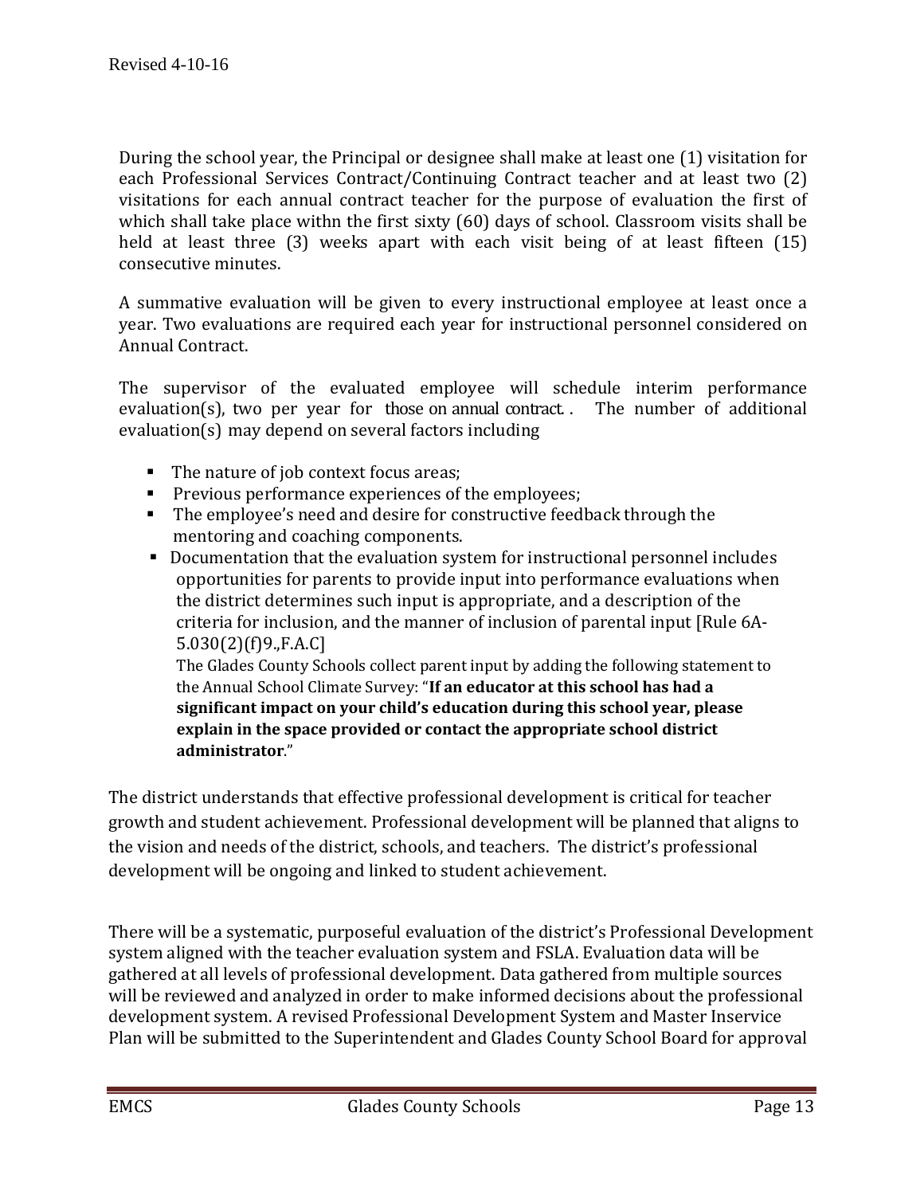During the school year, the Principal or designee shall make at least one (1) visitation for each Professional Services Contract/Continuing Contract teacher and at least two (2) visitations for each annual contract teacher for the purpose of evaluation the first of which shall take place withn the first sixty (60) days of school. Classroom visits shall be held at least three (3) weeks apart with each visit being of at least fifteen (15) consecutive minutes.

A summative evaluation will be given to every instructional employee at least once a year. Two evaluations are required each year for instructional personnel considered on Annual Contract.

The supervisor of the evaluated employee will schedule interim performance evaluation(s), two per year for those on annual contract. . The number of additional evaluation(s) may depend on several factors including

- The nature of job context focus areas;
- Previous performance experiences of the employees;
- The employee's need and desire for constructive feedback through the mentoring and coaching components.
- Documentation that the evaluation system for instructional personnel includes opportunities for parents to provide input into performance evaluations when the district determines such input is appropriate, and a description of the criteria for inclusion, and the manner of inclusion of parental input [Rule 6A-5.030(2)(f)9.,F.A.C]

  The Glades County Schools collect parent input by adding the following statement to the Annual School Climate Survey: "**If an educator at this school has had a significant impact on your child's education during this school year, please explain in the space provided or contact the appropriate school district administrator**."

The district understands that effective professional development is critical for teacher growth and student achievement. Professional development will be planned that aligns to the vision and needs of the district, schools, and teachers. The district's professional development will be ongoing and linked to student achievement.

There will be a systematic, purposeful evaluation of the district's Professional Development system aligned with the teacher evaluation system and FSLA. Evaluation data will be gathered at all levels of professional development. Data gathered from multiple sources will be reviewed and analyzed in order to make informed decisions about the professional development system. A revised Professional Development System and Master Inservice Plan will be submitted to the Superintendent and Glades County School Board for approval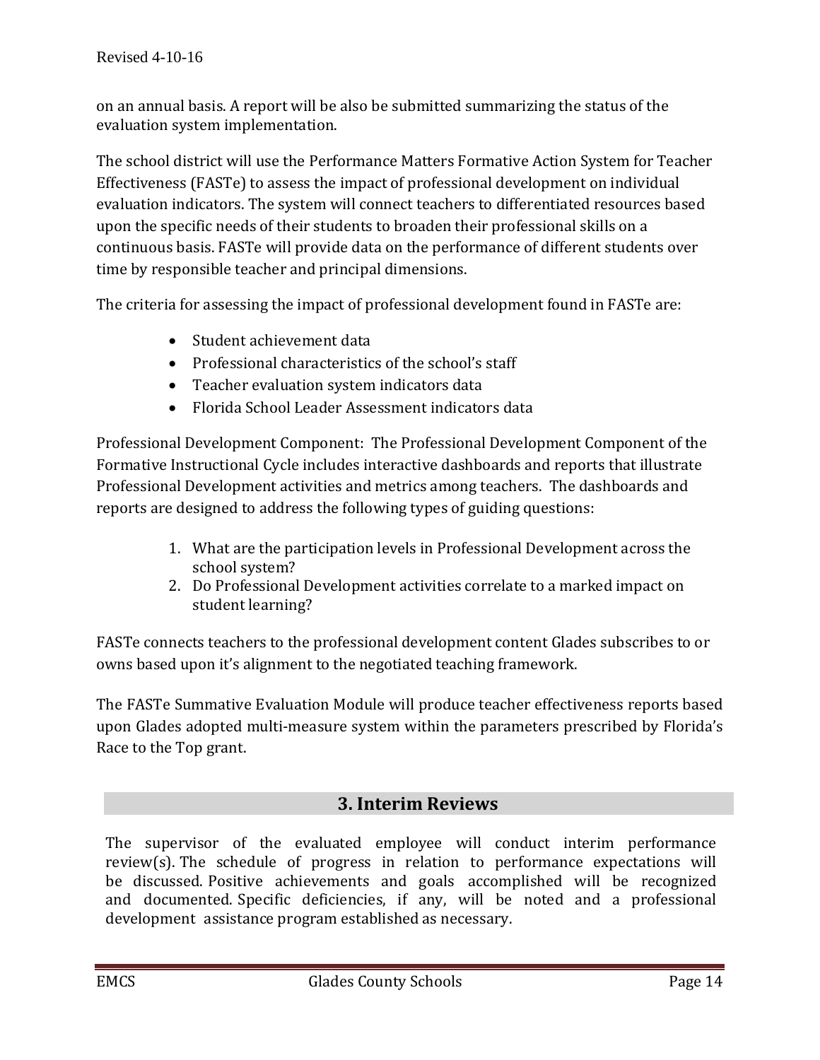on an annual basis. A report will be also be submitted summarizing the status of the evaluation system implementation.

The school district will use the Performance Matters Formative Action System for Teacher Effectiveness (FASTe) to assess the impact of professional development on individual evaluation indicators. The system will connect teachers to differentiated resources based upon the specific needs of their students to broaden their professional skills on a continuous basis. FASTe will provide data on the performance of different students over time by responsible teacher and principal dimensions.

The criteria for assessing the impact of professional development found in FASTe are:

- Student achievement data
- Professional characteristics of the school's staff
- Teacher evaluation system indicators data
- Florida School Leader Assessment indicators data

Professional Development Component: The Professional Development Component of the Formative Instructional Cycle includes interactive dashboards and reports that illustrate Professional Development activities and metrics among teachers. The dashboards and reports are designed to address the following types of guiding questions:

1. What are the participation levels in Professional Development across the school system?
2. Do Professional Development activities correlate to a marked impact on student learning?

FASTe connects teachers to the professional development content Glades subscribes to or owns based upon it's alignment to the negotiated teaching framework.

The FASTe Summative Evaluation Module will produce teacher effectiveness reports based upon Glades adopted multi-measure system within the parameters prescribed by Florida's Race to the Top grant.

## 3. Interim Reviews

The supervisor of the evaluated employee will conduct interim performance review(s). The schedule of progress in relation to performance expectations will be discussed. Positive achievements and goals accomplished will be recognized and documented. Specific deficiencies, if any, will be noted and a professional development assistance program established as necessary.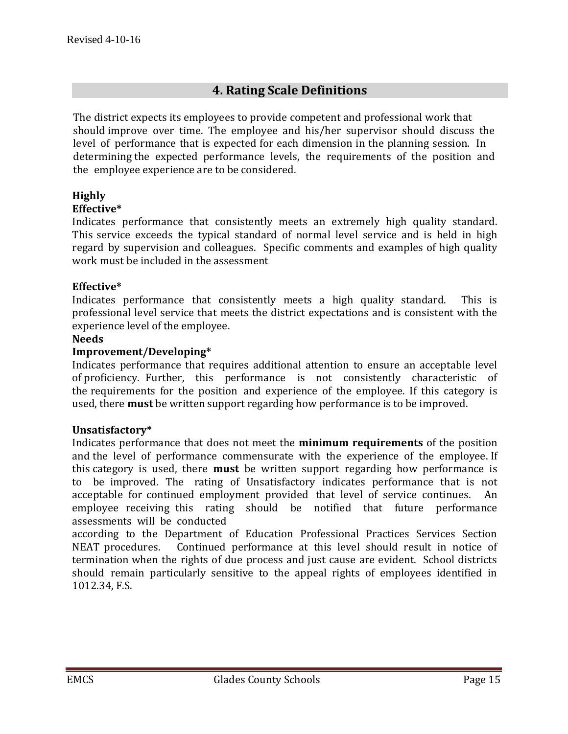## 4. Rating Scale Definitions

The district expects its employees to provide competent and professional work that should improve over time. The employee and his/her supervisor should discuss the level of performance that is expected for each dimension in the planning session. In determining the expected performance levels, the requirements of the position and the employee experience are to be considered.

**Highly Effective***
Indicates performance that consistently meets an extremely high quality standard. This service exceeds the typical standard of normal level service and is held in high regard by supervision and colleagues. Specific comments and examples of high quality work must be included in the assessment

**Effective***
Indicates performance that consistently meets a high quality standard. This is professional level service that meets the district expectations and is consistent with the experience level of the employee.

**Needs Improvement/Developing***
Indicates performance that requires additional attention to ensure an acceptable level of proficiency. Further, this performance is not consistently characteristic of the requirements for the position and experience of the employee. If this category is used, there **must** be written support regarding how performance is to be improved.

**Unsatisfactory***
Indicates performance that does not meet the **minimum requirements** of the position and the level of performance commensurate with the experience of the employee. If this category is used, there **must** be written support regarding how performance is to be improved. The rating of Unsatisfactory indicates performance that is not acceptable for continued employment provided that level of service continues. An employee receiving this rating should be notified that future performance assessments will be conducted according to the Department of Education Professional Practices Services Section NEAT procedures. Continued performance at this level should result in notice of termination when the rights of due process and just cause are evident. School districts should remain particularly sensitive to the appeal rights of employees identified in 1012.34, F.S.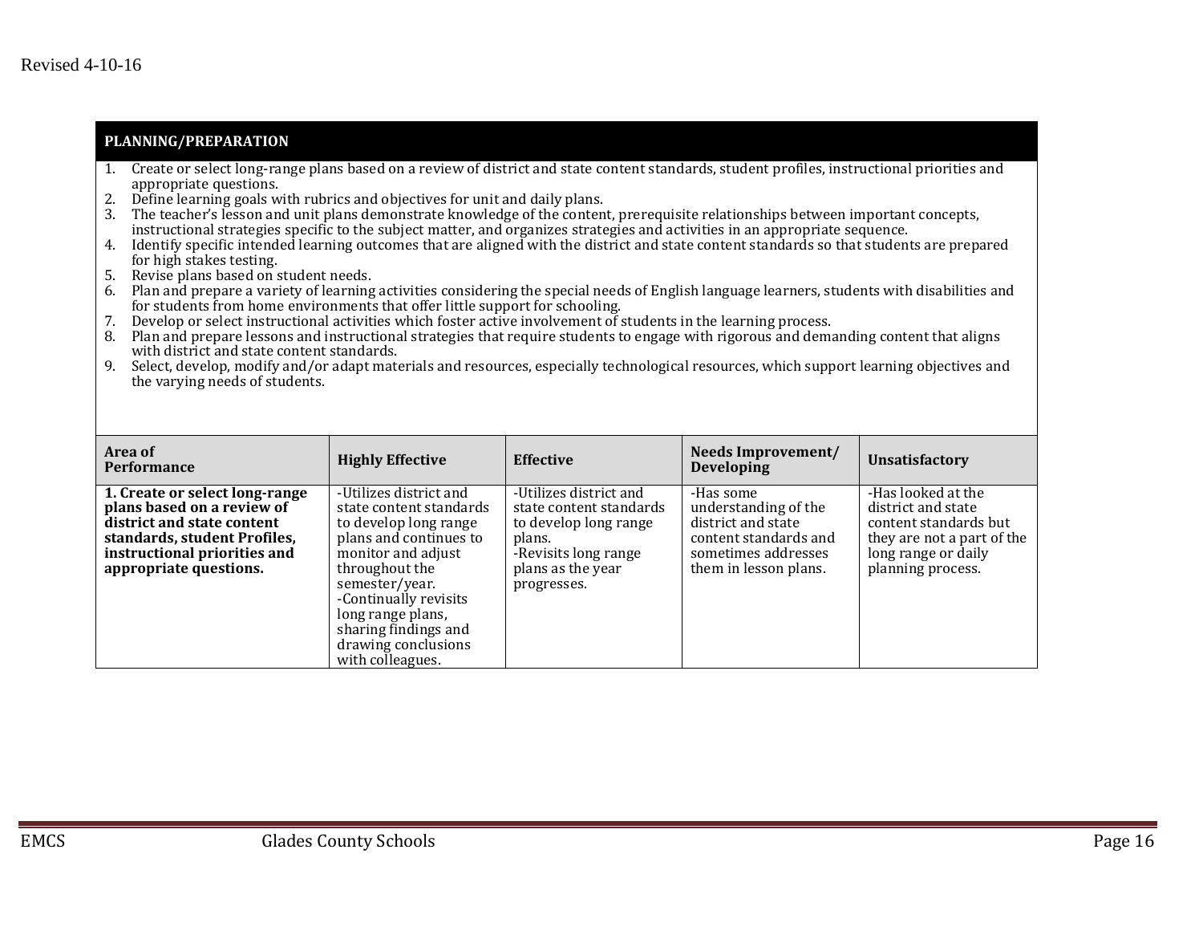## PLANNING/PREPARATION

1. Create or select long-range plans based on a review of district and state content standards, student profiles, instructional priorities and appropriate questions.
2. Define learning goals with rubrics and objectives for unit and daily plans.
3. The teacher's lesson and unit plans demonstrate knowledge of the content, prerequisite relationships between important concepts, instructional strategies specific to the subject matter, and organizes strategies and activities in an appropriate sequence.
4. Identify specific intended learning outcomes that are aligned with the district and state content standards so that students are prepared for high stakes testing.
5. Revise plans based on student needs.
6. Plan and prepare a variety of learning activities considering the special needs of English language learners, students with disabilities and for students from home environments that offer little support for schooling.
7. Develop or select instructional activities which foster active involvement of students in the learning process.
8. Plan and prepare lessons and instructional strategies that require students to engage with rigorous and demanding content that aligns with district and state content standards.
9. Select, develop, modify and/or adapt materials and resources, especially technological resources, which support learning objectives and the varying needs of students.

| Area of Performance | Highly Effective | Effective | Needs Improvement/ Developing | Unsatisfactory |
|---|---|---|---|---|
| **1. Create or select long-range plans based on a review of district and state content standards, student Profiles, instructional priorities and appropriate questions.** | -Utilizes district and state content standards to develop long range plans and continues to monitor and adjust throughout the semester/year.<br>-Continually revisits long range plans, sharing findings and drawing conclusions with colleagues. | -Utilizes district and state content standards to develop long range plans.<br>-Revisits long range plans as the year progresses. | -Has some understanding of the district and state content standards and sometimes addresses them in lesson plans. | -Has looked at the district and state content standards but they are not a part of the long range or daily planning process. |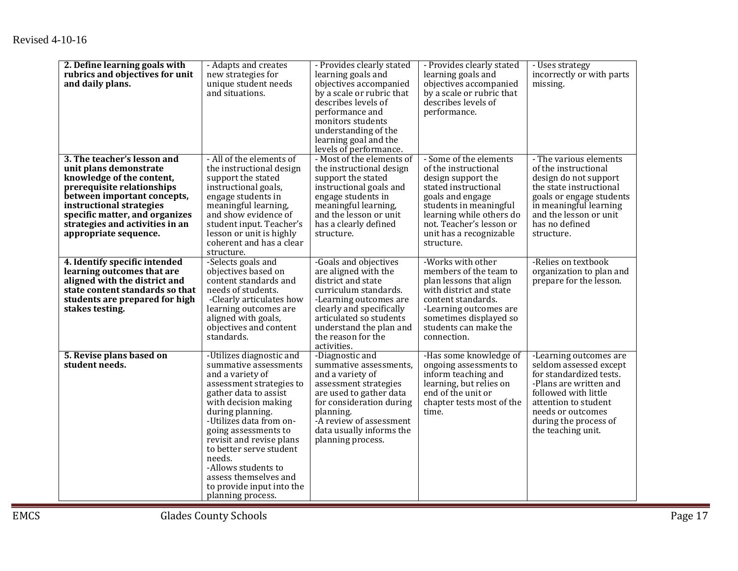| | | | | |
|---|---|---|---|---|
| **2. Define learning goals with rubrics and objectives for unit and daily plans.** | - Adapts and creates new strategies for unique student needs and situations. | - Provides clearly stated learning goals and objectives accompanied by a scale or rubric that describes levels of performance and monitors students understanding of the learning goal and the levels of performance. | - Provides clearly stated learning goals and objectives accompanied by a scale or rubric that describes levels of performance. | - Uses strategy incorrectly or with parts missing. |
| **3. The teacher's lesson and unit plans demonstrate knowledge of the content, prerequisite relationships between important concepts, instructional strategies specific matter, and organizes strategies and activities in an appropriate sequence.** | - All of the elements of the instructional design support the stated instructional goals, engage students in meaningful learning, and show evidence of student input. Teacher's lesson or unit is highly coherent and has a clear structure. | - Most of the elements of the instructional design support the stated instructional goals and engage students in meaningful learning, and the lesson or unit has a clearly defined structure. | - Some of the elements of the instructional design support the stated instructional goals and engage students in meaningful learning while others do not. Teacher's lesson or unit has a recognizable structure. | - The various elements of the instructional design do not support the state instructional goals or engage students in meaningful learning and the lesson or unit has no defined structure. |
| **4. Identify specific intended learning outcomes that are aligned with the district and state content standards so that students are prepared for high stakes testing.** | -Selects goals and objectives based on content standards and needs of students.<br>-Clearly articulates how learning outcomes are aligned with goals, objectives and content standards. | -Goals and objectives are aligned with the district and state curriculum standards.<br>-Learning outcomes are clearly and specifically articulated so students understand the plan and the reason for the activities. | -Works with other members of the team to plan lessons that align with district and state content standards.<br>-Learning outcomes are sometimes displayed so students can make the connection. | -Relies on textbook organization to plan and prepare for the lesson. |
| **5. Revise plans based on student needs.** | -Utilizes diagnostic and summative assessments and a variety of assessment strategies to gather data to assist with decision making during planning.<br>-Utilizes data from on-going assessments to revisit and revise plans to better serve student needs.<br>-Allows students to assess themselves and to provide input into the planning process. | -Diagnostic and summative assessments, and a variety of assessment strategies are used to gather data for consideration during planning.<br>-A review of assessment data usually informs the planning process. | -Has some knowledge of ongoing assessments to inform teaching and learning, but relies on end of the unit or chapter tests most of the time. | -Learning outcomes are seldom assessed except for standardized tests.<br>-Plans are written and followed with little attention to student needs or outcomes during the process of the teaching unit. |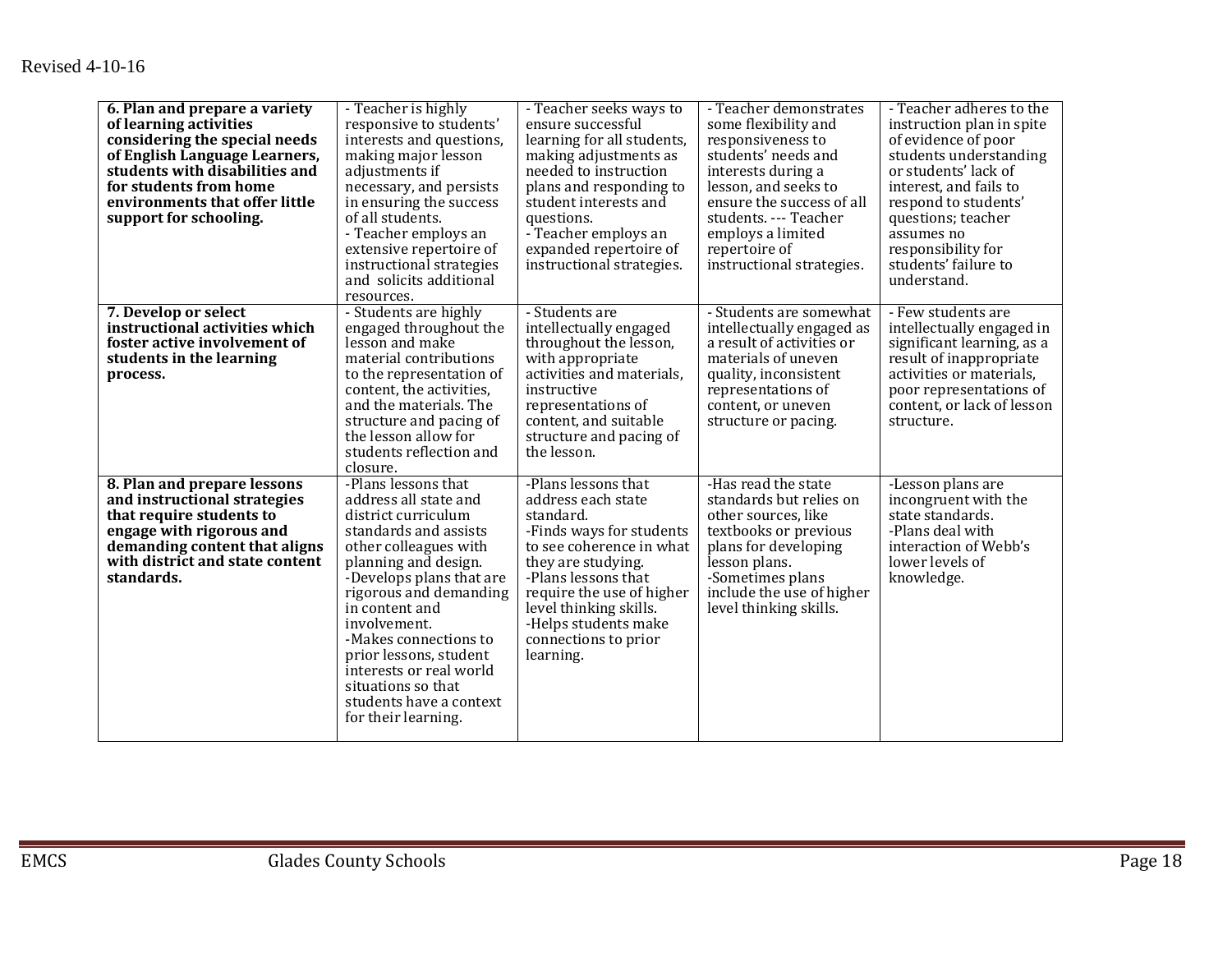| | | | | |
|---|---|---|---|---|
| **6. Plan and prepare a variety of learning activities considering the special needs of English Language Learners, students with disabilities and for students from home environments that offer little support for schooling.** | - Teacher is highly responsive to students' interests and questions, making major lesson adjustments if necessary, and persists in ensuring the success of all students.<br>- Teacher employs an extensive repertoire of instructional strategies and solicits additional resources. | - Teacher seeks ways to ensure successful learning for all students, making adjustments as needed to instruction plans and responding to student interests and questions.<br>- Teacher employs an expanded repertoire of instructional strategies. | - Teacher demonstrates some flexibility and responsiveness to students' needs and interests during a lesson, and seeks to ensure the success of all students. --- Teacher employs a limited repertoire of instructional strategies. | - Teacher adheres to the instruction plan in spite of evidence of poor students understanding or students' lack of interest, and fails to respond to students' questions; teacher assumes no responsibility for students' failure to understand. |
| **7. Develop or select instructional activities which foster active involvement of students in the learning process.** | - Students are highly engaged throughout the lesson and make material contributions to the representation of content, the activities, and the materials. The structure and pacing of the lesson allow for students reflection and closure. | - Students are intellectually engaged throughout the lesson, with appropriate activities and materials, instructive representations of content, and suitable structure and pacing of the lesson. | - Students are somewhat intellectually engaged as a result of activities or materials of uneven quality, inconsistent representations of content, or uneven structure or pacing. | - Few students are intellectually engaged in significant learning, as a result of inappropriate activities or materials, poor representations of content, or lack of lesson structure. |
| **8. Plan and prepare lessons and instructional strategies that require students to engage with rigorous and demanding content that aligns with district and state content standards.** | -Plans lessons that address all state and district curriculum standards and assists other colleagues with planning and design.<br>-Develops plans that are rigorous and demanding in content and involvement.<br>-Makes connections to prior lessons, student interests or real world situations so that students have a context for their learning. | -Plans lessons that address each state standard.<br>-Finds ways for students to see coherence in what they are studying.<br>-Plans lessons that require the use of higher level thinking skills.<br>-Helps students make connections to prior learning. | -Has read the state standards but relies on other sources, like textbooks or previous plans for developing lesson plans.<br>-Sometimes plans include the use of higher level thinking skills. | -Lesson plans are incongruent with the state standards.<br>-Plans deal with interaction of Webb's lower levels of knowledge. |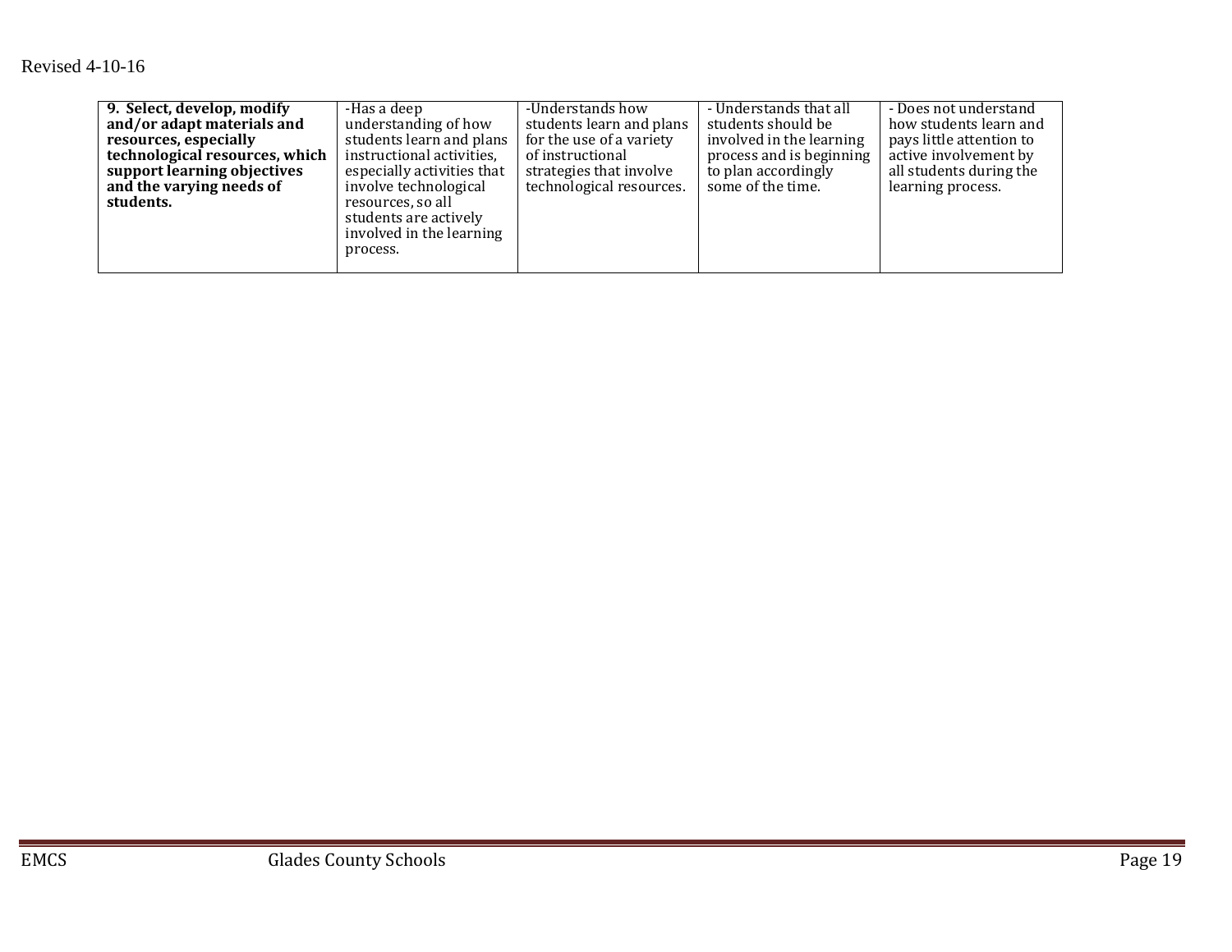| | | | | |
|---|---|---|---|---|
| **9. Select, develop, modify and/or adapt materials and resources, especially technological resources, which support learning objectives and the varying needs of students.** | -Has a deep understanding of how students learn and plans instructional activities, especially activities that involve technological resources, so all students are actively involved in the learning process. | -Understands how students learn and plans for the use of a variety of instructional strategies that involve technological resources. | - Understands that all students should be involved in the learning process and is beginning to plan accordingly some of the time. | - Does not understand how students learn and pays little attention to active involvement by all students during the learning process. |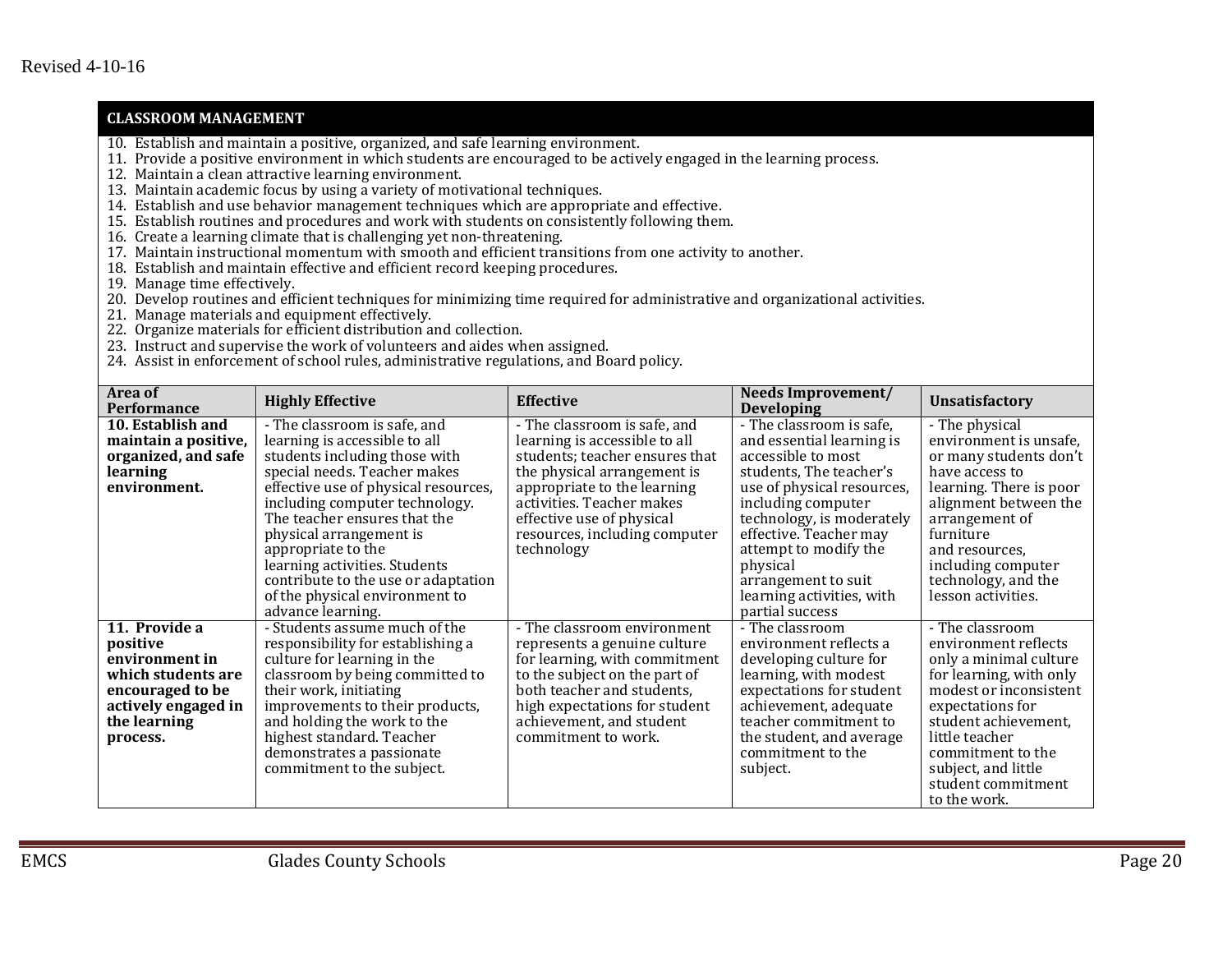## CLASSROOM MANAGEMENT

10. Establish and maintain a positive, organized, and safe learning environment.
11. Provide a positive environment in which students are encouraged to be actively engaged in the learning process.
12. Maintain a clean attractive learning environment.
13. Maintain academic focus by using a variety of motivational techniques.
14. Establish and use behavior management techniques which are appropriate and effective.
15. Establish routines and procedures and work with students on consistently following them.
16. Create a learning climate that is challenging yet non-threatening.
17. Maintain instructional momentum with smooth and efficient transitions from one activity to another.
18. Establish and maintain effective and efficient record keeping procedures.
19. Manage time effectively.
20. Develop routines and efficient techniques for minimizing time required for administrative and organizational activities.
21. Manage materials and equipment effectively.
22. Organize materials for efficient distribution and collection.
23. Instruct and supervise the work of volunteers and aides when assigned.
24. Assist in enforcement of school rules, administrative regulations, and Board policy.

| Area of Performance | Highly Effective | Effective | Needs Improvement/ Developing | Unsatisfactory |
|---|---|---|---|---|
| **10. Establish and maintain a positive, organized, and safe learning environment.** | - The classroom is safe, and learning is accessible to all students including those with special needs. Teacher makes effective use of physical resources, including computer technology. The teacher ensures that the physical arrangement is appropriate to the learning activities. Students contribute to the use or adaptation of the physical environment to advance learning. | - The classroom is safe, and learning is accessible to all students; teacher ensures that the physical arrangement is appropriate to the learning activities. Teacher makes effective use of physical resources, including computer technology | - The classroom is safe, and essential learning is accessible to most students, The teacher's use of physical resources, including computer technology, is moderately effective. Teacher may attempt to modify the physical arrangement to suit learning activities, with partial success | - The physical environment is unsafe, or many students don't have access to learning. There is poor alignment between the arrangement of furniture and resources, including computer technology, and the lesson activities. |
| **11. Provide a positive environment in which students are encouraged to be actively engaged in the learning process.** | - Students assume much of the responsibility for establishing a culture for learning in the classroom by being committed to their work, initiating improvements to their products, and holding the work to the highest standard. Teacher demonstrates a passionate commitment to the subject. | - The classroom environment represents a genuine culture for learning, with commitment to the subject on the part of both teacher and students, high expectations for student achievement, and student commitment to work. | - The classroom environment reflects a developing culture for learning, with modest expectations for student achievement, adequate teacher commitment to the student, and average commitment to the subject. | - The classroom environment reflects only a minimal culture for learning, with only modest or inconsistent expectations for student achievement, little teacher commitment to the subject, and little student commitment to the work. |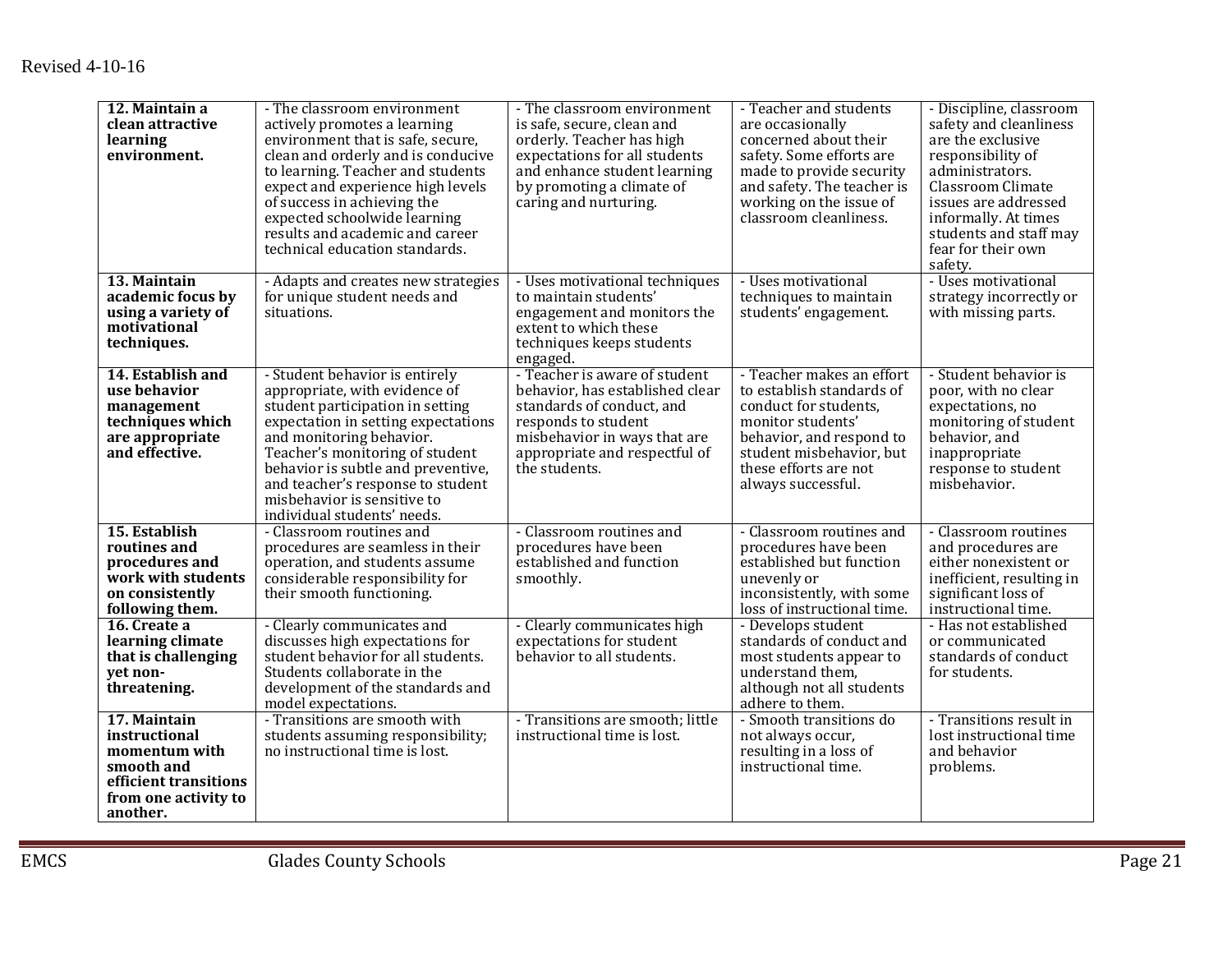| | | | | |
|---|---|---|---|---|
| **12. Maintain a clean attractive learning environment.** | - The classroom environment actively promotes a learning environment that is safe, secure, clean and orderly and is conducive to learning. Teacher and students expect and experience high levels of success in achieving the expected schoolwide learning results and academic and career technical education standards. | - The classroom environment is safe, secure, clean and orderly. Teacher has high expectations for all students and enhance student learning by promoting a climate of caring and nurturing. | - Teacher and students are occasionally concerned about their safety. Some efforts are made to provide security and safety. The teacher is working on the issue of classroom cleanliness. | - Discipline, classroom safety and cleanliness are the exclusive responsibility of administrators. Classroom Climate issues are addressed informally. At times students and staff may fear for their own safety. |
| **13. Maintain academic focus by using a variety of motivational techniques.** | - Adapts and creates new strategies for unique student needs and situations. | - Uses motivational techniques to maintain students' engagement and monitors the extent to which these techniques keeps students engaged. | - Uses motivational techniques to maintain students' engagement. | - Uses motivational strategy incorrectly or with missing parts. |
| **14. Establish and use behavior management techniques which are appropriate and effective.** | - Student behavior is entirely appropriate, with evidence of student participation in setting expectation in setting expectations and monitoring behavior. Teacher's monitoring of student behavior is subtle and preventive, and teacher's response to student misbehavior is sensitive to individual students' needs. | - Teacher is aware of student behavior, has established clear standards of conduct, and responds to student misbehavior in ways that are appropriate and respectful of the students. | - Teacher makes an effort to establish standards of conduct for students, monitor students' behavior, and respond to student misbehavior, but these efforts are not always successful. | - Student behavior is poor, with no clear expectations, no monitoring of student behavior, and inappropriate response to student misbehavior. |
| **15. Establish routines and procedures and work with students on consistently following them.** | - Classroom routines and procedures are seamless in their operation, and students assume considerable responsibility for their smooth functioning. | - Classroom routines and procedures have been established and function smoothly. | - Classroom routines and procedures have been established but function unevenly or inconsistently, with some loss of instructional time. | - Classroom routines and procedures are either nonexistent or inefficient, resulting in significant loss of instructional time. |
| **16. Create a learning climate that is challenging yet non-threatening.** | - Clearly communicates and discusses high expectations for student behavior for all students. Students collaborate in the development of the standards and model expectations. | - Clearly communicates high expectations for student behavior to all students. | - Develops student standards of conduct and most students appear to understand them, although not all students adhere to them. | - Has not established or communicated standards of conduct for students. |
| **17. Maintain instructional momentum with smooth and efficient transitions from one activity to another.** | - Transitions are smooth with students assuming responsibility; no instructional time is lost. | - Transitions are smooth; little instructional time is lost. | - Smooth transitions do not always occur, resulting in a loss of instructional time. | - Transitions result in lost instructional time and behavior problems. |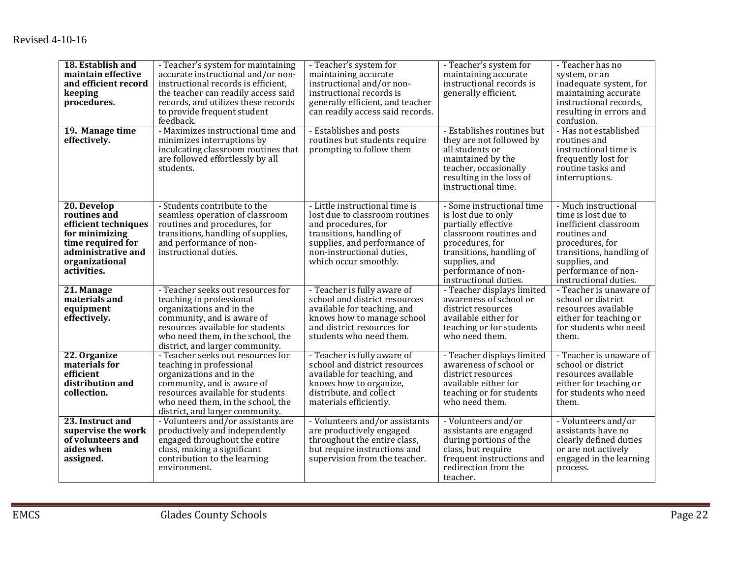| | | | | |
|---|---|---|---|---|
| **18. Establish and maintain effective and efficient record keeping procedures.** | - Teacher's system for maintaining accurate instructional and/or non-instructional records is efficient, the teacher can readily access said records, and utilizes these records to provide frequent student feedback. | - Teacher's system for maintaining accurate instructional and/or non-instructional records is generally efficient, and teacher can readily access said records. | - Teacher's system for maintaining accurate instructional records is generally efficient. | - Teacher has no system, or an inadequate system, for maintaining accurate instructional records, resulting in errors and confusion. |
| **19. Manage time effectively.** | - Maximizes instructional time and minimizes interruptions by inculcating classroom routines that are followed effortlessly by all students. | - Establishes and posts routines but students require prompting to follow them | - Establishes routines but they are not followed by all students or maintained by the teacher, occasionally resulting in the loss of instructional time. | - Has not established routines and instructional time is frequently lost for routine tasks and interruptions. |
| **20. Develop routines and efficient techniques for minimizing time required for administrative and organizational activities.** | - Students contribute to the seamless operation of classroom routines and procedures, for transitions, handling of supplies, and performance of non-instructional duties. | - Little instructional time is lost due to classroom routines and procedures, for transitions, handling of supplies, and performance of non-instructional duties, which occur smoothly. | - Some instructional time is lost due to only partially effective classroom routines and procedures, for transitions, handling of supplies, and performance of non-instructional duties. | - Much instructional time is lost due to inefficient classroom routines and procedures, for transitions, handling of supplies, and performance of non-instructional duties. |
| **21. Manage materials and equipment effectively.** | - Teacher seeks out resources for teaching in professional organizations and in the community, and is aware of resources available for students who need them, in the school, the district, and larger community. | - Teacher is fully aware of school and district resources available for teaching, and knows how to manage school and district resources for students who need them. | - Teacher displays limited awareness of school or district resources available either for teaching or for students who need them. | - Teacher is unaware of school or district resources available either for teaching or for students who need them. |
| **22. Organize materials for efficient distribution and collection.** | - Teacher seeks out resources for teaching in professional organizations and in the community, and is aware of resources available for students who need them, in the school, the district, and larger community. | - Teacher is fully aware of school and district resources available for teaching, and knows how to organize, distribute, and collect materials efficiently. | - Teacher displays limited awareness of school or district resources available either for teaching or for students who need them. | - Teacher is unaware of school or district resources available either for teaching or for students who need them. |
| **23. Instruct and supervise the work of volunteers and aides when assigned.** | - Volunteers and/or assistants are productively and independently engaged throughout the entire class, making a significant contribution to the learning environment. | - Volunteers and/or assistants are productively engaged throughout the entire class, but require instructions and supervision from the teacher. | - Volunteers and/or assistants are engaged during portions of the class, but require frequent instructions and redirection from the teacher. | - Volunteers and/or assistants have no clearly defined duties or are not actively engaged in the learning process. |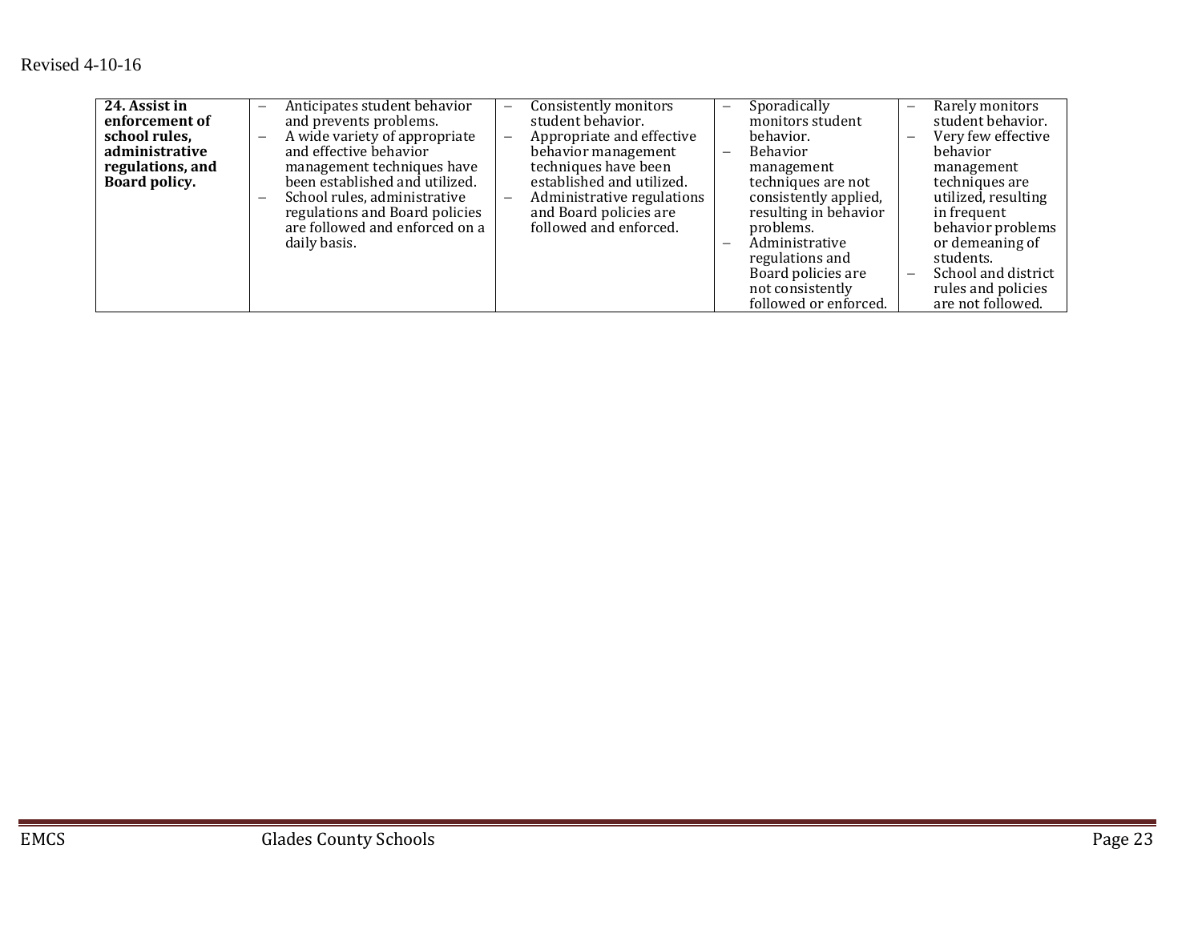| **24. Assist in enforcement of school rules, administrative regulations, and Board policy.** | – Anticipates student behavior and prevents problems.<br>– A wide variety of appropriate and effective behavior management techniques have been established and utilized.<br>– School rules, administrative regulations and Board policies are followed and enforced on a daily basis. | – Consistently monitors student behavior.<br>– Appropriate and effective behavior management techniques have been established and utilized.<br>– Administrative regulations and Board policies are followed and enforced. | – Sporadically monitors student behavior.<br>– Behavior management techniques are not consistently applied, resulting in behavior problems.<br>– Administrative regulations and Board policies are not consistently followed or enforced. | – Rarely monitors student behavior.<br>– Very few effective behavior management techniques are utilized, resulting in frequent behavior problems or demeaning of students.<br>– School and district rules and policies are not followed. |
|---|---|---|---|---|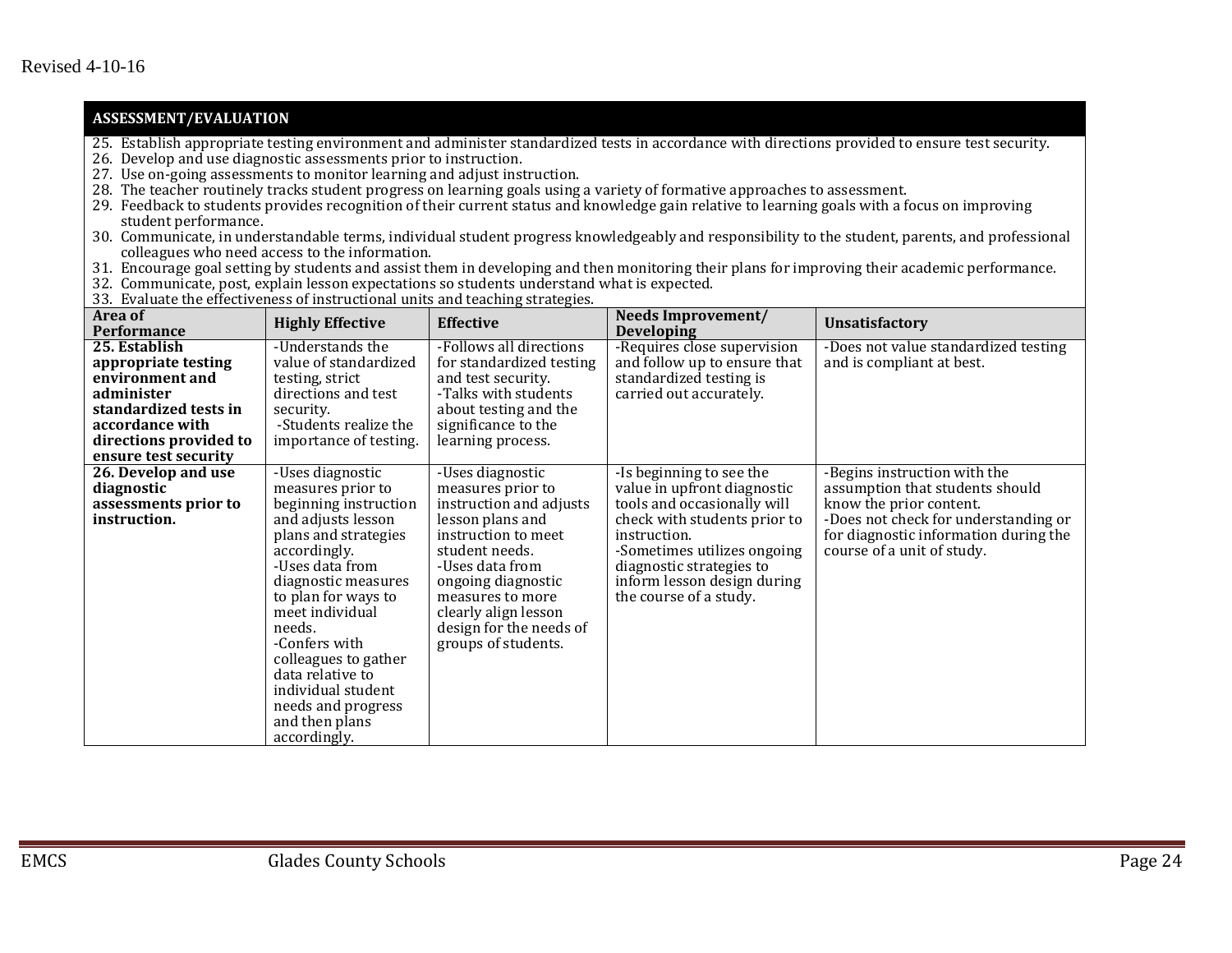## ASSESSMENT/EVALUATION

25. Establish appropriate testing environment and administer standardized tests in accordance with directions provided to ensure test security.
26. Develop and use diagnostic assessments prior to instruction.
27. Use on-going assessments to monitor learning and adjust instruction.
28. The teacher routinely tracks student progress on learning goals using a variety of formative approaches to assessment.
29. Feedback to students provides recognition of their current status and knowledge gain relative to learning goals with a focus on improving student performance.
30. Communicate, in understandable terms, individual student progress knowledgeably and responsibility to the student, parents, and professional colleagues who need access to the information.
31. Encourage goal setting by students and assist them in developing and then monitoring their plans for improving their academic performance.
32. Communicate, post, explain lesson expectations so students understand what is expected.
33. Evaluate the effectiveness of instructional units and teaching strategies.

| Area of Performance | Highly Effective | Effective | Needs Improvement/ Developing | Unsatisfactory |
|---|---|---|---|---|
| **25. Establish appropriate testing environment and administer standardized tests in accordance with directions provided to ensure test security** | -Understands the value of standardized testing, strict directions and test security. -Students realize the importance of testing. | -Follows all directions for standardized testing and test security. -Talks with students about testing and the significance to the learning process. | -Requires close supervision and follow up to ensure that standardized testing is carried out accurately. | -Does not value standardized testing and is compliant at best. |
| **26. Develop and use diagnostic assessments prior to instruction.** | -Uses diagnostic measures prior to beginning instruction and adjusts lesson plans and strategies accordingly. -Uses data from diagnostic measures to plan for ways to meet individual needs. -Confers with colleagues to gather data relative to individual student needs and progress and then plans accordingly. | -Uses diagnostic measures prior to instruction and adjusts lesson plans and instruction to meet student needs. -Uses data from ongoing diagnostic measures to more clearly align lesson design for the needs of groups of students. | -Is beginning to see the value in upfront diagnostic tools and occasionally will check with students prior to instruction. -Sometimes utilizes ongoing diagnostic strategies to inform lesson design during the course of a study. | -Begins instruction with the assumption that students should know the prior content. -Does not check for understanding or for diagnostic information during the course of a unit of study. |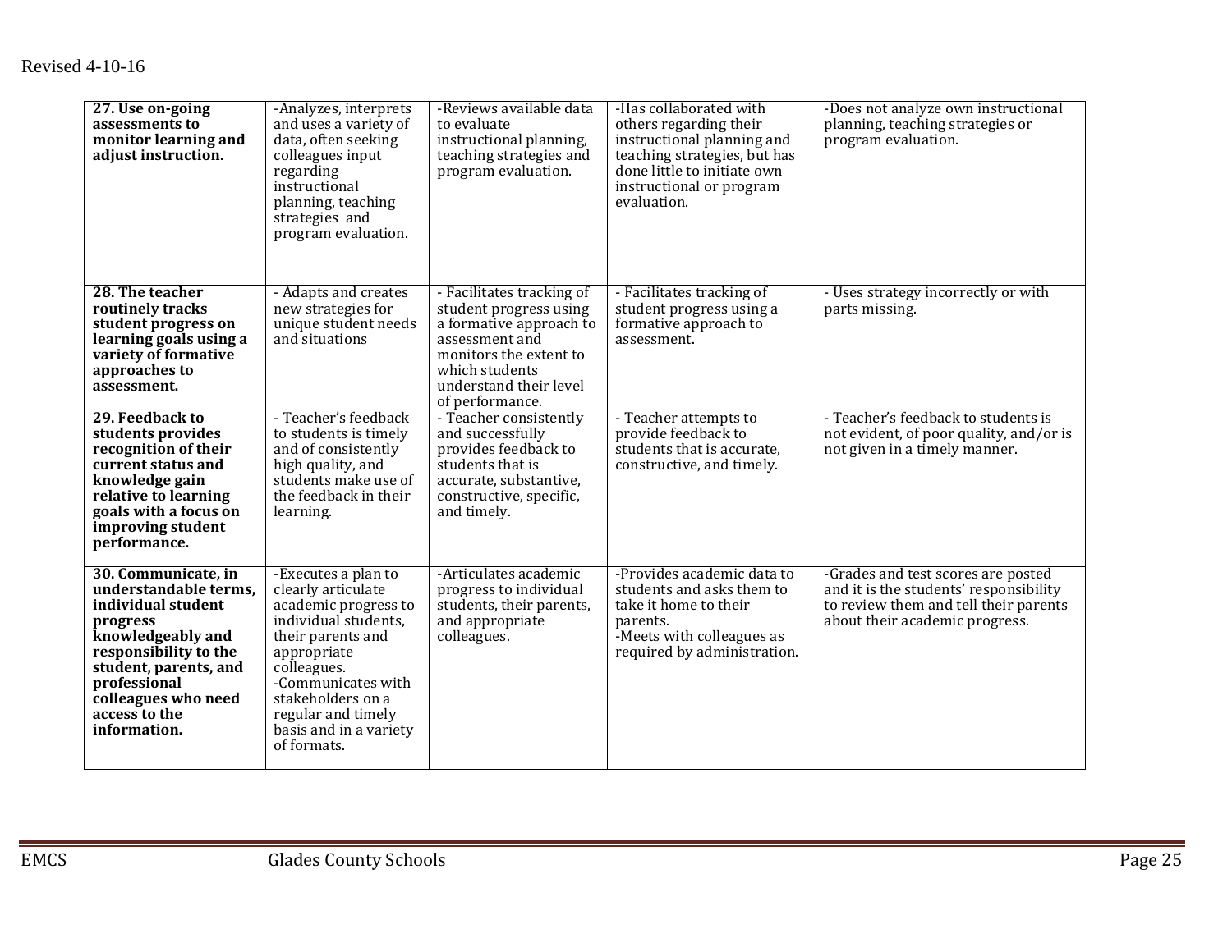| | | | | |
|---|---|---|---|---|
| **27. Use on-going assessments to monitor learning and adjust instruction.** | -Analyzes, interprets and uses a variety of data, often seeking colleagues input regarding instructional planning, teaching strategies and program evaluation. | -Reviews available data to evaluate instructional planning, teaching strategies and program evaluation. | -Has collaborated with others regarding their instructional planning and teaching strategies, but has done little to initiate own instructional or program evaluation. | -Does not analyze own instructional planning, teaching strategies or program evaluation. |
| **28. The teacher routinely tracks student progress on learning goals using a variety of formative approaches to assessment.** | - Adapts and creates new strategies for unique student needs and situations | - Facilitates tracking of student progress using a formative approach to assessment and monitors the extent to which students understand their level of performance. | - Facilitates tracking of student progress using a formative approach to assessment. | - Uses strategy incorrectly or with parts missing. |
| **29. Feedback to students provides recognition of their current status and knowledge gain relative to learning goals with a focus on improving student performance.** | - Teacher's feedback to students is timely and of consistently high quality, and students make use of the feedback in their learning. | - Teacher consistently and successfully provides feedback to students that is accurate, substantive, constructive, specific, and timely. | - Teacher attempts to provide feedback to students that is accurate, constructive, and timely. | - Teacher's feedback to students is not evident, of poor quality, and/or is not given in a timely manner. |
| **30. Communicate, in understandable terms, individual student progress knowledgeably and responsibility to the student, parents, and professional colleagues who need access to the information.** | -Executes a plan to clearly articulate academic progress to individual students, their parents and appropriate colleagues.<br>-Communicates with stakeholders on a regular and timely basis and in a variety of formats. | -Articulates academic progress to individual students, their parents, and appropriate colleagues. | -Provides academic data to students and asks them to take it home to their parents.<br>-Meets with colleagues as required by administration. | -Grades and test scores are posted and it is the students' responsibility to review them and tell their parents about their academic progress. |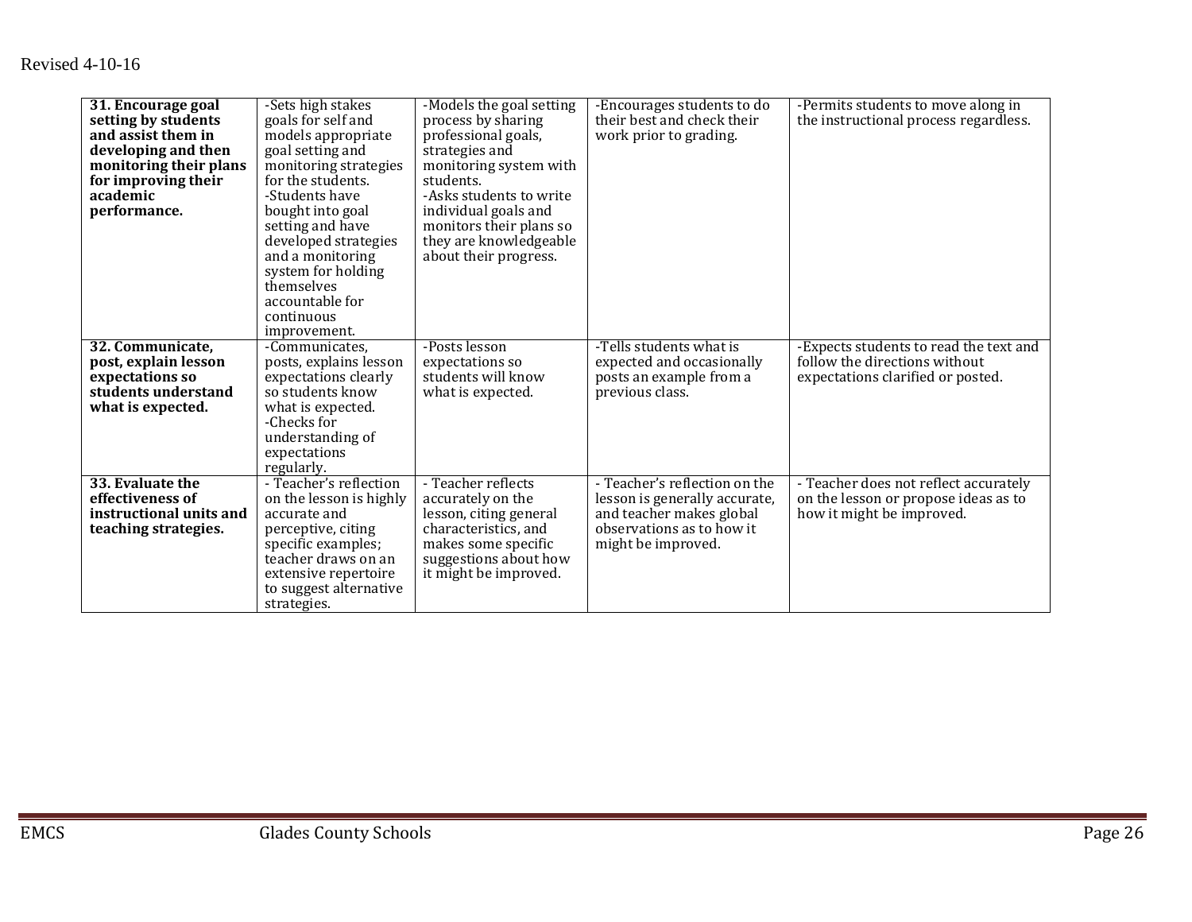| **31. Encourage goal setting by students and assist them in developing and then monitoring their plans for improving their academic performance.** | -Sets high stakes goals for self and models appropriate goal setting and monitoring strategies for the students.<br>-Students have bought into goal setting and have developed strategies and a monitoring system for holding themselves accountable for continuous improvement. | -Models the goal setting process by sharing professional goals, strategies and monitoring system with students.<br>-Asks students to write individual goals and monitors their plans so they are knowledgeable about their progress. | -Encourages students to do their best and check their work prior to grading. | -Permits students to move along in the instructional process regardless. |
|---|---|---|---|---|
| **32. Communicate, post, explain lesson expectations so students understand what is expected.** | -Communicates, posts, explains lesson expectations clearly so students know what is expected.<br>-Checks for understanding of expectations regularly. | -Posts lesson expectations so students will know what is expected. | -Tells students what is expected and occasionally posts an example from a previous class. | -Expects students to read the text and follow the directions without expectations clarified or posted. |
| **33. Evaluate the effectiveness of instructional units and teaching strategies.** | - Teacher's reflection on the lesson is highly accurate and perceptive, citing specific examples; teacher draws on an extensive repertoire to suggest alternative strategies. | - Teacher reflects accurately on the lesson, citing general characteristics, and makes some specific suggestions about how it might be improved. | - Teacher's reflection on the lesson is generally accurate, and teacher makes global observations as to how it might be improved. | - Teacher does not reflect accurately on the lesson or propose ideas as to how it might be improved. |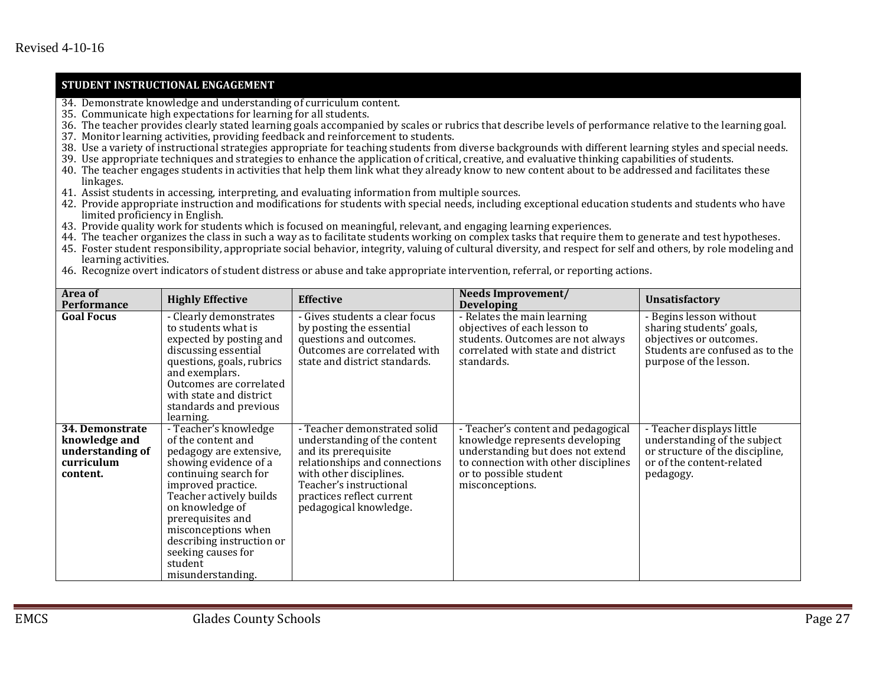## STUDENT INSTRUCTIONAL ENGAGEMENT

34. Demonstrate knowledge and understanding of curriculum content.
35. Communicate high expectations for learning for all students.
36. The teacher provides clearly stated learning goals accompanied by scales or rubrics that describe levels of performance relative to the learning goal.
37. Monitor learning activities, providing feedback and reinforcement to students.
38. Use a variety of instructional strategies appropriate for teaching students from diverse backgrounds with different learning styles and special needs.
39. Use appropriate techniques and strategies to enhance the application of critical, creative, and evaluative thinking capabilities of students.
40. The teacher engages students in activities that help them link what they already know to new content about to be addressed and facilitates these linkages.
41. Assist students in accessing, interpreting, and evaluating information from multiple sources.
42. Provide appropriate instruction and modifications for students with special needs, including exceptional education students and students who have limited proficiency in English.
43. Provide quality work for students which is focused on meaningful, relevant, and engaging learning experiences.
44. The teacher organizes the class in such a way as to facilitate students working on complex tasks that require them to generate and test hypotheses.
45. Foster student responsibility, appropriate social behavior, integrity, valuing of cultural diversity, and respect for self and others, by role modeling and learning activities.
46. Recognize overt indicators of student distress or abuse and take appropriate intervention, referral, or reporting actions.

| Area of Performance | Highly Effective | Effective | Needs Improvement/ Developing | Unsatisfactory |
|---|---|---|---|---|
| **Goal Focus** | - Clearly demonstrates to students what is expected by posting and discussing essential questions, goals, rubrics and exemplars. Outcomes are correlated with state and district standards and previous learning. | - Gives students a clear focus by posting the essential questions and outcomes. Outcomes are correlated with state and district standards. | - Relates the main learning objectives of each lesson to students. Outcomes are not always correlated with state and district standards. | - Begins lesson without sharing students' goals, objectives or outcomes. Students are confused as to the purpose of the lesson. |
| **34. Demonstrate knowledge and understanding of curriculum content.** | - Teacher's knowledge of the content and pedagogy are extensive, showing evidence of a continuing search for improved practice. Teacher actively builds on knowledge of prerequisites and misconceptions when describing instruction or seeking causes for student misunderstanding. | - Teacher demonstrated solid understanding of the content and its prerequisite relationships and connections with other disciplines. Teacher's instructional practices reflect current pedagogical knowledge. | - Teacher's content and pedagogical knowledge represents developing understanding but does not extend to connection with other disciplines or to possible student misconceptions. | - Teacher displays little understanding of the subject or structure of the discipline, or of the content-related pedagogy. |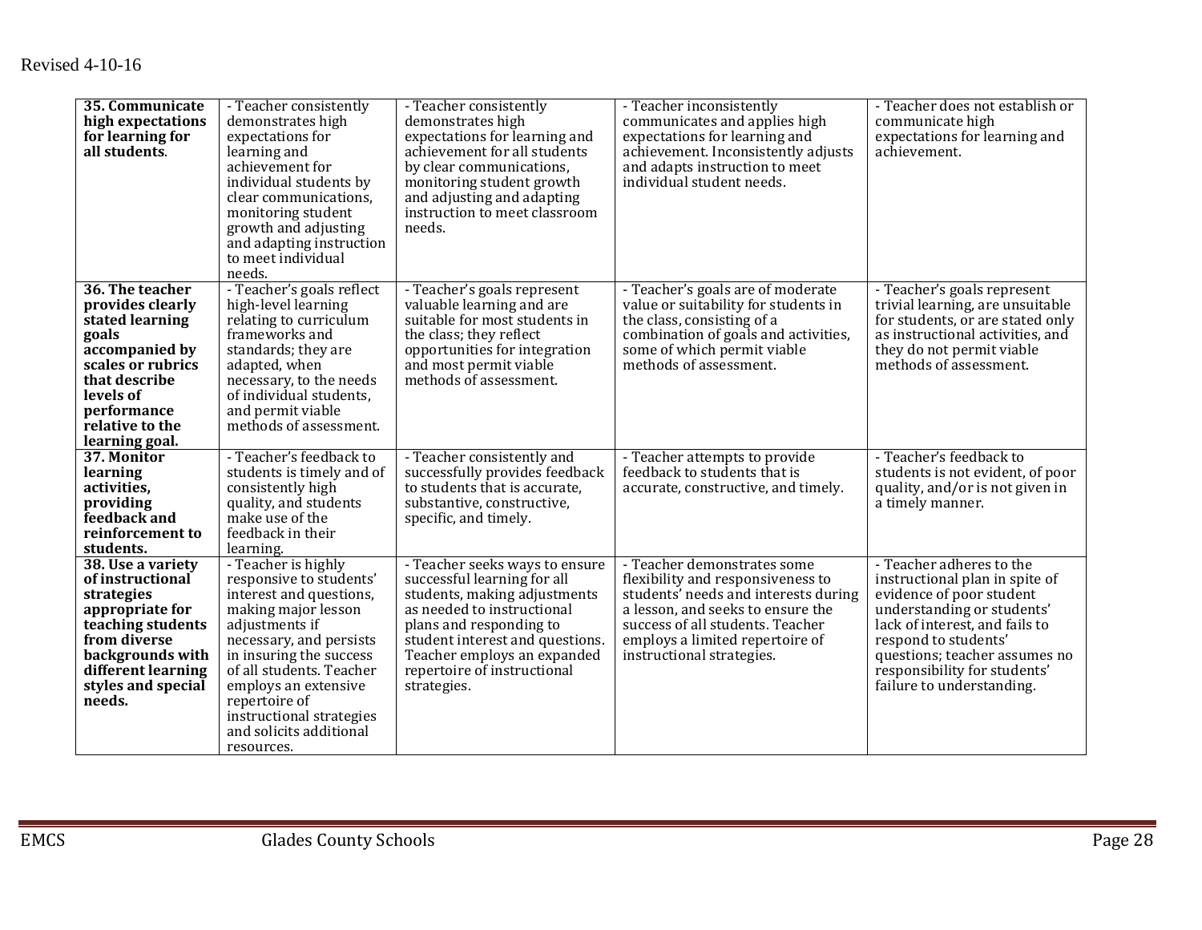Revised 4-10-16

| | | | | |
|---|---|---|---|---|
| **35. Communicate high expectations for learning for all students**. | - Teacher consistently demonstrates high expectations for learning and achievement for individual students by clear communications, monitoring student growth and adjusting and adapting instruction to meet individual needs. | - Teacher consistently demonstrates high expectations for learning and achievement for all students by clear communications, monitoring student growth and adjusting and adapting instruction to meet classroom needs. | - Teacher inconsistently communicates and applies high expectations for learning and achievement. Inconsistently adjusts and adapts instruction to meet individual student needs. | - Teacher does not establish or communicate high expectations for learning and achievement. |
| **36. The teacher provides clearly stated learning goals accompanied by scales or rubrics that describe levels of performance relative to the learning goal.** | - Teacher's goals reflect high-level learning relating to curriculum frameworks and standards; they are adapted, when necessary, to the needs of individual students, and permit viable methods of assessment. | - Teacher's goals represent valuable learning and are suitable for most students in the class; they reflect opportunities for integration and most permit viable methods of assessment. | - Teacher's goals are of moderate value or suitability for students in the class, consisting of a combination of goals and activities, some of which permit viable methods of assessment. | - Teacher's goals represent trivial learning, are unsuitable for students, or are stated only as instructional activities, and they do not permit viable methods of assessment. |
| **37. Monitor learning activities, providing feedback and reinforcement to students.** | - Teacher's feedback to students is timely and of consistently high quality, and students make use of the feedback in their learning. | - Teacher consistently and successfully provides feedback to students that is accurate, substantive, constructive, specific, and timely. | - Teacher attempts to provide feedback to students that is accurate, constructive, and timely. | - Teacher's feedback to students is not evident, of poor quality, and/or is not given in a timely manner. |
| **38. Use a variety of instructional strategies appropriate for teaching students from diverse backgrounds with different learning styles and special needs.** | - Teacher is highly responsive to students' interest and questions, making major lesson adjustments if necessary, and persists in insuring the success of all students. Teacher employs an extensive repertoire of instructional strategies and solicits additional resources. | - Teacher seeks ways to ensure successful learning for all students, making adjustments as needed to instructional plans and responding to student interest and questions. Teacher employs an expanded repertoire of instructional strategies. | - Teacher demonstrates some flexibility and responsiveness to students' needs and interests during a lesson, and seeks to ensure the success of all students. Teacher employs a limited repertoire of instructional strategies. | - Teacher adheres to the instructional plan in spite of evidence of poor student understanding or students' lack of interest, and fails to respond to students' questions; teacher assumes no responsibility for students' failure to understanding. |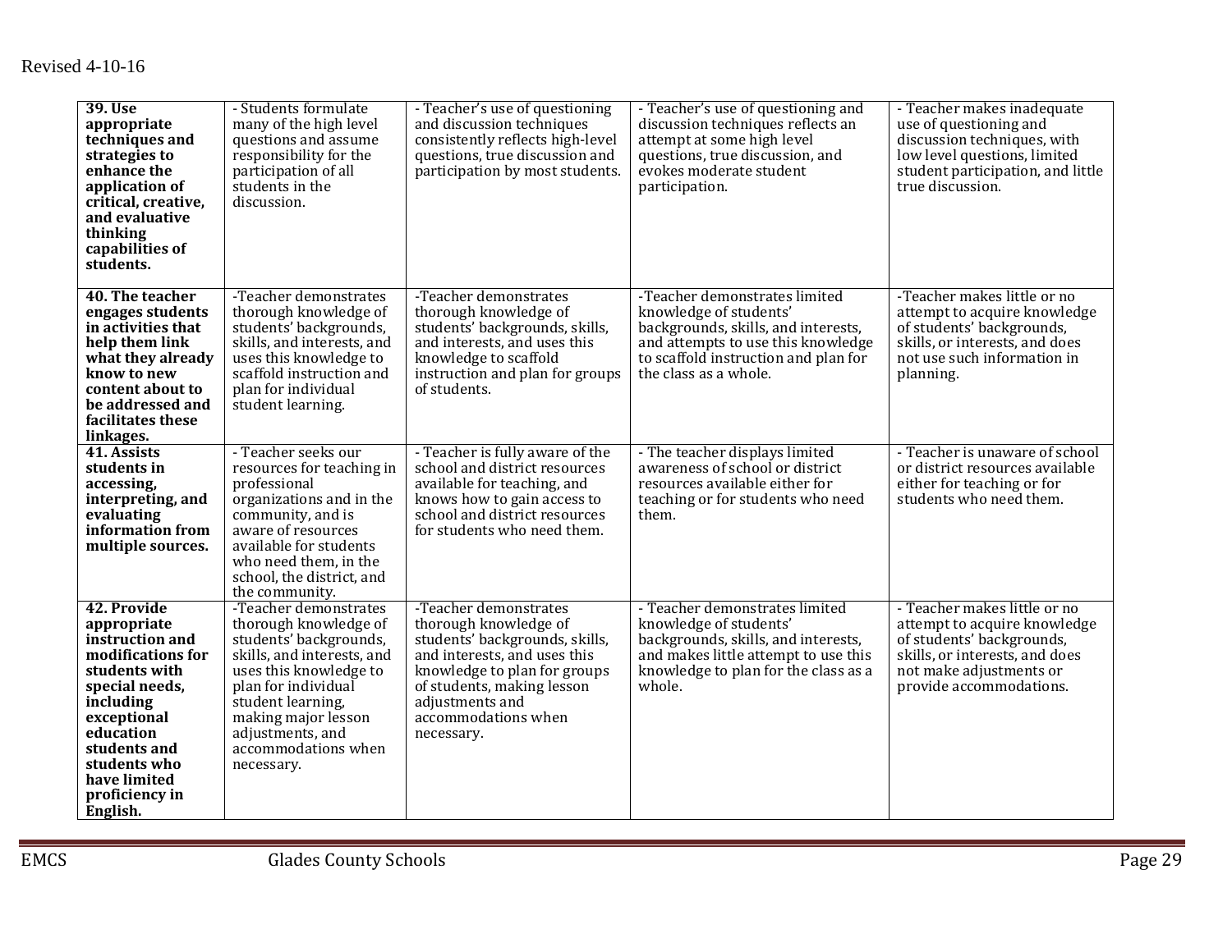| 39. Use appropriate techniques and strategies to enhance the application of critical, creative, and evaluative thinking capabilities of students. | - Students formulate many of the high level questions and assume responsibility for the participation of all students in the discussion. | - Teacher's use of questioning and discussion techniques consistently reflects high-level questions, true discussion and participation by most students. | - Teacher's use of questioning and discussion techniques reflects an attempt at some high level questions, true discussion, and evokes moderate student participation. | - Teacher makes inadequate use of questioning and discussion techniques, with low level questions, limited student participation, and little true discussion. |
|---|---|---|---|---|
| **40. The teacher engages students in activities that help them link what they already know to new content about to be addressed and facilitates these linkages.** | -Teacher demonstrates thorough knowledge of students' backgrounds, skills, and interests, and uses this knowledge to scaffold instruction and plan for individual student learning. | -Teacher demonstrates thorough knowledge of students' backgrounds, skills, and interests, and uses this knowledge to scaffold instruction and plan for groups of students. | -Teacher demonstrates limited knowledge of students' backgrounds, skills, and interests, and attempts to use this knowledge to scaffold instruction and plan for the class as a whole. | -Teacher makes little or no attempt to acquire knowledge of students' backgrounds, skills, or interests, and does not use such information in planning. |
| **41. Assists students in accessing, interpreting, and evaluating information from multiple sources.** | - Teacher seeks our resources for teaching in professional organizations and in the community, and is aware of resources available for students who need them, in the school, the district, and the community. | - Teacher is fully aware of the school and district resources available for teaching, and knows how to gain access to school and district resources for students who need them. | - The teacher displays limited awareness of school or district resources available either for teaching or for students who need them. | - Teacher is unaware of school or district resources available either for teaching or for students who need them. |
| **42. Provide appropriate instruction and modifications for students with special needs, including exceptional education students and students who have limited proficiency in English.** | -Teacher demonstrates thorough knowledge of students' backgrounds, skills, and interests, and uses this knowledge to plan for individual student learning, making major lesson adjustments, and accommodations when necessary. | -Teacher demonstrates thorough knowledge of students' backgrounds, skills, and interests, and uses this knowledge to plan for groups of students, making lesson adjustments and accommodations when necessary. | - Teacher demonstrates limited knowledge of students' backgrounds, skills, and interests, and makes little attempt to use this knowledge to plan for the class as a whole. | - Teacher makes little or no attempt to acquire knowledge of students' backgrounds, skills, or interests, and does not make adjustments or provide accommodations. |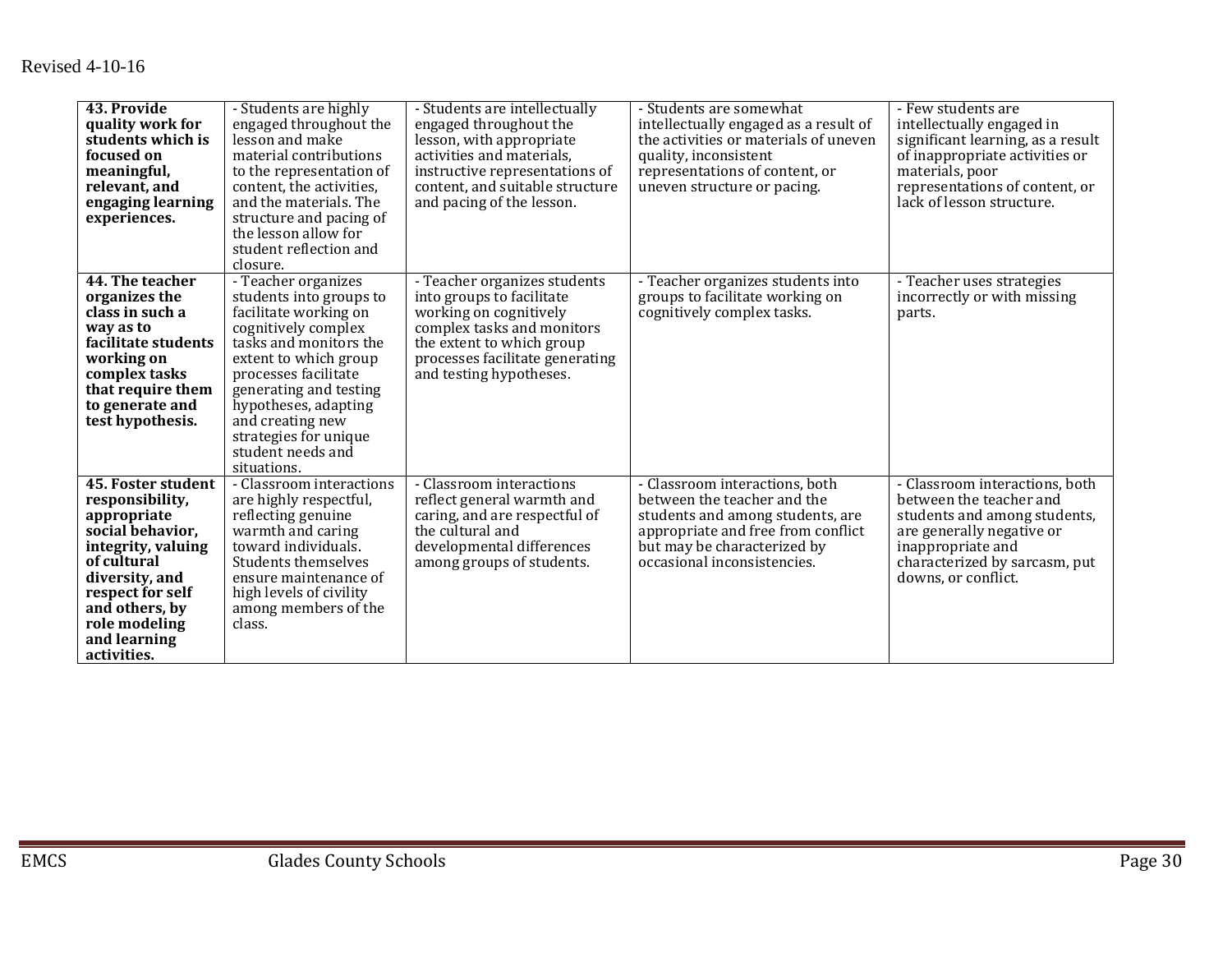| **43. Provide quality work for students which is focused on meaningful, relevant, and engaging learning experiences.** | - Students are highly engaged throughout the lesson and make material contributions to the representation of content, the activities, and the materials. The structure and pacing of the lesson allow for student reflection and closure. | - Students are intellectually engaged throughout the lesson, with appropriate activities and materials, instructive representations of content, and suitable structure and pacing of the lesson. | - Students are somewhat intellectually engaged as a result of the activities or materials of uneven quality, inconsistent representations of content, or uneven structure or pacing. | - Few students are intellectually engaged in significant learning, as a result of inappropriate activities or materials, poor representations of content, or lack of lesson structure. |
|---|---|---|---|---|
| **44. The teacher organizes the class in such a way as to facilitate students working on complex tasks that require them to generate and test hypothesis.** | - Teacher organizes students into groups to facilitate working on cognitively complex tasks and monitors the extent to which group processes facilitate generating and testing hypotheses, adapting and creating new strategies for unique student needs and situations. | - Teacher organizes students into groups to facilitate working on cognitively complex tasks and monitors the extent to which group processes facilitate generating and testing hypotheses. | - Teacher organizes students into groups to facilitate working on cognitively complex tasks. | - Teacher uses strategies incorrectly or with missing parts. |
| **45. Foster student responsibility, appropriate social behavior, integrity, valuing of cultural diversity, and respect for self and others, by role modeling and learning activities.** | - Classroom interactions are highly respectful, reflecting genuine warmth and caring toward individuals. Students themselves ensure maintenance of high levels of civility among members of the class. | - Classroom interactions reflect general warmth and caring, and are respectful of the cultural and developmental differences among groups of students. | - Classroom interactions, both between the teacher and the students and among students, are appropriate and free from conflict but may be characterized by occasional inconsistencies. | - Classroom interactions, both between the teacher and students and among students, are generally negative or inappropriate and characterized by sarcasm, put downs, or conflict. |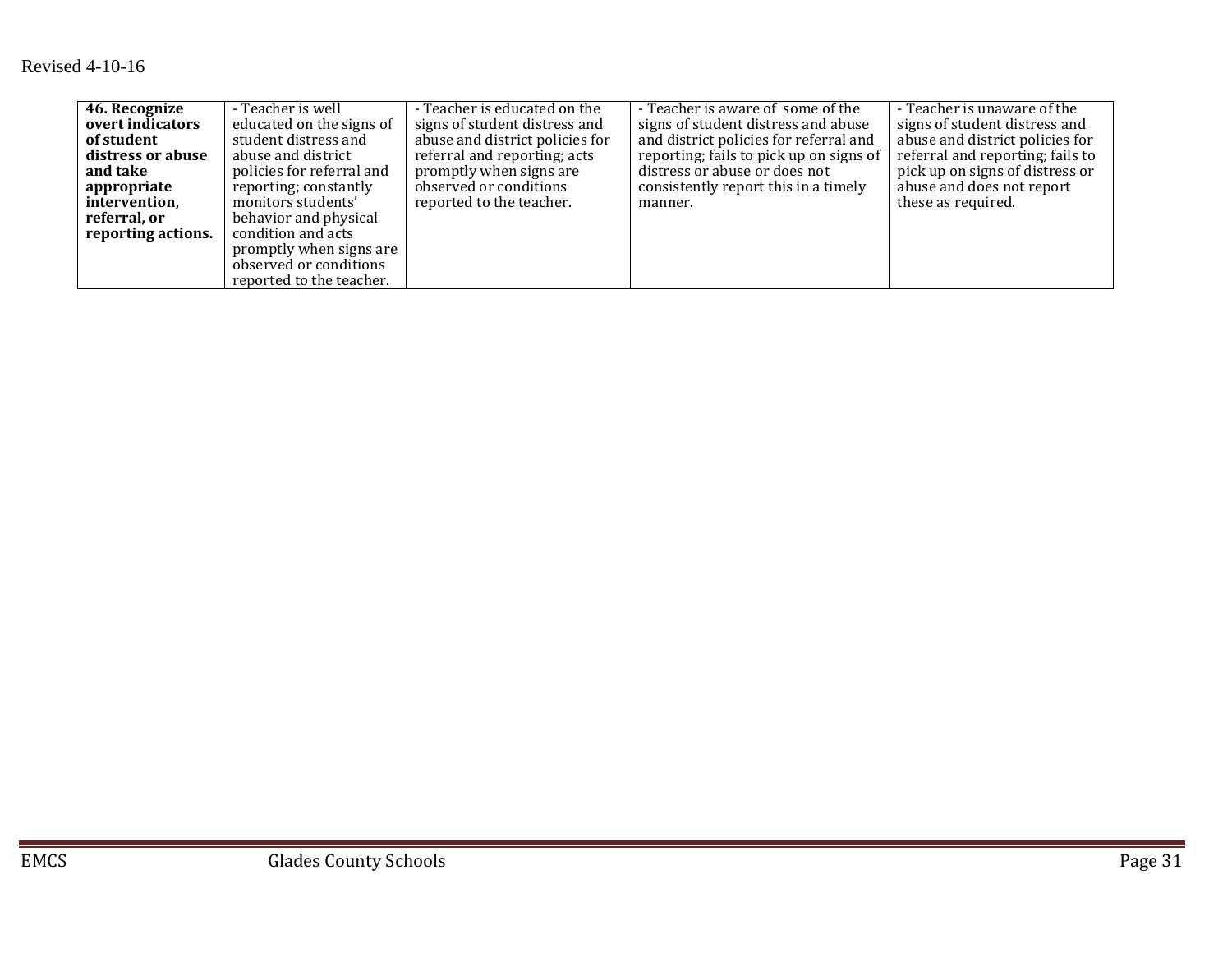| | | | | |
|---|---|---|---|---|
| **46. Recognize overt indicators of student distress or abuse and take appropriate intervention, referral, or reporting actions.** | - Teacher is well educated on the signs of student distress and abuse and district policies for referral and reporting; constantly monitors students' behavior and physical condition and acts promptly when signs are observed or conditions reported to the teacher. | - Teacher is educated on the signs of student distress and abuse and district policies for referral and reporting; acts promptly when signs are observed or conditions reported to the teacher. | - Teacher is aware of some of the signs of student distress and abuse and district policies for referral and reporting; fails to pick up on signs of distress or abuse or does not consistently report this in a timely manner. | - Teacher is unaware of the signs of student distress and abuse and district policies for referral and reporting; fails to pick up on signs of distress or abuse and does not report these as required. |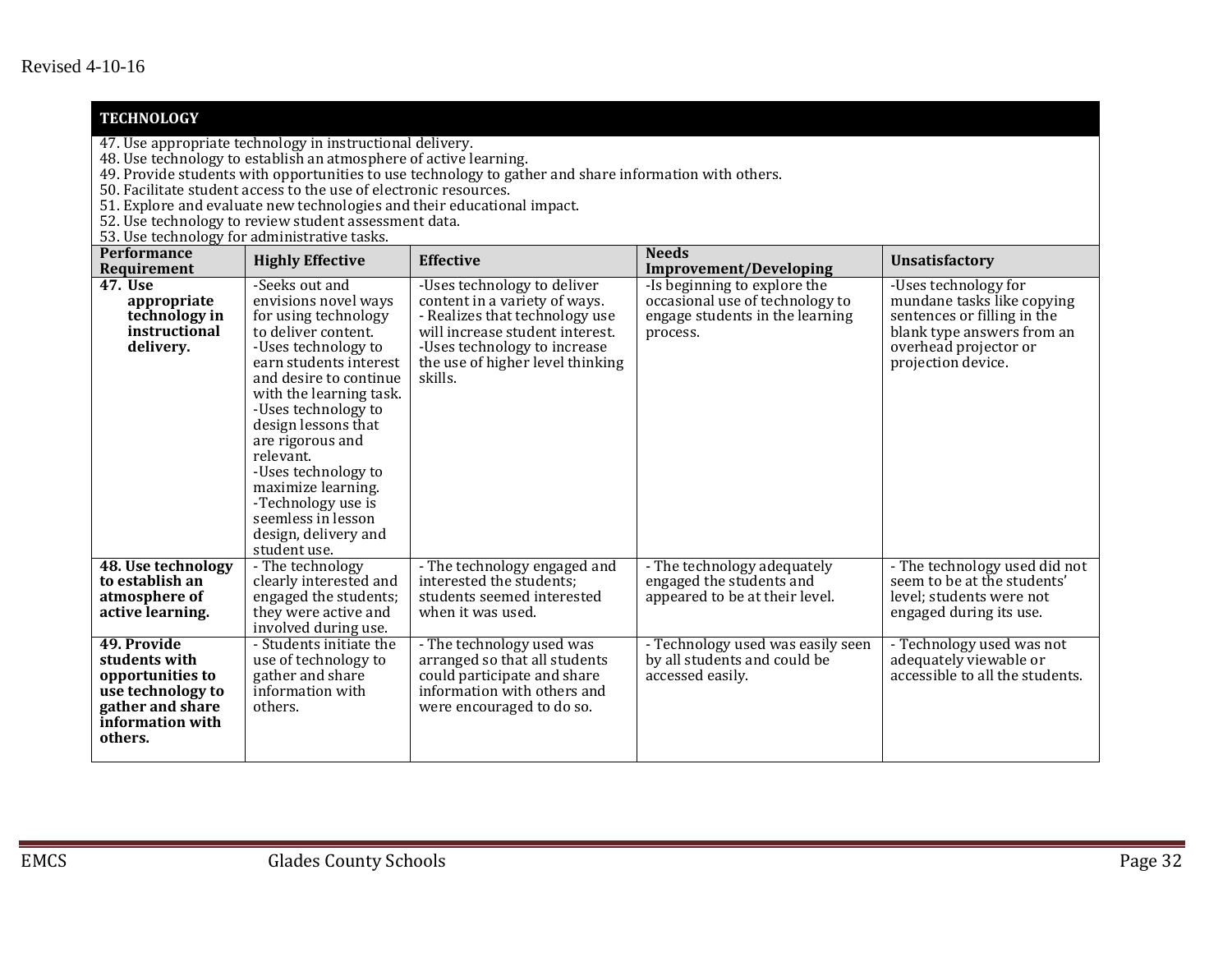## TECHNOLOGY

47. Use appropriate technology in instructional delivery.
48. Use technology to establish an atmosphere of active learning.
49. Provide students with opportunities to use technology to gather and share information with others.
50. Facilitate student access to the use of electronic resources.
51. Explore and evaluate new technologies and their educational impact.
52. Use technology to review student assessment data.
53. Use technology for administrative tasks.

| Performance Requirement | Highly Effective | Effective | Needs Improvement/Developing | Unsatisfactory |
|---|---|---|---|---|
| **47. Use appropriate technology in instructional delivery.** | -Seeks out and envisions novel ways for using technology to deliver content.<br>-Uses technology to earn students interest and desire to continue with the learning task.<br>-Uses technology to design lessons that are rigorous and relevant.<br>-Uses technology to maximize learning.<br>-Technology use is seemless in lesson design, delivery and student use. | -Uses technology to deliver content in a variety of ways.<br>- Realizes that technology use will increase student interest.<br>-Uses technology to increase the use of higher level thinking skills. | -Is beginning to explore the occasional use of technology to engage students in the learning process. | -Uses technology for mundane tasks like copying sentences or filling in the blank type answers from an overhead projector or projection device. |
| **48. Use technology to establish an atmosphere of active learning.** | - The technology clearly interested and engaged the students; they were active and involved during use. | - The technology engaged and interested the students; students seemed interested when it was used. | - The technology adequately engaged the students and appeared to be at their level. | - The technology used did not seem to be at the students' level; students were not engaged during its use. |
| **49. Provide students with opportunities to use technology to gather and share information with others.** | - Students initiate the use of technology to gather and share information with others. | - The technology used was arranged so that all students could participate and share information with others and were encouraged to do so. | - Technology used was easily seen by all students and could be accessed easily. | - Technology used was not adequately viewable or accessible to all the students. |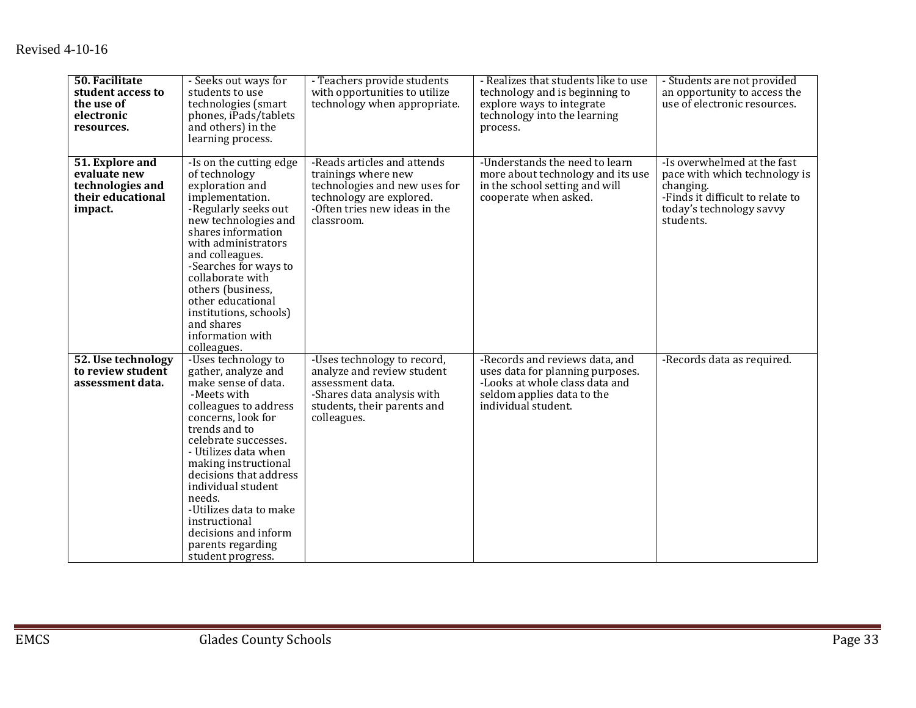| | | | | |
|---|---|---|---|---|
| **50. Facilitate student access to the use of electronic resources.** | - Seeks out ways for students to use technologies (smart phones, iPads/tablets and others) in the learning process. | - Teachers provide students with opportunities to utilize technology when appropriate. | - Realizes that students like to use technology and is beginning to explore ways to integrate technology into the learning process. | - Students are not provided an opportunity to access the use of electronic resources. |
| **51. Explore and evaluate new technologies and their educational impact.** | -Is on the cutting edge of technology exploration and implementation.<br>-Regularly seeks out new technologies and shares information with administrators and colleagues.<br>-Searches for ways to collaborate with others (business, other educational institutions, schools) and shares information with colleagues. | -Reads articles and attends trainings where new technologies and new uses for technology are explored.<br>-Often tries new ideas in the classroom. | -Understands the need to learn more about technology and its use in the school setting and will cooperate when asked. | -Is overwhelmed at the fast pace with which technology is changing.<br>-Finds it difficult to relate to today's technology savvy students. |
| **52. Use technology to review student assessment data.** | -Uses technology to gather, analyze and make sense of data.<br>-Meets with colleagues to address concerns, look for trends and to celebrate successes.<br>- Utilizes data when making instructional decisions that address individual student needs.<br>-Utilizes data to make instructional decisions and inform parents regarding student progress. | -Uses technology to record, analyze and review student assessment data.<br>-Shares data analysis with students, their parents and colleagues. | -Records and reviews data, and uses data for planning purposes.<br>-Looks at whole class data and seldom applies data to the individual student. | -Records data as required. |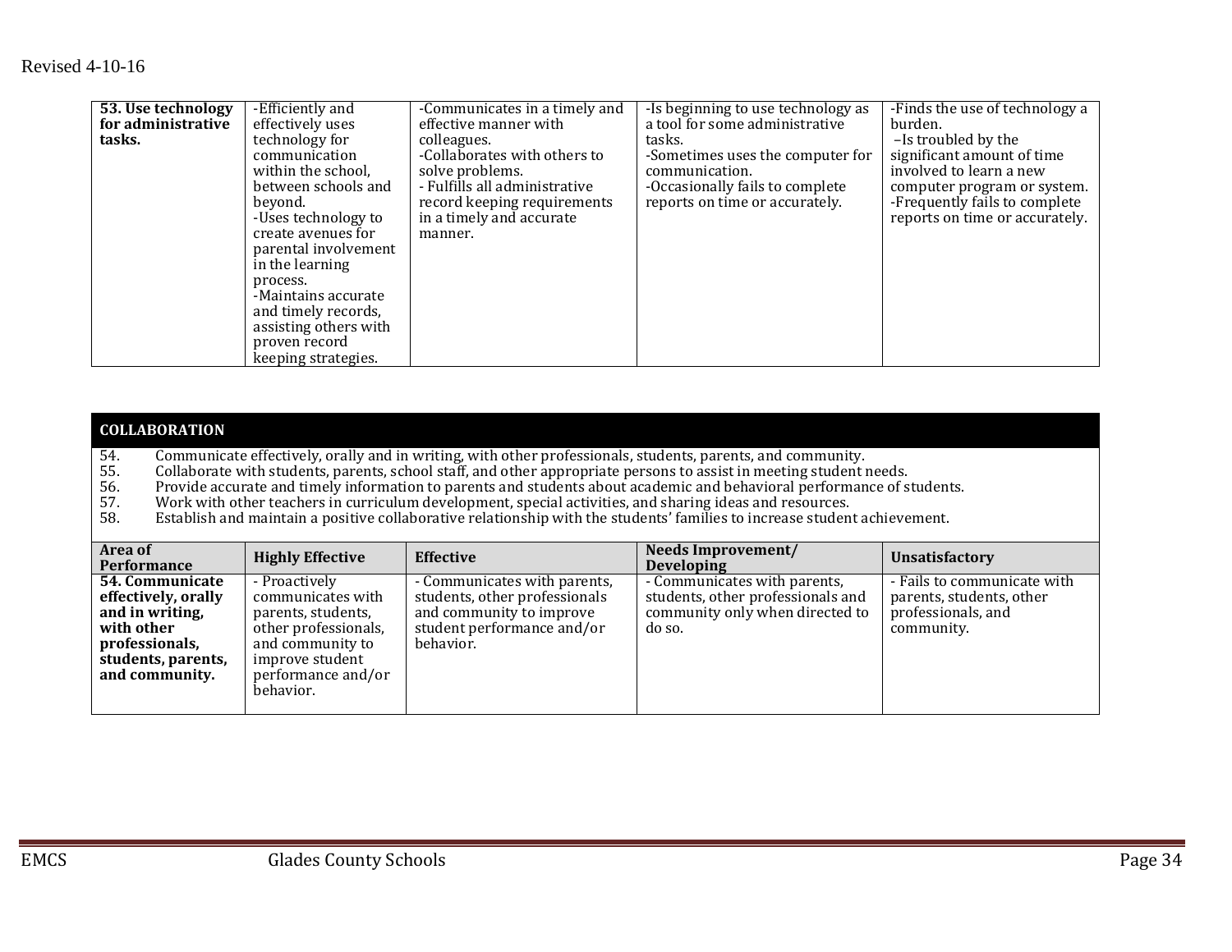| 53. Use technology for administrative tasks. | -Efficiently and effectively uses technology for communication within the school, between schools and beyond.<br>-Uses technology to create avenues for parental involvement in the learning process.<br>-Maintains accurate and timely records, assisting others with proven record keeping strategies. | -Communicates in a timely and effective manner with colleagues.<br>-Collaborates with others to solve problems.<br>- Fulfills all administrative record keeping requirements in a timely and accurate manner. | -Is beginning to use technology as a tool for some administrative tasks.<br>-Sometimes uses the computer for communication.<br>-Occasionally fails to complete reports on time or accurately. | -Finds the use of technology a burden.<br>–Is troubled by the significant amount of time involved to learn a new computer program or system.<br>-Frequently fails to complete reports on time or accurately. |
|---|---|---|---|---|

## COLLABORATION

54. Communicate effectively, orally and in writing, with other professionals, students, parents, and community.
55. Collaborate with students, parents, school staff, and other appropriate persons to assist in meeting student needs.
56. Provide accurate and timely information to parents and students about academic and behavioral performance of students.
57. Work with other teachers in curriculum development, special activities, and sharing ideas and resources.
58. Establish and maintain a positive collaborative relationship with the students' families to increase student achievement.

| Area of Performance | Highly Effective | Effective | Needs Improvement/ Developing | Unsatisfactory |
|---|---|---|---|---|
| **54. Communicate effectively, orally and in writing, with other professionals, students, parents, and community.** | - Proactively communicates with parents, students, other professionals, and community to improve student performance and/or behavior. | - Communicates with parents, students, other professionals and community to improve student performance and/or behavior. | - Communicates with parents, students, other professionals and community only when directed to do so. | - Fails to communicate with parents, students, other professionals, and community. |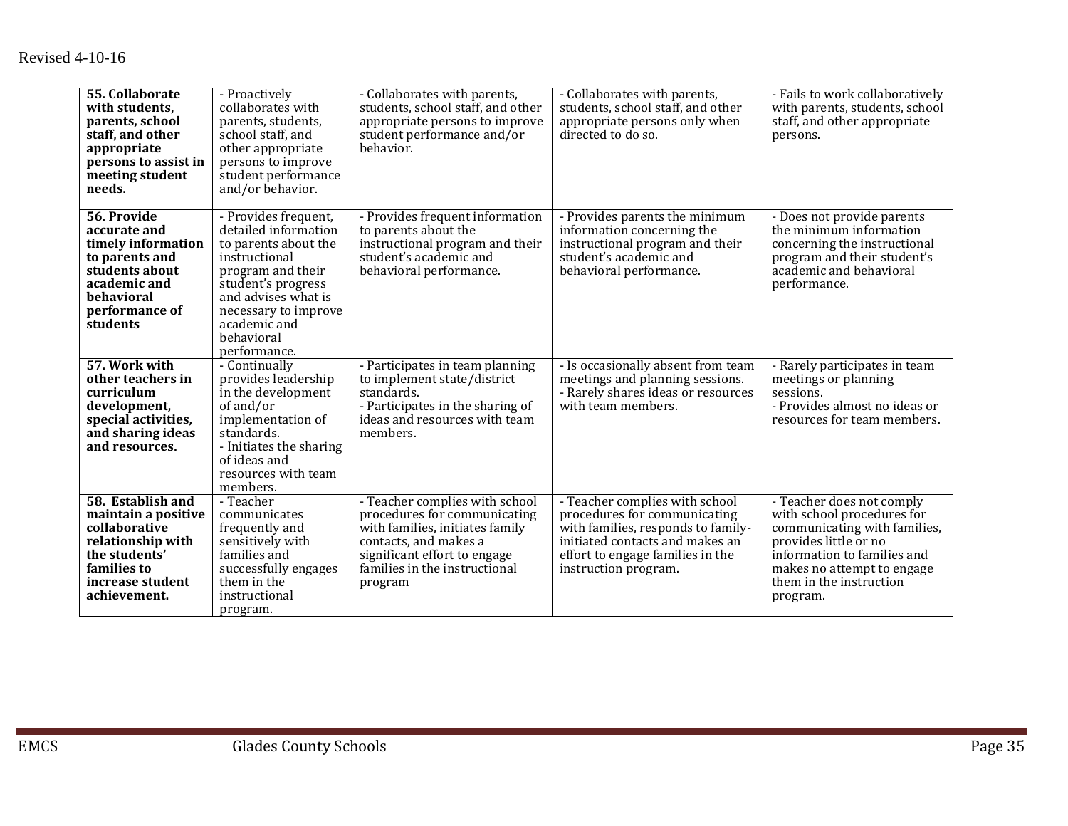Revised 4-10-16

| | | | | |
|---|---|---|---|---|
| **55. Collaborate with students, parents, school staff, and other appropriate persons to assist in meeting student needs.** | - Proactively collaborates with parents, students, school staff, and other appropriate persons to improve student performance and/or behavior. | - Collaborates with parents, students, school staff, and other appropriate persons to improve student performance and/or behavior. | - Collaborates with parents, students, school staff, and other appropriate persons only when directed to do so. | - Fails to work collaboratively with parents, students, school staff, and other appropriate persons. |
| **56. Provide accurate and timely information to parents and students about academic and behavioral performance of students** | - Provides frequent, detailed information to parents about the instructional program and their student's progress and advises what is necessary to improve academic and behavioral performance. | - Provides frequent information to parents about the instructional program and their student's academic and behavioral performance. | - Provides parents the minimum information concerning the instructional program and their student's academic and behavioral performance. | - Does not provide parents the minimum information concerning the instructional program and their student's academic and behavioral performance. |
| **57. Work with other teachers in curriculum development, special activities, and sharing ideas and resources.** | - Continually provides leadership in the development of and/or implementation of standards.<br>- Initiates the sharing of ideas and resources with team members. | - Participates in team planning to implement state/district standards.<br>- Participates in the sharing of ideas and resources with team members. | - Is occasionally absent from team meetings and planning sessions.<br>- Rarely shares ideas or resources with team members. | - Rarely participates in team meetings or planning sessions.<br>- Provides almost no ideas or resources for team members. |
| **58. Establish and maintain a positive collaborative relationship with the students' families to increase student achievement.** | - Teacher communicates frequently and sensitively with families and successfully engages them in the instructional program. | - Teacher complies with school procedures for communicating with families, initiates family contacts, and makes a significant effort to engage families in the instructional program | - Teacher complies with school procedures for communicating with families, responds to family-initiated contacts and makes an effort to engage families in the instruction program. | - Teacher does not comply with school procedures for communicating with families, provides little or no information to families and makes no attempt to engage them in the instruction program. |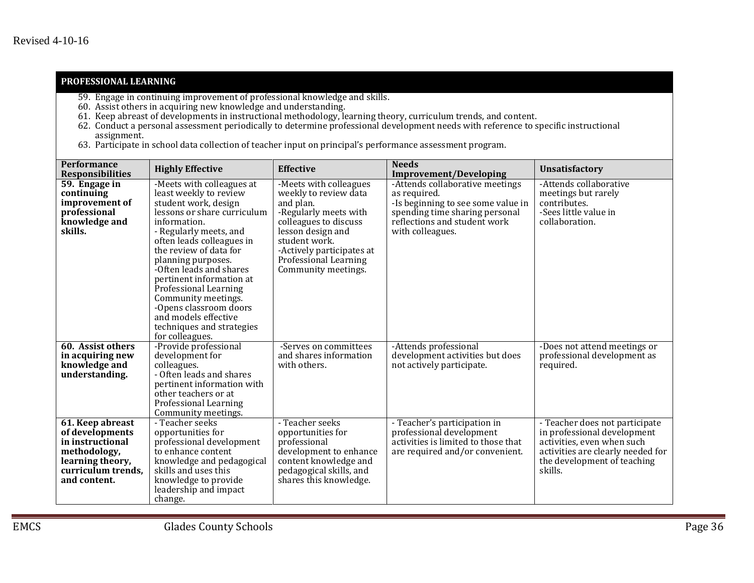## PROFESSIONAL LEARNING

59. Engage in continuing improvement of professional knowledge and skills.
60. Assist others in acquiring new knowledge and understanding.
61. Keep abreast of developments in instructional methodology, learning theory, curriculum trends, and content.
62. Conduct a personal assessment periodically to determine professional development needs with reference to specific instructional assignment.
63. Participate in school data collection of teacher input on principal's performance assessment program.

| Performance Responsibilities | Highly Effective | Effective | Needs Improvement/Developing | Unsatisfactory |
|---|---|---|---|---|
| **59. Engage in continuing improvement of professional knowledge and skills.** | -Meets with colleagues at least weekly to review student work, design lessons or share curriculum information.<br>- Regularly meets, and often leads colleagues in the review of data for planning purposes.<br>-Often leads and shares pertinent information at Professional Learning Community meetings.<br>-Opens classroom doors and models effective techniques and strategies for colleagues. | -Meets with colleagues weekly to review data and plan.<br>-Regularly meets with colleagues to discuss lesson design and student work.<br>-Actively participates at Professional Learning Community meetings. | -Attends collaborative meetings as required.<br>-Is beginning to see some value in spending time sharing personal reflections and student work with colleagues. | -Attends collaborative meetings but rarely contributes.<br>-Sees little value in collaboration. |
| **60. Assist others in acquiring new knowledge and understanding.** | -Provide professional development for colleagues.<br>- Often leads and shares pertinent information with other teachers or at Professional Learning Community meetings. | -Serves on committees and shares information with others. | -Attends professional development activities but does not actively participate. | -Does not attend meetings or professional development as required. |
| **61. Keep abreast of developments in instructional methodology, learning theory, curriculum trends, and content.** | - Teacher seeks opportunities for professional development to enhance content knowledge and pedagogical skills and uses this knowledge to provide leadership and impact change. | - Teacher seeks opportunities for professional development to enhance content knowledge and pedagogical skills, and shares this knowledge. | - Teacher's participation in professional development activities is limited to those that are required and/or convenient. | - Teacher does not participate in professional development activities, even when such activities are clearly needed for the development of teaching skills. |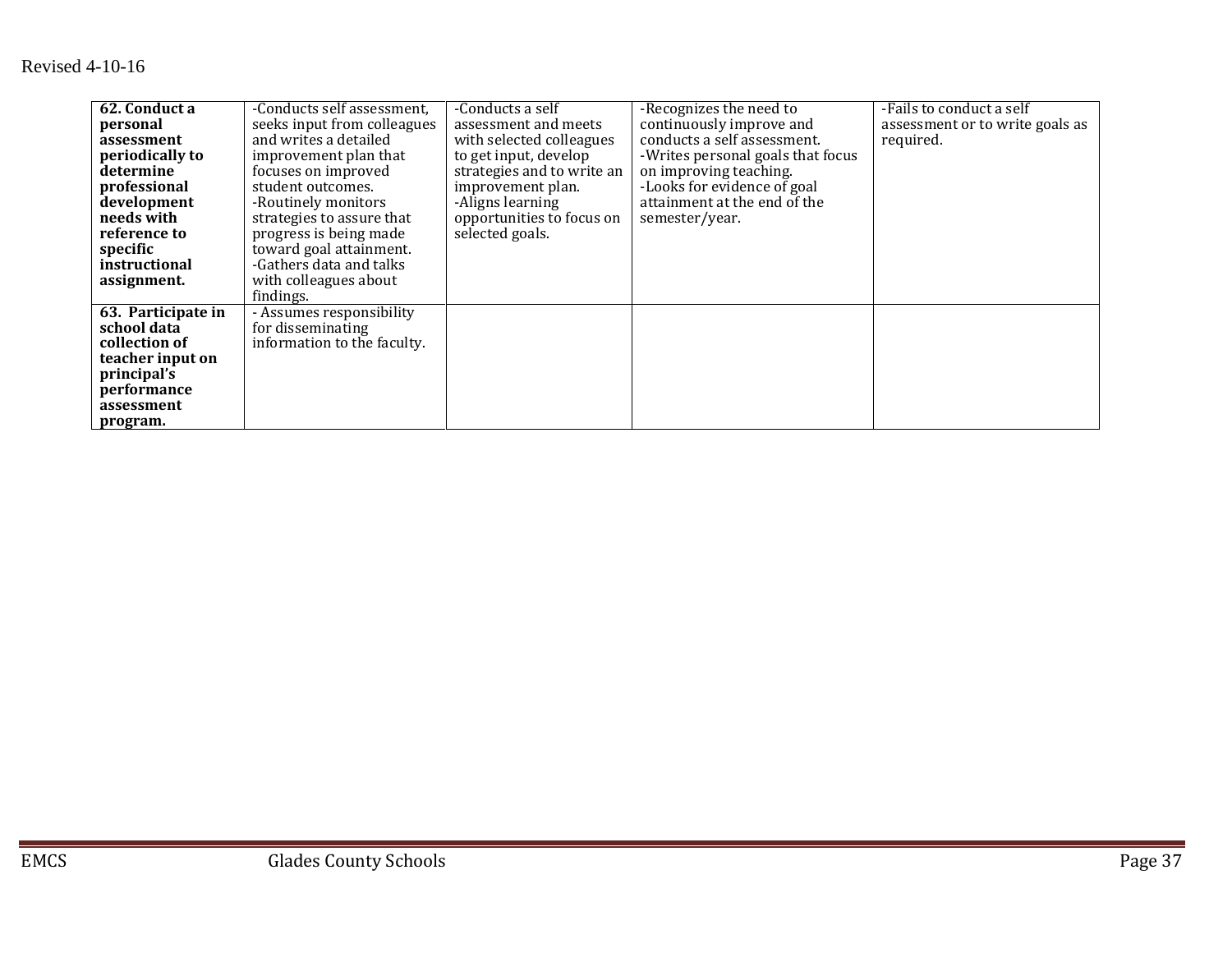| | | | | |
|---|---|---|---|---|
| **62. Conduct a personal assessment periodically to determine professional development needs with reference to specific instructional assignment.** | -Conducts self assessment, seeks input from colleagues and writes a detailed improvement plan that focuses on improved student outcomes.<br>-Routinely monitors strategies to assure that progress is being made toward goal attainment.<br>-Gathers data and talks with colleagues about findings. | -Conducts a self assessment and meets with selected colleagues to get input, develop strategies and to write an improvement plan.<br>-Aligns learning opportunities to focus on selected goals. | -Recognizes the need to continuously improve and conducts a self assessment.<br>-Writes personal goals that focus on improving teaching.<br>-Looks for evidence of goal attainment at the end of the semester/year. | -Fails to conduct a self assessment or to write goals as required. |
| **63. Participate in school data collection of teacher input on principal's performance assessment program.** | - Assumes responsibility for disseminating information to the faculty. | | | |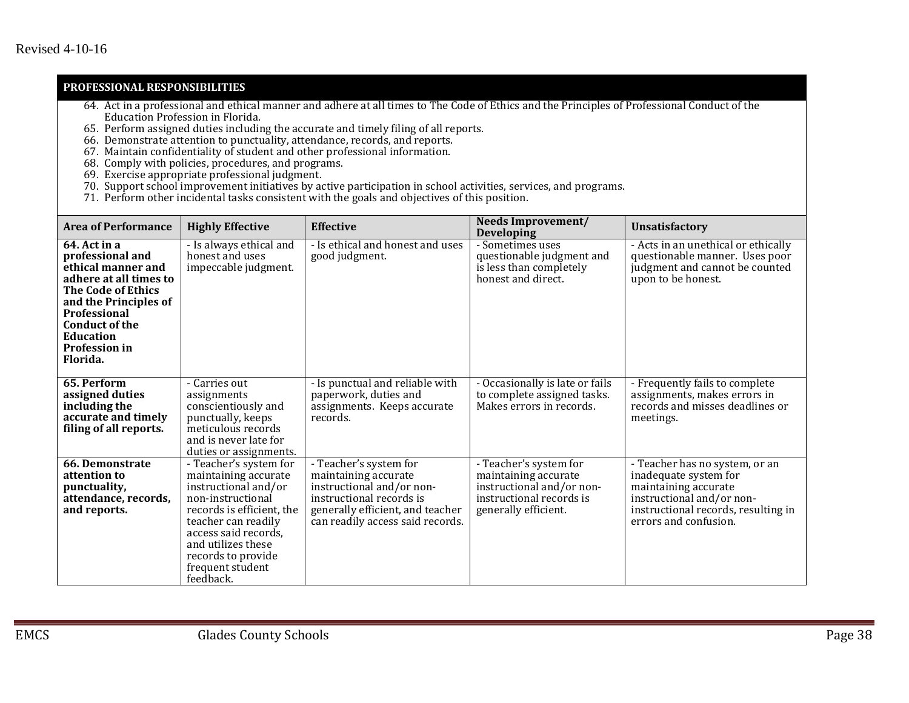## PROFESSIONAL RESPONSIBILITIES

64. Act in a professional and ethical manner and adhere at all times to The Code of Ethics and the Principles of Professional Conduct of the Education Profession in Florida.
65. Perform assigned duties including the accurate and timely filing of all reports.
66. Demonstrate attention to punctuality, attendance, records, and reports.
67. Maintain confidentiality of student and other professional information.
68. Comply with policies, procedures, and programs.
69. Exercise appropriate professional judgment.
70. Support school improvement initiatives by active participation in school activities, services, and programs.
71. Perform other incidental tasks consistent with the goals and objectives of this position.

| Area of Performance | Highly Effective | Effective | Needs Improvement/ Developing | Unsatisfactory |
|---|---|---|---|---|
| **64. Act in a professional and ethical manner and adhere at all times to The Code of Ethics and the Principles of Professional Conduct of the Education Profession in Florida.** | - Is always ethical and honest and uses impeccable judgment. | - Is ethical and honest and uses good judgment. | - Sometimes uses questionable judgment and is less than completely honest and direct. | - Acts in an unethical or ethically questionable manner. Uses poor judgment and cannot be counted upon to be honest. |
| **65. Perform assigned duties including the accurate and timely filing of all reports.** | - Carries out assignments conscientiously and punctually, keeps meticulous records and is never late for duties or assignments. | - Is punctual and reliable with paperwork, duties and assignments. Keeps accurate records. | - Occasionally is late or fails to complete assigned tasks. Makes errors in records. | - Frequently fails to complete assignments, makes errors in records and misses deadlines or meetings. |
| **66. Demonstrate attention to punctuality, attendance, records, and reports.** | - Teacher's system for maintaining accurate instructional and/or non-instructional records is efficient, the teacher can readily access said records, and utilizes these records to provide frequent student feedback. | - Teacher's system for maintaining accurate instructional and/or non-instructional records is generally efficient, and teacher can readily access said records. | - Teacher's system for maintaining accurate instructional and/or non-instructional records is generally efficient. | - Teacher has no system, or an inadequate system for maintaining accurate instructional and/or non-instructional records, resulting in errors and confusion. |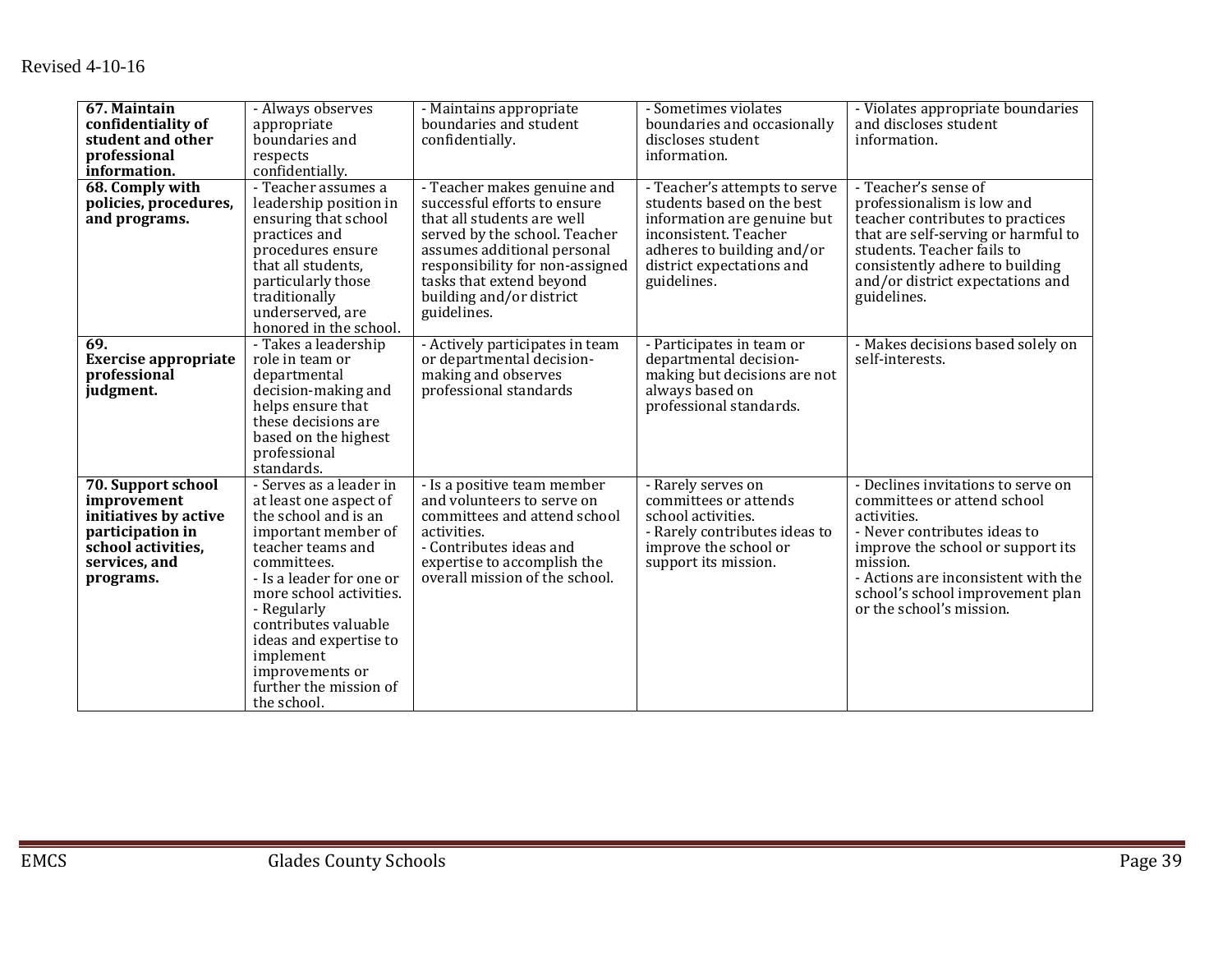| **67. Maintain confidentiality of student and other professional information.** | - Always observes appropriate boundaries and respects confidentially. | - Maintains appropriate boundaries and student confidentially. | - Sometimes violates boundaries and occasionally discloses student information. | - Violates appropriate boundaries and discloses student information. |
|---|---|---|---|---|
| **68. Comply with policies, procedures, and programs.** | - Teacher assumes a leadership position in ensuring that school practices and procedures ensure that all students, particularly those traditionally underserved, are honored in the school. | - Teacher makes genuine and successful efforts to ensure that all students are well served by the school. Teacher assumes additional personal responsibility for non-assigned tasks that extend beyond building and/or district guidelines. | - Teacher's attempts to serve students based on the best information are genuine but inconsistent. Teacher adheres to building and/or district expectations and guidelines. | - Teacher's sense of professionalism is low and teacher contributes to practices that are self-serving or harmful to students. Teacher fails to consistently adhere to building and/or district expectations and guidelines. |
| **69. Exercise appropriate professional judgment.** | - Takes a leadership role in team or departmental decision-making and helps ensure that these decisions are based on the highest professional standards. | - Actively participates in team or departmental decision-making and observes professional standards | - Participates in team or departmental decision-making but decisions are not always based on professional standards. | - Makes decisions based solely on self-interests. |
| **70. Support school improvement initiatives by active participation in school activities, services, and programs.** | - Serves as a leader in at least one aspect of the school and is an important member of teacher teams and committees.<br>- Is a leader for one or more school activities.<br>- Regularly contributes valuable ideas and expertise to implement improvements or further the mission of the school. | - Is a positive team member and volunteers to serve on committees and attend school activities.<br>- Contributes ideas and expertise to accomplish the overall mission of the school. | - Rarely serves on committees or attends school activities.<br>- Rarely contributes ideas to improve the school or support its mission. | - Declines invitations to serve on committees or attend school activities.<br>- Never contributes ideas to improve the school or support its mission.<br>- Actions are inconsistent with the school's school improvement plan or the school's mission. |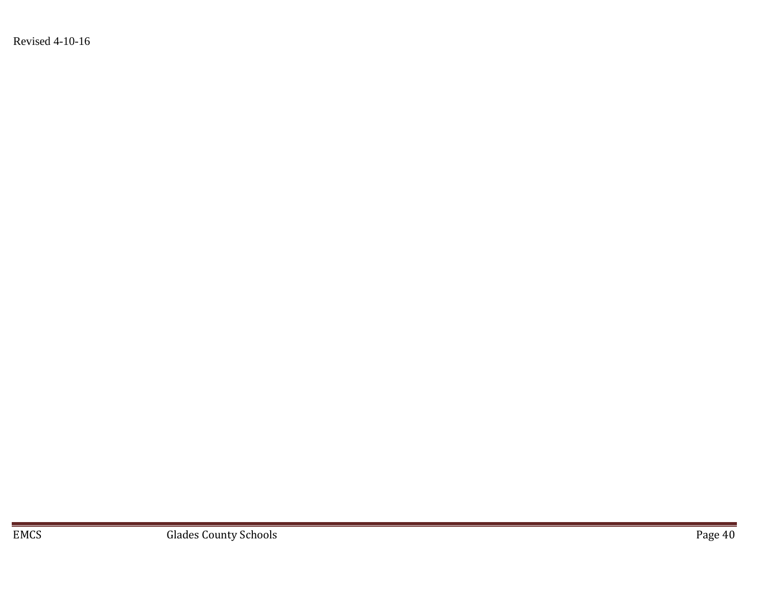Revised 4-10-16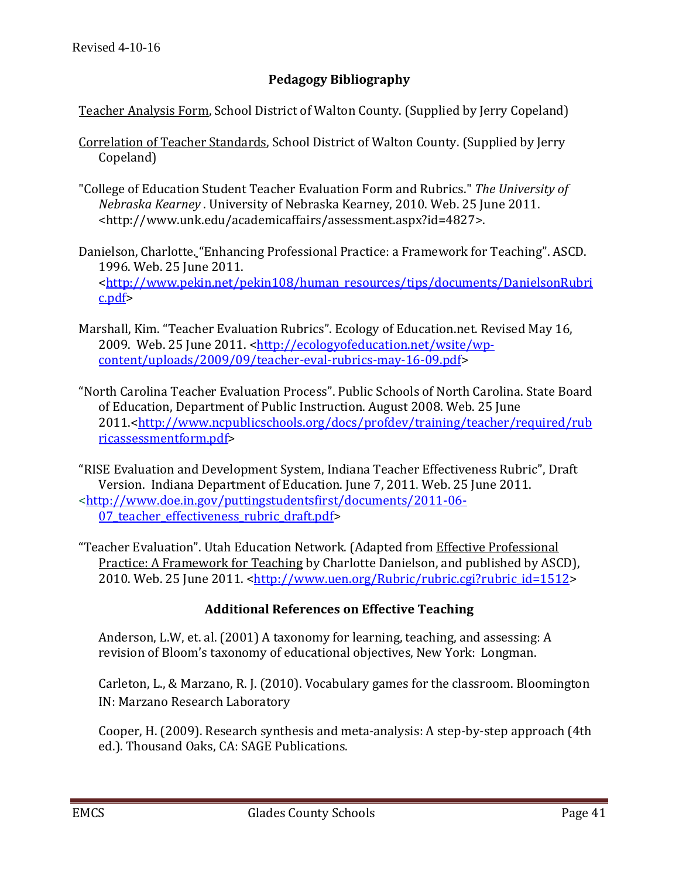Revised 4-10-16

## Pedagogy Bibliography

Teacher Analysis Form, School District of Walton County. (Supplied by Jerry Copeland)

Correlation of Teacher Standards, School District of Walton County. (Supplied by Jerry Copeland)

"College of Education Student Teacher Evaluation Form and Rubrics." *The University of Nebraska Kearney* . University of Nebraska Kearney, 2010. Web. 25 June 2011. <http://www.unk.edu/academicaffairs/assessment.aspx?id=4827>.

Danielson, Charlotte. "Enhancing Professional Practice: a Framework for Teaching". ASCD. 1996. Web. 25 June 2011. <http://www.pekin.net/pekin108/human_resources/tips/documents/DanielsonRubric.pdf>

Marshall, Kim. "Teacher Evaluation Rubrics". Ecology of Education.net. Revised May 16, 2009. Web. 25 June 2011. <http://ecologyofeducation.net/wsite/wp-content/uploads/2009/09/teacher-eval-rubrics-may-16-09.pdf>

"North Carolina Teacher Evaluation Process". Public Schools of North Carolina. State Board of Education, Department of Public Instruction. August 2008. Web. 25 June 2011.<http://www.ncpublicschools.org/docs/profdev/training/teacher/required/rubricassessmentform.pdf>

"RISE Evaluation and Development System, Indiana Teacher Effectiveness Rubric", Draft Version. Indiana Department of Education. June 7, 2011. Web. 25 June 2011. <http://www.doe.in.gov/puttingstudentsfirst/documents/2011-06-07_teacher_effectiveness_rubric_draft.pdf>

"Teacher Evaluation". Utah Education Network. (Adapted from Effective Professional Practice: A Framework for Teaching by Charlotte Danielson, and published by ASCD), 2010. Web. 25 June 2011. <http://www.uen.org/Rubric/rubric.cgi?rubric_id=1512>

## Additional References on Effective Teaching

Anderson, L.W, et. al. (2001) A taxonomy for learning, teaching, and assessing: A revision of Bloom's taxonomy of educational objectives, New York: Longman.

Carleton, L., & Marzano, R. J. (2010). Vocabulary games for the classroom. Bloomington IN: Marzano Research Laboratory

Cooper, H. (2009). Research synthesis and meta-analysis: A step-by-step approach (4th ed.). Thousand Oaks, CA: SAGE Publications.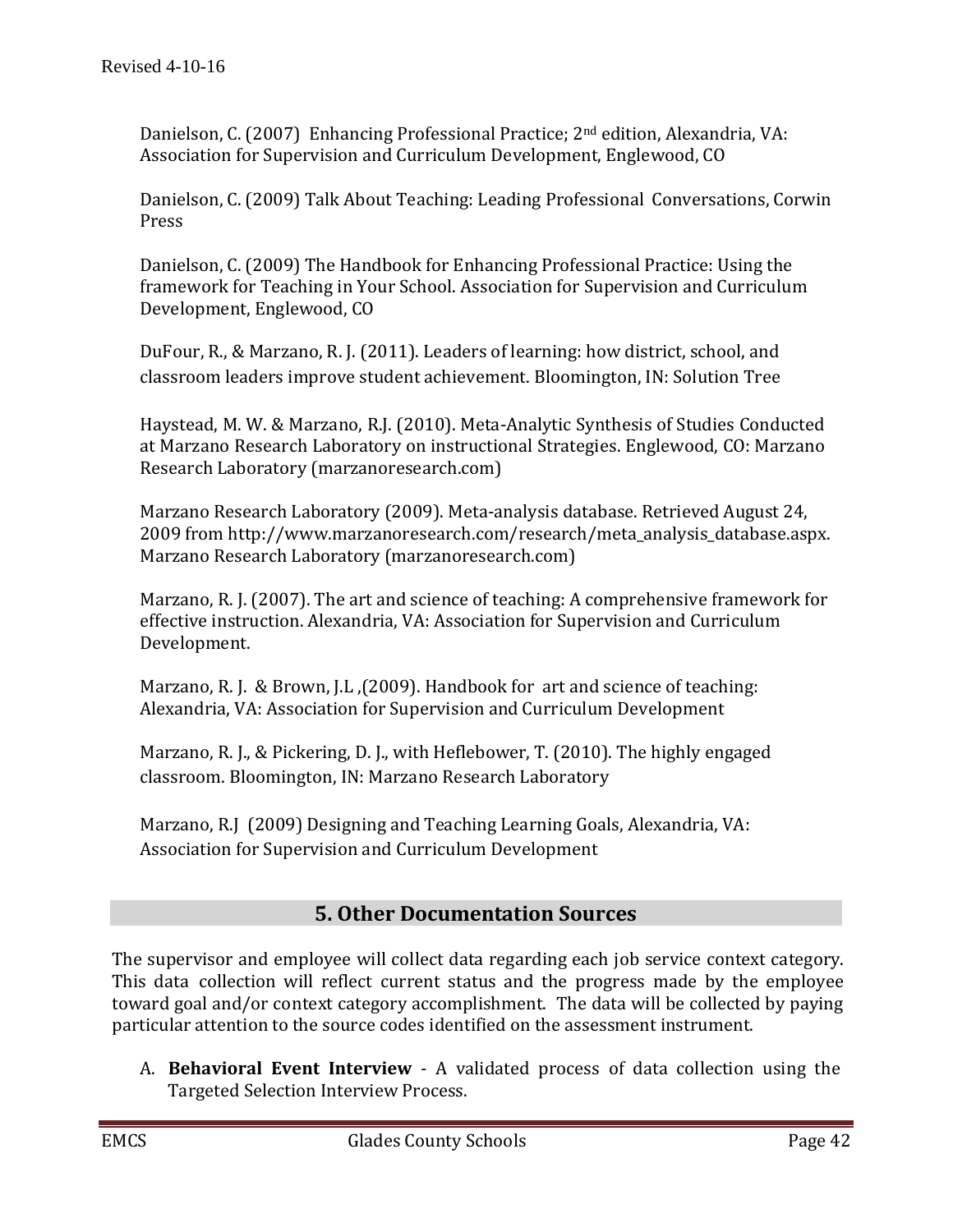Danielson, C. (2007) Enhancing Professional Practice; 2nd edition, Alexandria, VA: Association for Supervision and Curriculum Development, Englewood, CO

Danielson, C. (2009) Talk About Teaching: Leading Professional Conversations, Corwin Press

Danielson, C. (2009) The Handbook for Enhancing Professional Practice: Using the framework for Teaching in Your School. Association for Supervision and Curriculum Development, Englewood, CO

DuFour, R., & Marzano, R. J. (2011). Leaders of learning: how district, school, and classroom leaders improve student achievement. Bloomington, IN: Solution Tree

Haystead, M. W. & Marzano, R.J. (2010). Meta-Analytic Synthesis of Studies Conducted at Marzano Research Laboratory on instructional Strategies. Englewood, CO: Marzano Research Laboratory (marzanoresearch.com)

Marzano Research Laboratory (2009). Meta-analysis database. Retrieved August 24, 2009 from http://www.marzanoresearch.com/research/meta_analysis_database.aspx. Marzano Research Laboratory (marzanoresearch.com)

Marzano, R. J. (2007). The art and science of teaching: A comprehensive framework for effective instruction. Alexandria, VA: Association for Supervision and Curriculum Development.

Marzano, R. J. & Brown, J.L ,(2009). Handbook for art and science of teaching: Alexandria, VA: Association for Supervision and Curriculum Development

Marzano, R. J., & Pickering, D. J., with Heflebower, T. (2010). The highly engaged classroom. Bloomington, IN: Marzano Research Laboratory

Marzano, R.J (2009) Designing and Teaching Learning Goals, Alexandria, VA: Association for Supervision and Curriculum Development

## 5. Other Documentation Sources

The supervisor and employee will collect data regarding each job service context category. This data collection will reflect current status and the progress made by the employee toward goal and/or context category accomplishment. The data will be collected by paying particular attention to the source codes identified on the assessment instrument.

A. **Behavioral Event Interview** - A validated process of data collection using the Targeted Selection Interview Process.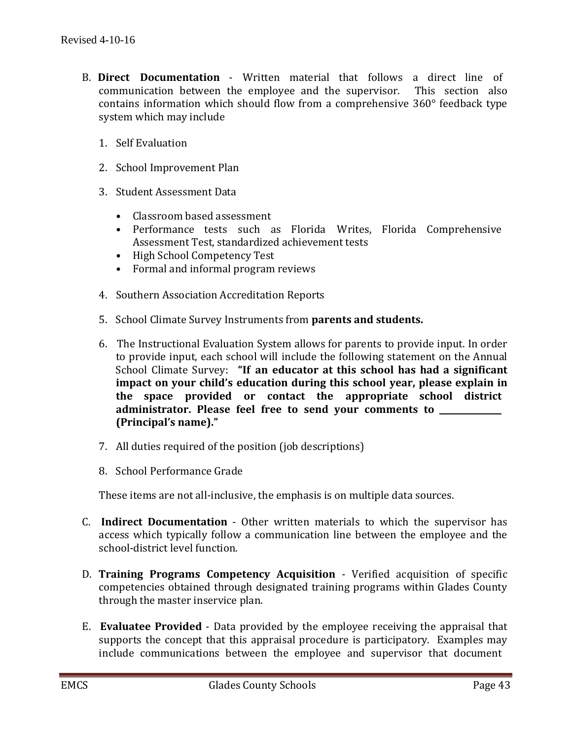B. **Direct Documentation** - Written material that follows a direct line of communication between the employee and the supervisor. This section also contains information which should flow from a comprehensive 360° feedback type system which may include

1. Self Evaluation

2. School Improvement Plan

3. Student Assessment Data

   - Classroom based assessment
   - Performance tests such as Florida Writes, Florida Comprehensive Assessment Test, standardized achievement tests
   - High School Competency Test
   - Formal and informal program reviews

4. Southern Association Accreditation Reports

5. School Climate Survey Instruments from **parents and students.**

6. The Instructional Evaluation System allows for parents to provide input. In order to provide input, each school will include the following statement on the Annual School Climate Survey: **"If an educator at this school has had a significant impact on your child's education during this school year, please explain in the space provided or contact the appropriate school district administrator. Please feel free to send your comments to ____________ (Principal's name)."**

7. All duties required of the position (job descriptions)

8. School Performance Grade

These items are not all-inclusive, the emphasis is on multiple data sources.

C. **Indirect Documentation** - Other written materials to which the supervisor has access which typically follow a communication line between the employee and the school-district level function.

D. **Training Programs Competency Acquisition** - Verified acquisition of specific competencies obtained through designated training programs within Glades County through the master inservice plan.

E. **Evaluatee Provided** - Data provided by the employee receiving the appraisal that supports the concept that this appraisal procedure is participatory. Examples may include communications between the employee and supervisor that document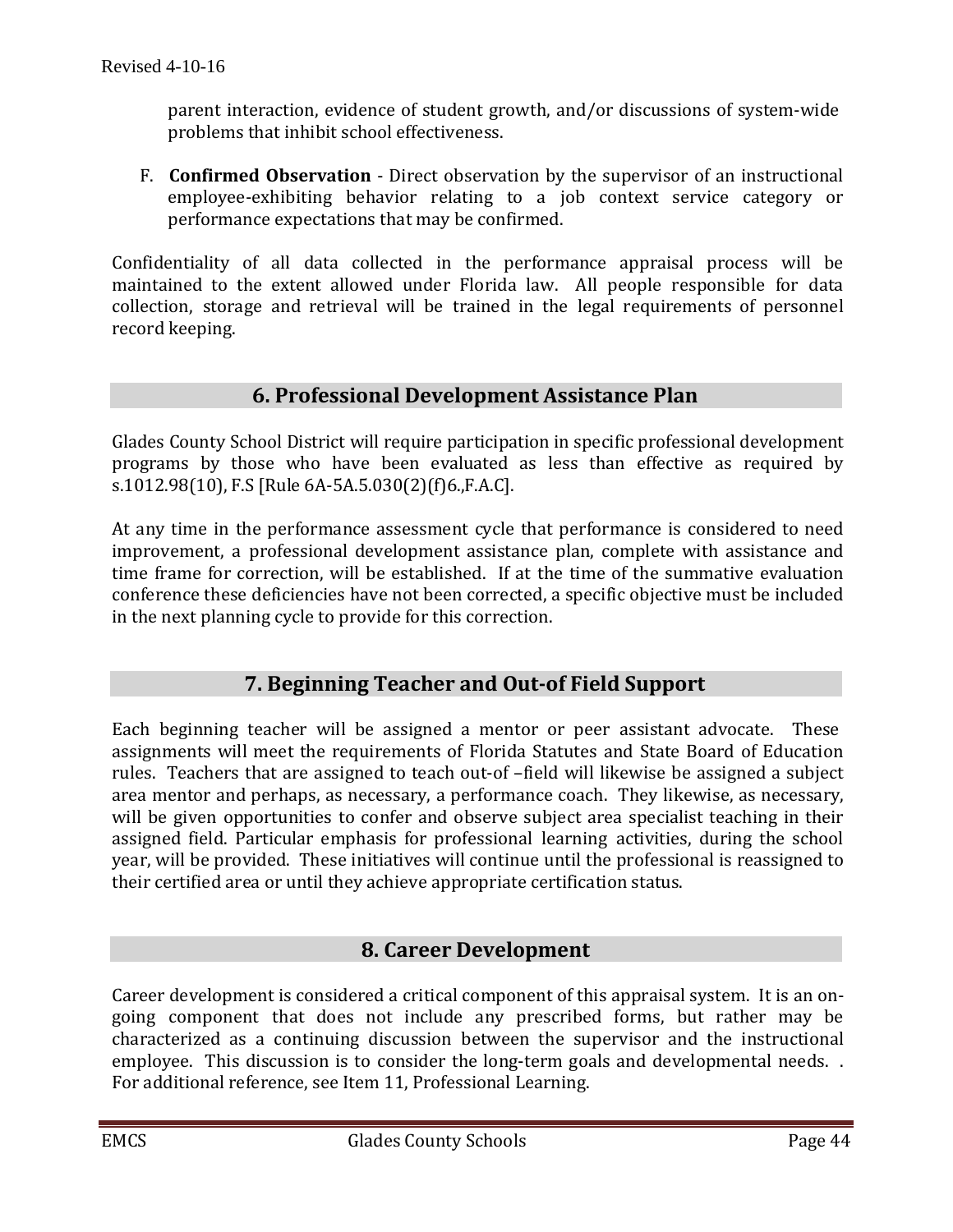parent interaction, evidence of student growth, and/or discussions of system-wide problems that inhibit school effectiveness.

F. **Confirmed Observation** - Direct observation by the supervisor of an instructional employee-exhibiting behavior relating to a job context service category or performance expectations that may be confirmed.

Confidentiality of all data collected in the performance appraisal process will be maintained to the extent allowed under Florida law. All people responsible for data collection, storage and retrieval will be trained in the legal requirements of personnel record keeping.

## 6. Professional Development Assistance Plan

Glades County School District will require participation in specific professional development programs by those who have been evaluated as less than effective as required by s.1012.98(10), F.S [Rule 6A-5A.5.030(2)(f)6.,F.A.C].

At any time in the performance assessment cycle that performance is considered to need improvement, a professional development assistance plan, complete with assistance and time frame for correction, will be established. If at the time of the summative evaluation conference these deficiencies have not been corrected, a specific objective must be included in the next planning cycle to provide for this correction.

## 7. Beginning Teacher and Out-of Field Support

Each beginning teacher will be assigned a mentor or peer assistant advocate. These assignments will meet the requirements of Florida Statutes and State Board of Education rules. Teachers that are assigned to teach out-of –field will likewise be assigned a subject area mentor and perhaps, as necessary, a performance coach. They likewise, as necessary, will be given opportunities to confer and observe subject area specialist teaching in their assigned field. Particular emphasis for professional learning activities, during the school year, will be provided. These initiatives will continue until the professional is reassigned to their certified area or until they achieve appropriate certification status.

## 8. Career Development

Career development is considered a critical component of this appraisal system. It is an on-going component that does not include any prescribed forms, but rather may be characterized as a continuing discussion between the supervisor and the instructional employee. This discussion is to consider the long-term goals and developmental needs. . For additional reference, see Item 11, Professional Learning.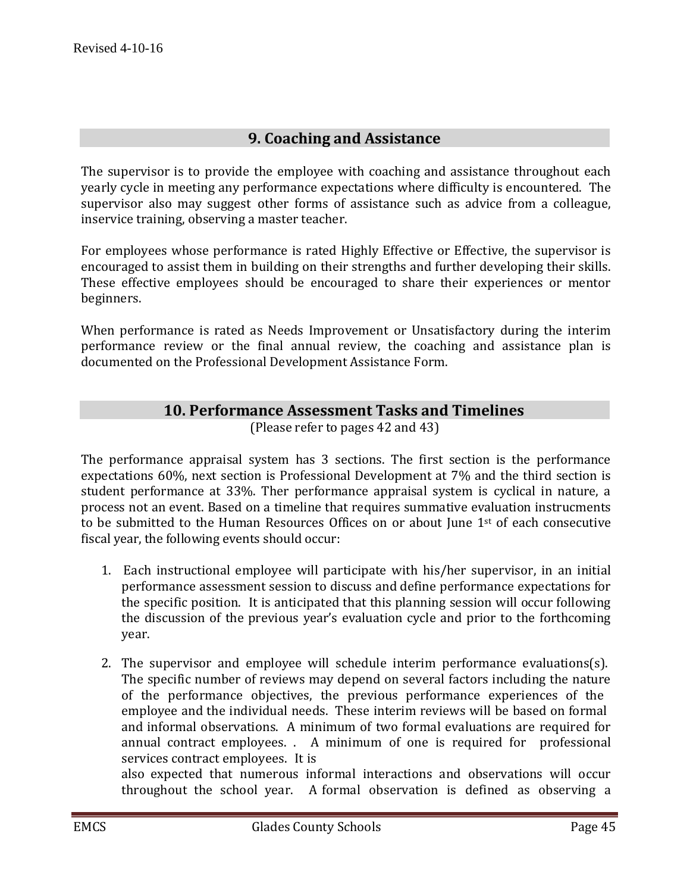## 9. Coaching and Assistance

The supervisor is to provide the employee with coaching and assistance throughout each yearly cycle in meeting any performance expectations where difficulty is encountered. The supervisor also may suggest other forms of assistance such as advice from a colleague, inservice training, observing a master teacher.

For employees whose performance is rated Highly Effective or Effective, the supervisor is encouraged to assist them in building on their strengths and further developing their skills. These effective employees should be encouraged to share their experiences or mentor beginners.

When performance is rated as Needs Improvement or Unsatisfactory during the interim performance review or the final annual review, the coaching and assistance plan is documented on the Professional Development Assistance Form.

## 10. Performance Assessment Tasks and Timelines

(Please refer to pages 42 and 43)

The performance appraisal system has 3 sections. The first section is the performance expectations 60%, next section is Professional Development at 7% and the third section is student performance at 33%. Ther performance appraisal system is cyclical in nature, a process not an event. Based on a timeline that requires summative evaluation instrucments to be submitted to the Human Resources Offices on or about June 1st of each consecutive fiscal year, the following events should occur:

1. Each instructional employee will participate with his/her supervisor, in an initial performance assessment session to discuss and define performance expectations for the specific position. It is anticipated that this planning session will occur following the discussion of the previous year's evaluation cycle and prior to the forthcoming year.
2. The supervisor and employee will schedule interim performance evaluations(s). The specific number of reviews may depend on several factors including the nature of the performance objectives, the previous performance experiences of the employee and the individual needs. These interim reviews will be based on formal and informal observations. A minimum of two formal evaluations are required for annual contract employees. . A minimum of one is required for professional services contract employees. It is also expected that numerous informal interactions and observations will occur throughout the school year. A formal observation is defined as observing a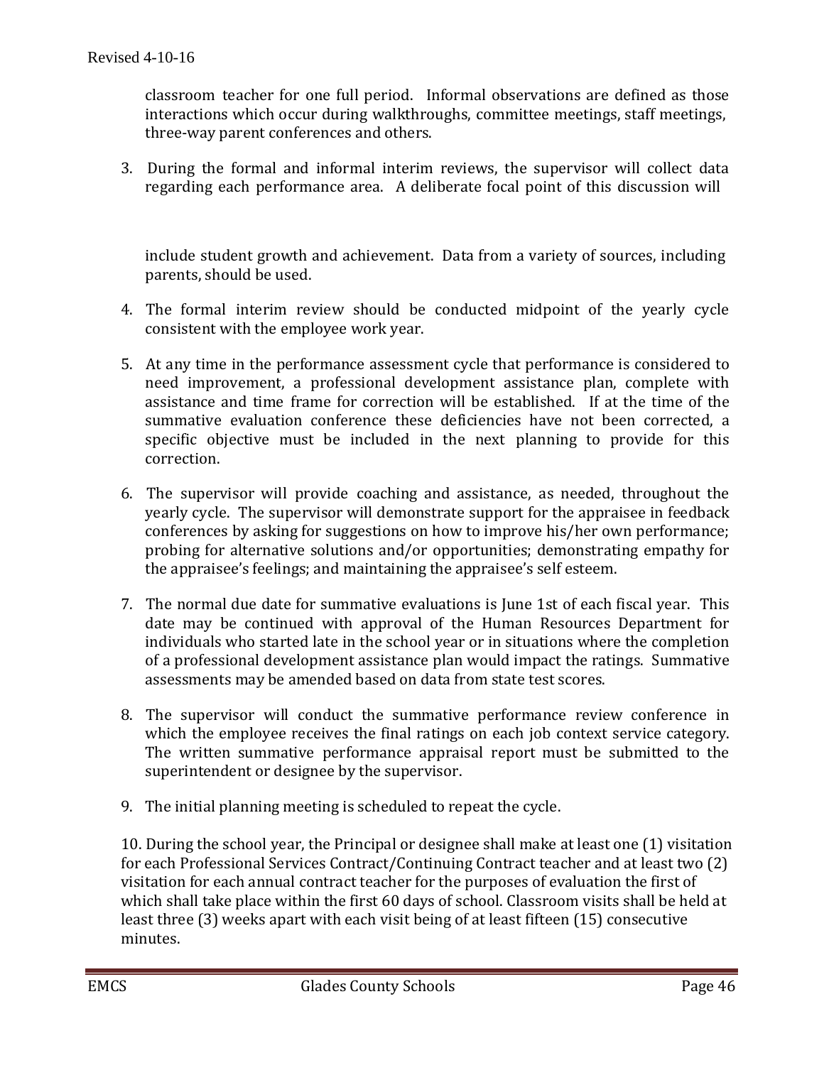classroom teacher for one full period. Informal observations are defined as those interactions which occur during walkthroughs, committee meetings, staff meetings, three-way parent conferences and others.

3. During the formal and informal interim reviews, the supervisor will collect data regarding each performance area. A deliberate focal point of this discussion will include student growth and achievement. Data from a variety of sources, including parents, should be used.

4. The formal interim review should be conducted midpoint of the yearly cycle consistent with the employee work year.

5. At any time in the performance assessment cycle that performance is considered to need improvement, a professional development assistance plan, complete with assistance and time frame for correction will be established. If at the time of the summative evaluation conference these deficiencies have not been corrected, a specific objective must be included in the next planning to provide for this correction.

6. The supervisor will provide coaching and assistance, as needed, throughout the yearly cycle. The supervisor will demonstrate support for the appraisee in feedback conferences by asking for suggestions on how to improve his/her own performance; probing for alternative solutions and/or opportunities; demonstrating empathy for the appraisee's feelings; and maintaining the appraisee's self esteem.

7. The normal due date for summative evaluations is June 1st of each fiscal year. This date may be continued with approval of the Human Resources Department for individuals who started late in the school year or in situations where the completion of a professional development assistance plan would impact the ratings. Summative assessments may be amended based on data from state test scores.

8. The supervisor will conduct the summative performance review conference in which the employee receives the final ratings on each job context service category. The written summative performance appraisal report must be submitted to the superintendent or designee by the supervisor.

9. The initial planning meeting is scheduled to repeat the cycle.

10. During the school year, the Principal or designee shall make at least one (1) visitation for each Professional Services Contract/Continuing Contract teacher and at least two (2) visitation for each annual contract teacher for the purposes of evaluation the first of which shall take place within the first 60 days of school. Classroom visits shall be held at least three (3) weeks apart with each visit being of at least fifteen (15) consecutive minutes.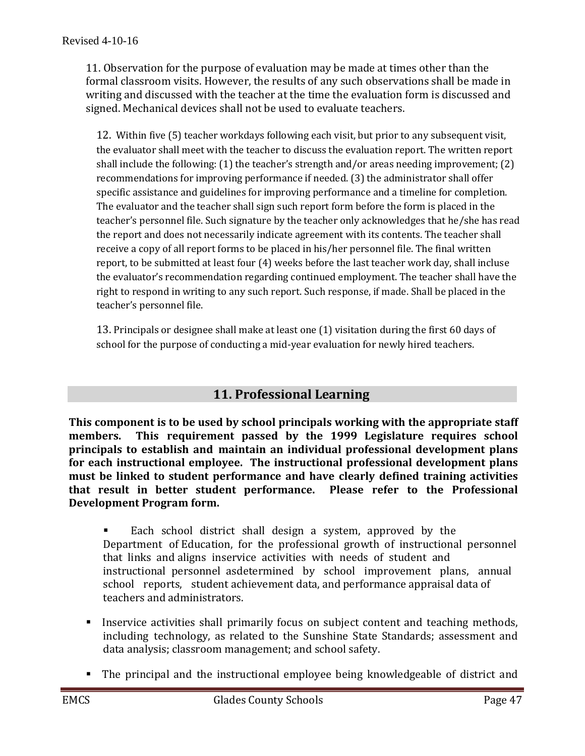11. Observation for the purpose of evaluation may be made at times other than the formal classroom visits. However, the results of any such observations shall be made in writing and discussed with the teacher at the time the evaluation form is discussed and signed. Mechanical devices shall not be used to evaluate teachers.

12. Within five (5) teacher workdays following each visit, but prior to any subsequent visit, the evaluator shall meet with the teacher to discuss the evaluation report. The written report shall include the following: (1) the teacher's strength and/or areas needing improvement; (2) recommendations for improving performance if needed. (3) the administrator shall offer specific assistance and guidelines for improving performance and a timeline for completion. The evaluator and the teacher shall sign such report form before the form is placed in the teacher's personnel file. Such signature by the teacher only acknowledges that he/she has read the report and does not necessarily indicate agreement with its contents. The teacher shall receive a copy of all report forms to be placed in his/her personnel file. The final written report, to be submitted at least four (4) weeks before the last teacher work day, shall incluse the evaluator's recommendation regarding continued employment. The teacher shall have the right to respond in writing to any such report. Such response, if made. Shall be placed in the teacher's personnel file.

13. Principals or designee shall make at least one (1) visitation during the first 60 days of school for the purpose of conducting a mid-year evaluation for newly hired teachers.

## 11. Professional Learning

**This component is to be used by school principals working with the appropriate staff members. This requirement passed by the 1999 Legislature requires school principals to establish and maintain an individual professional development plans for each instructional employee. The instructional professional development plans must be linked to student performance and have clearly defined training activities that result in better student performance. Please refer to the Professional Development Program form.**

- Each school district shall design a system, approved by the Department of Education, for the professional growth of instructional personnel that links and aligns inservice activities with needs of student and instructional personnel asdetermined by school improvement plans, annual school reports, student achievement data, and performance appraisal data of teachers and administrators.
- Inservice activities shall primarily focus on subject content and teaching methods, including technology, as related to the Sunshine State Standards; assessment and data analysis; classroom management; and school safety.
- The principal and the instructional employee being knowledgeable of district and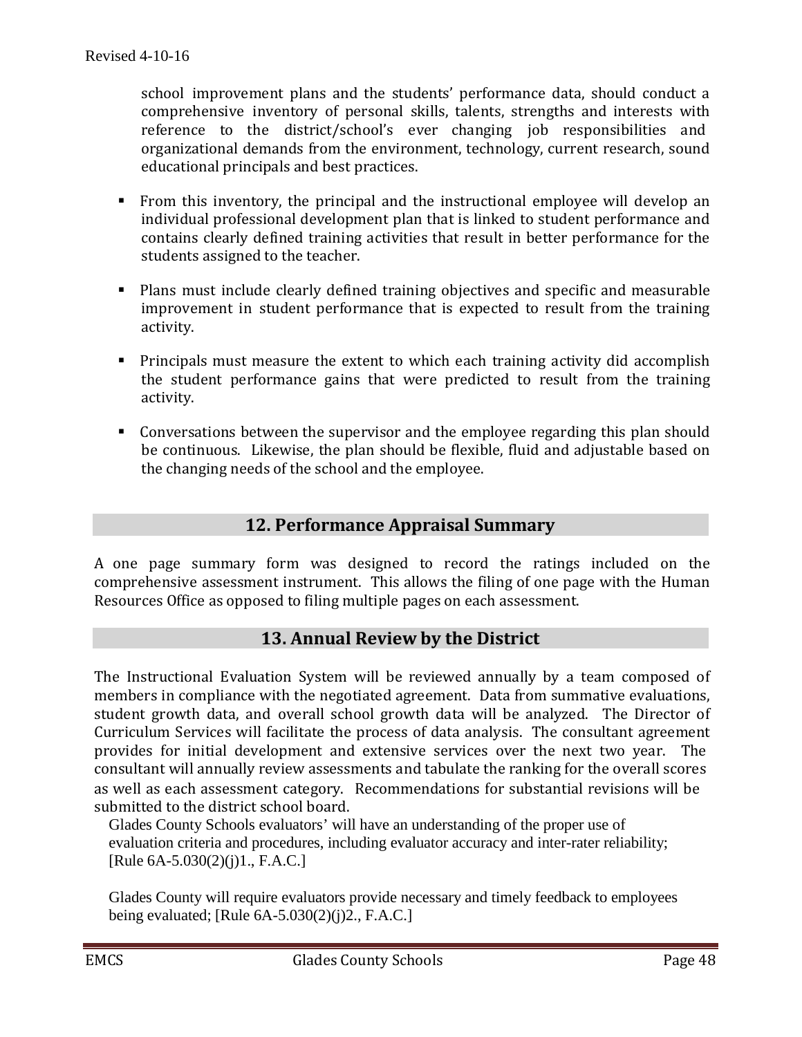school improvement plans and the students' performance data, should conduct a comprehensive inventory of personal skills, talents, strengths and interests with reference to the district/school's ever changing job responsibilities and organizational demands from the environment, technology, current research, sound educational principals and best practices.

- From this inventory, the principal and the instructional employee will develop an individual professional development plan that is linked to student performance and contains clearly defined training activities that result in better performance for the students assigned to the teacher.
- Plans must include clearly defined training objectives and specific and measurable improvement in student performance that is expected to result from the training activity.
- Principals must measure the extent to which each training activity did accomplish the student performance gains that were predicted to result from the training activity.
- Conversations between the supervisor and the employee regarding this plan should be continuous. Likewise, the plan should be flexible, fluid and adjustable based on the changing needs of the school and the employee.

## 12. Performance Appraisal Summary

A one page summary form was designed to record the ratings included on the comprehensive assessment instrument. This allows the filing of one page with the Human Resources Office as opposed to filing multiple pages on each assessment.

## 13. Annual Review by the District

The Instructional Evaluation System will be reviewed annually by a team composed of members in compliance with the negotiated agreement. Data from summative evaluations, student growth data, and overall school growth data will be analyzed. The Director of Curriculum Services will facilitate the process of data analysis. The consultant agreement provides for initial development and extensive services over the next two year. The consultant will annually review assessments and tabulate the ranking for the overall scores as well as each assessment category. Recommendations for substantial revisions will be submitted to the district school board.

Glades County Schools evaluators' will have an understanding of the proper use of evaluation criteria and procedures, including evaluator accuracy and inter-rater reliability; [Rule 6A-5.030(2)(j)1., F.A.C.]

Glades County will require evaluators provide necessary and timely feedback to employees being evaluated; [Rule 6A-5.030(2)(j)2., F.A.C.]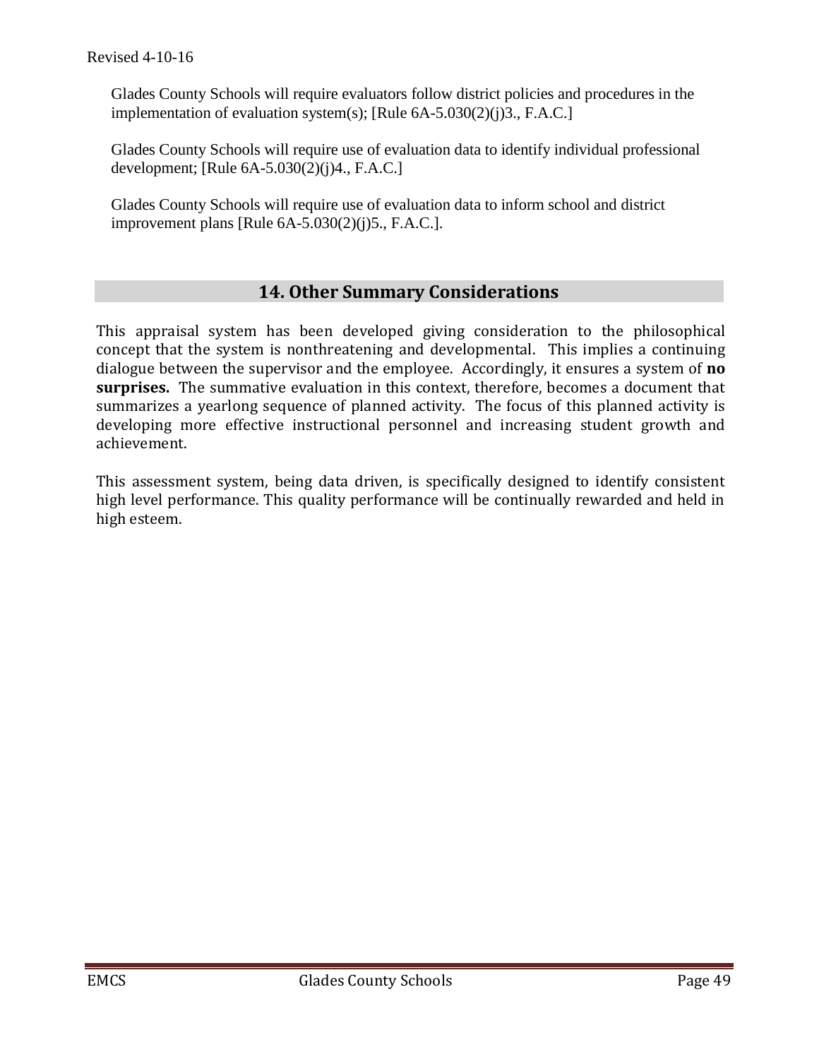Glades County Schools will require evaluators follow district policies and procedures in the implementation of evaluation system(s); [Rule 6A-5.030(2)(j)3., F.A.C.]

Glades County Schools will require use of evaluation data to identify individual professional development; [Rule 6A-5.030(2)(j)4., F.A.C.]

Glades County Schools will require use of evaluation data to inform school and district improvement plans [Rule 6A-5.030(2)(j)5., F.A.C.].

## 14. Other Summary Considerations

This appraisal system has been developed giving consideration to the philosophical concept that the system is nonthreatening and developmental. This implies a continuing dialogue between the supervisor and the employee. Accordingly, it ensures a system of **no surprises.** The summative evaluation in this context, therefore, becomes a document that summarizes a yearlong sequence of planned activity. The focus of this planned activity is developing more effective instructional personnel and increasing student growth and achievement.

This assessment system, being data driven, is specifically designed to identify consistent high level performance. This quality performance will be continually rewarded and held in high esteem.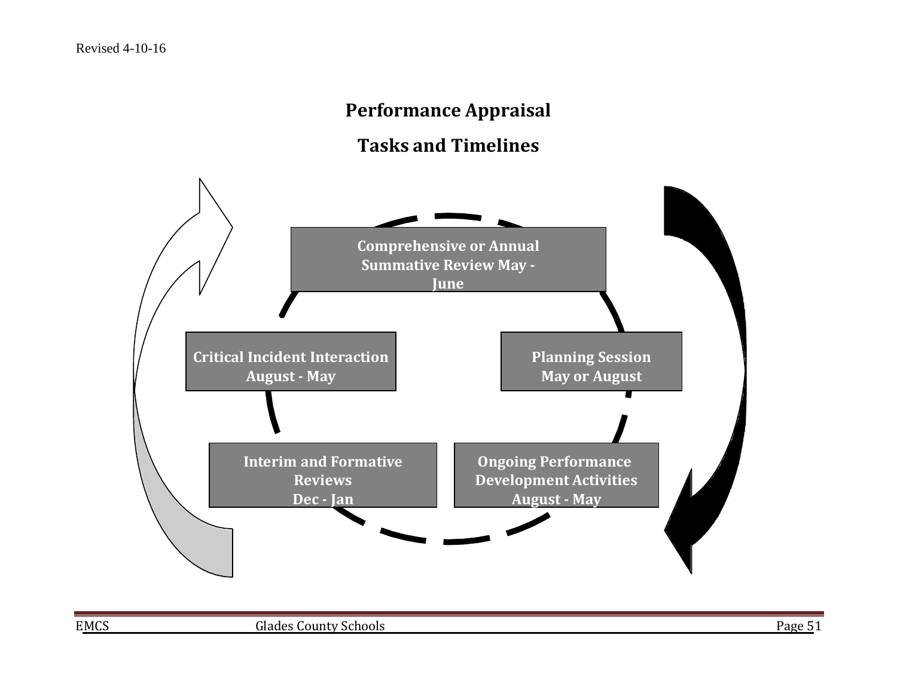## Performance Appraisal

## Tasks and Timelines

**Comprehensive or Annual Summative Review May - June**

**Planning Session May or August**

**Ongoing Performance Development Activities August - May**

**Interim and Formative Reviews Dec - Jan**

**Critical Incident Interaction August - May**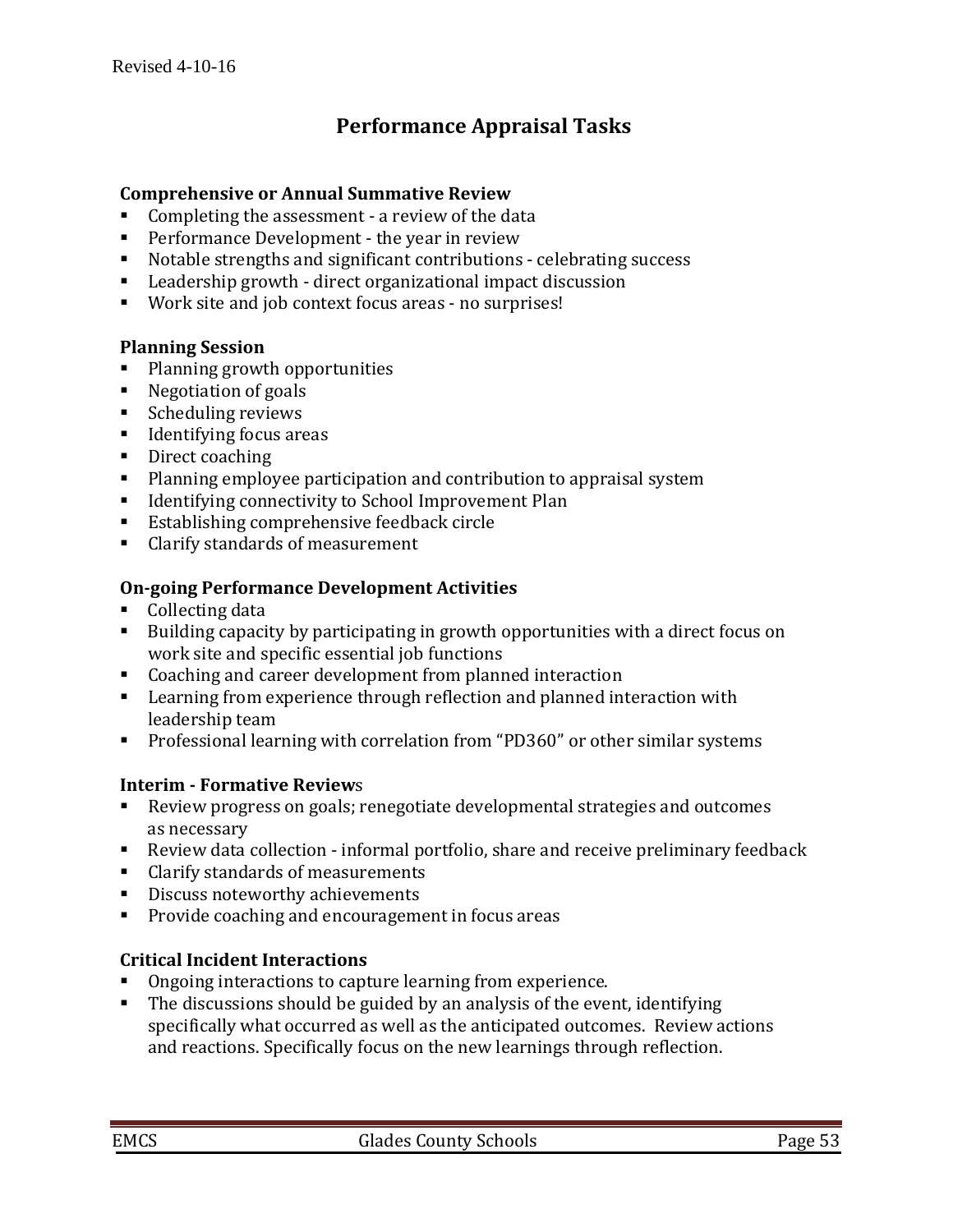## Performance Appraisal Tasks

**Comprehensive or Annual Summative Review**

- Completing the assessment - a review of the data
- Performance Development - the year in review
- Notable strengths and significant contributions - celebrating success
- Leadership growth - direct organizational impact discussion
- Work site and job context focus areas - no surprises!

**Planning Session**

- Planning growth opportunities
- Negotiation of goals
- Scheduling reviews
- Identifying focus areas
- Direct coaching
- Planning employee participation and contribution to appraisal system
- Identifying connectivity to School Improvement Plan
- Establishing comprehensive feedback circle
- Clarify standards of measurement

**On-going Performance Development Activities**

- Collecting data
- Building capacity by participating in growth opportunities with a direct focus on work site and specific essential job functions
- Coaching and career development from planned interaction
- Learning from experience through reflection and planned interaction with leadership team
- Professional learning with correlation from "PD360" or other similar systems

**Interim - Formative Reviews**

- Review progress on goals; renegotiate developmental strategies and outcomes as necessary
- Review data collection - informal portfolio, share and receive preliminary feedback
- Clarify standards of measurements
- Discuss noteworthy achievements
- Provide coaching and encouragement in focus areas

**Critical Incident Interactions**

- Ongoing interactions to capture learning from experience.
- The discussions should be guided by an analysis of the event, identifying specifically what occurred as well as the anticipated outcomes. Review actions and reactions. Specifically focus on the new learnings through reflection.